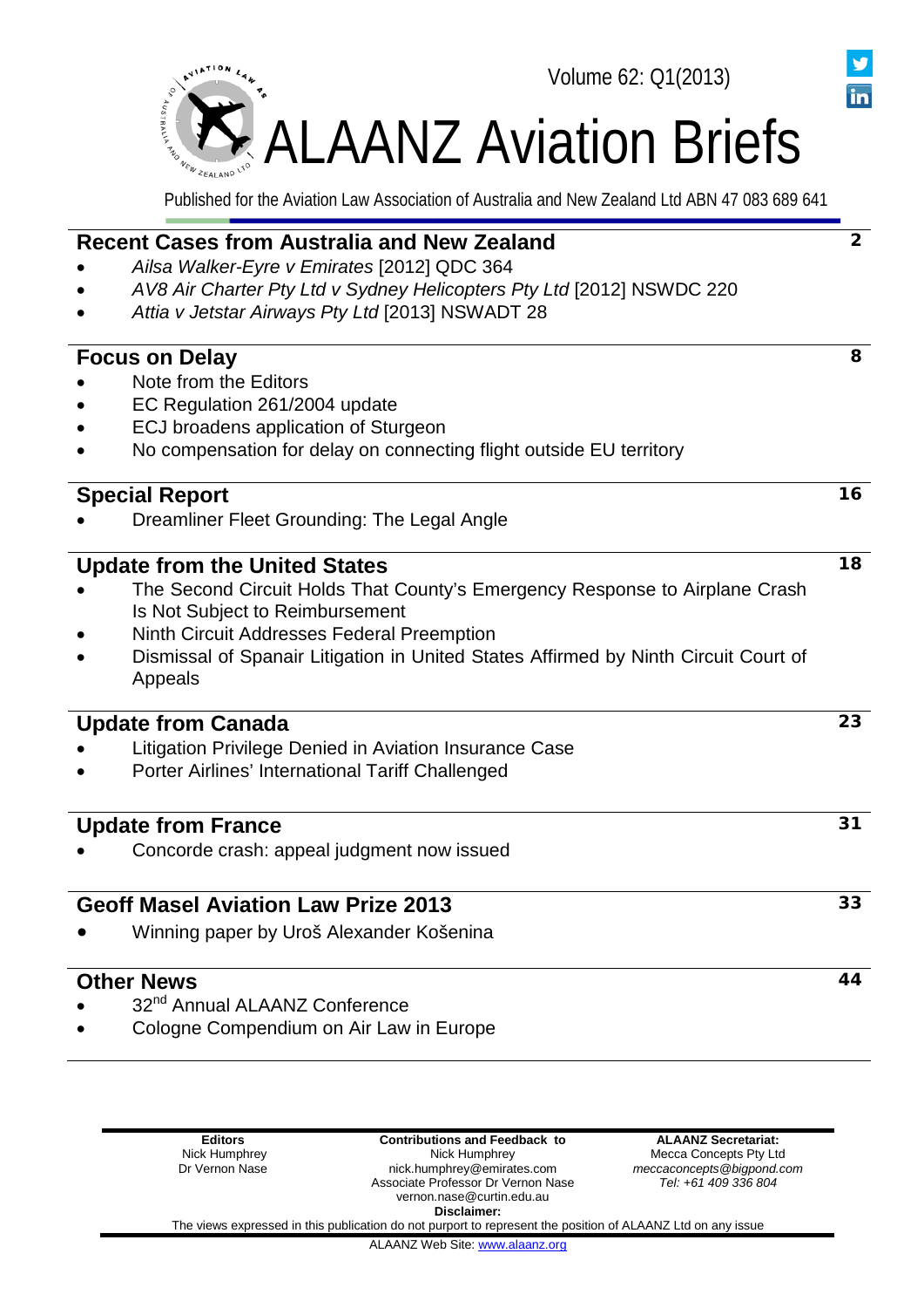Volume 62: Q1(2013)

# ALAANZ Aviation Briefs

Published for the Aviation Law Association of Australia and New Zealand Ltd ABN 47 083 689 641

## Recent Cases from Australia and New Zealand — 2

- *Ailsa Walker-Eyre v Emirates* [2012] QDC 364
- *AV8 Air Charter Pty Ltd v Sydney Helicopters Pty Ltd* [2012] NSWDC 220
- *Attia v Jetstar Airways Pty Ltd* [2013] NSWADT 28

## Focus on Delay — 8

- Note from the Editors
- EC Regulation 261/2004 update
- ECJ broadens application of Sturgeon
- No compensation for delay on connecting flight outside EU territory

## Special Report — 16

- Dreamliner Fleet Grounding: The Legal Angle

## Update from the United States — 18

- The Second Circuit Holds That County's Emergency Response to Airplane Crash Is Not Subject to Reimbursement
- Ninth Circuit Addresses Federal Preemption
- Dismissal of Spanair Litigation in United States Affirmed by Ninth Circuit Court of Appeals

## Update from Canada — 23

- Litigation Privilege Denied in Aviation Insurance Case
- Porter Airlines' International Tariff Challenged

## Update from France — 31

- Concorde crash: appeal judgment now issued

## Geoff Masel Aviation Law Prize 2013 — 33

- Winning paper by Uroš Alexander Košenina

## Other News — 44

- 32nd Annual ALAANZ Conference
- Cologne Compendium on Air Law in Europe

---

**Editors**
Nick Humphrey
Dr Vernon Nase

**Contributions and Feedback to**
Nick Humphrey
nick.humphrey@emirates.com
Associate Professor Dr Vernon Nase
vernon.nase@curtin.edu.au

**ALAANZ Secretariat:**
Mecca Concepts Pty Ltd
*meccaconcepts@bigpond.com*
*Tel: +61 409 336 804*

**Disclaimer:**
The views expressed in this publication do not purport to represent the position of ALAANZ Ltd on any issue

ALAANZ Web Site: www.alaanz.org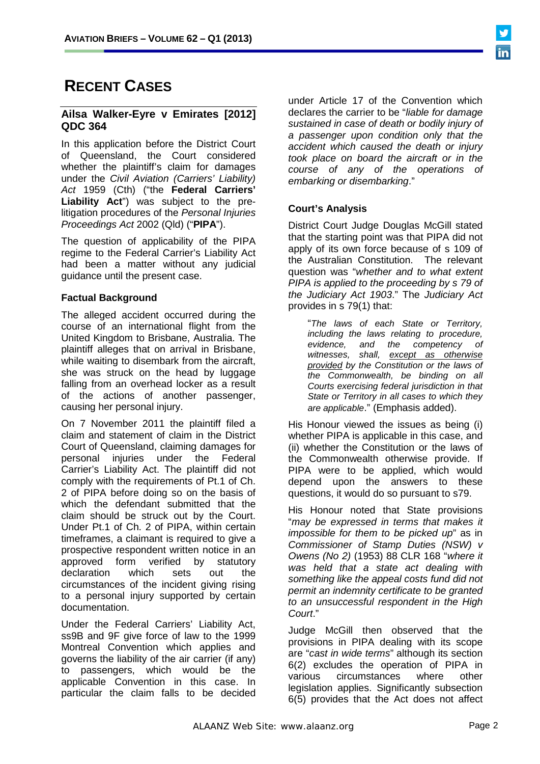# RECENT CASES

## Ailsa Walker-Eyre v Emirates [2012] QDC 364

In this application before the District Court of Queensland, the Court considered whether the plaintiff's claim for damages under the *Civil Aviation (Carriers' Liability) Act* 1959 (Cth) ("the **Federal Carriers' Liability Act**") was subject to the pre-litigation procedures of the *Personal Injuries Proceedings Act* 2002 (Qld) ("**PIPA**").

The question of applicability of the PIPA regime to the Federal Carrier's Liability Act had been a matter without any judicial guidance until the present case.

### Factual Background

The alleged accident occurred during the course of an international flight from the United Kingdom to Brisbane, Australia. The plaintiff alleges that on arrival in Brisbane, while waiting to disembark from the aircraft, she was struck on the head by luggage falling from an overhead locker as a result of the actions of another passenger, causing her personal injury.

On 7 November 2011 the plaintiff filed a claim and statement of claim in the District Court of Queensland, claiming damages for personal injuries under the Federal Carrier's Liability Act. The plaintiff did not comply with the requirements of Pt.1 of Ch. 2 of PIPA before doing so on the basis of which the defendant submitted that the claim should be struck out by the Court. Under Pt.1 of Ch. 2 of PIPA, within certain timeframes, a claimant is required to give a prospective respondent written notice in an approved form verified by statutory declaration which sets out the circumstances of the incident giving rising to a personal injury supported by certain documentation.

Under the Federal Carriers' Liability Act, ss9B and 9F give force of law to the 1999 Montreal Convention which applies and governs the liability of the air carrier (if any) to passengers, which would be the applicable Convention in this case. In particular the claim falls to be decided under Article 17 of the Convention which declares the carrier to be "*liable for damage sustained in case of death or bodily injury of a passenger upon condition only that the accident which caused the death or injury took place on board the aircraft or in the course of any of the operations of embarking or disembarking*."

### Court's Analysis

District Court Judge Douglas McGill stated that the starting point was that PIPA did not apply of its own force because of s 109 of the Australian Constitution. The relevant question was "*whether and to what extent PIPA is applied to the proceeding by s 79 of the Judiciary Act 1903*." The *Judiciary Act* provides in s 79(1) that:

> "*The laws of each State or Territory, including the laws relating to procedure, evidence, and the competency of witnesses, shall, except as otherwise provided by the Constitution or the laws of the Commonwealth, be binding on all Courts exercising federal jurisdiction in that State or Territory in all cases to which they are applicable*." (Emphasis added).

His Honour viewed the issues as being (i) whether PIPA is applicable in this case, and (ii) whether the Constitution or the laws of the Commonwealth otherwise provide. If PIPA were to be applied, which would depend upon the answers to these questions, it would do so pursuant to s79.

His Honour noted that State provisions "*may be expressed in terms that makes it impossible for them to be picked up*" as in *Commissioner of Stamp Duties (NSW) v Owens (No 2)* (1953) 88 CLR 168 "*where it was held that a state act dealing with something like the appeal costs fund did not permit an indemnity certificate to be granted to an unsuccessful respondent in the High Court*."

Judge McGill then observed that the provisions in PIPA dealing with its scope are "*cast in wide terms*" although its section 6(2) excludes the operation of PIPA in various circumstances where other legislation applies. Significantly subsection 6(5) provides that the Act does not affect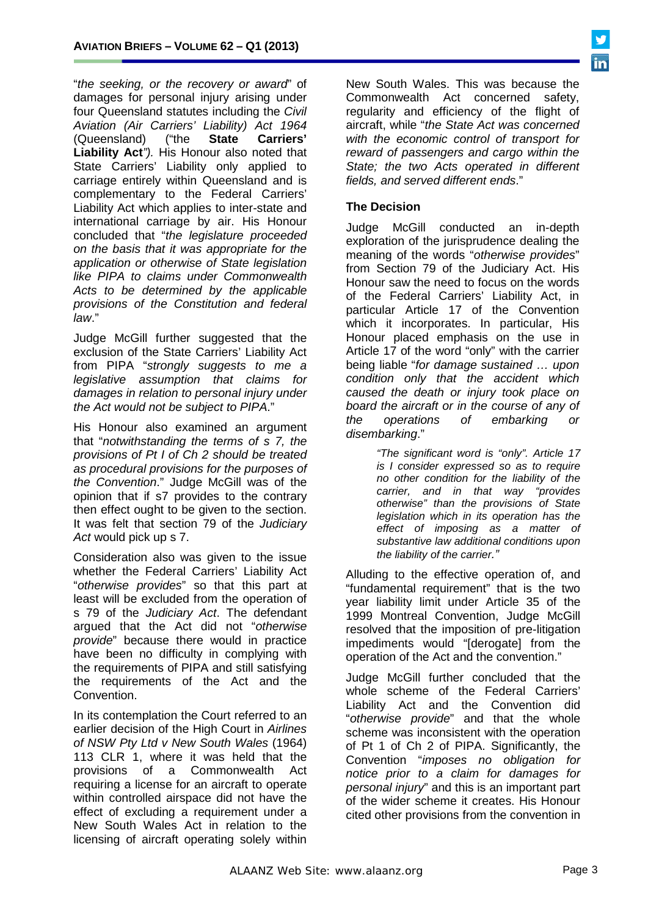"*the seeking, or the recovery or award*" of damages for personal injury arising under four Queensland statutes including the *Civil Aviation (Air Carriers' Liability) Act 1964* (Queensland) ("the **State Carriers' Liability Act**"*)*. His Honour also noted that State Carriers' Liability only applied to carriage entirely within Queensland and is complementary to the Federal Carriers' Liability Act which applies to inter-state and international carriage by air. His Honour concluded that "*the legislature proceeded on the basis that it was appropriate for the application or otherwise of State legislation like PIPA to claims under Commonwealth Acts to be determined by the applicable provisions of the Constitution and federal law*."

Judge McGill further suggested that the exclusion of the State Carriers' Liability Act from PIPA "*strongly suggests to me a legislative assumption that claims for damages in relation to personal injury under the Act would not be subject to PIPA*."

His Honour also examined an argument that "*notwithstanding the terms of s 7, the provisions of Pt I of Ch 2 should be treated as procedural provisions for the purposes of the Convention*." Judge McGill was of the opinion that if s7 provides to the contrary then effect ought to be given to the section. It was felt that section 79 of the *Judiciary Act* would pick up s 7.

Consideration also was given to the issue whether the Federal Carriers' Liability Act "*otherwise provides*" so that this part at least will be excluded from the operation of s 79 of the *Judiciary Act*. The defendant argued that the Act did not "*otherwise provide*" because there would in practice have been no difficulty in complying with the requirements of PIPA and still satisfying the requirements of the Act and the Convention.

In its contemplation the Court referred to an earlier decision of the High Court in *Airlines of NSW Pty Ltd v New South Wales* (1964) 113 CLR 1, where it was held that the provisions of a Commonwealth Act requiring a license for an aircraft to operate within controlled airspace did not have the effect of excluding a requirement under a New South Wales Act in relation to the licensing of aircraft operating solely within New South Wales. This was because the Commonwealth Act concerned safety, regularity and efficiency of the flight of aircraft, while "*the State Act was concerned with the economic control of transport for reward of passengers and cargo within the State; the two Acts operated in different fields, and served different ends*."

### The Decision

Judge McGill conducted an in-depth exploration of the jurisprudence dealing the meaning of the words "*otherwise provides*" from Section 79 of the Judiciary Act. His Honour saw the need to focus on the words of the Federal Carriers' Liability Act, in particular Article 17 of the Convention which it incorporates. In particular, His Honour placed emphasis on the use in Article 17 of the word "only" with the carrier being liable "*for damage sustained … upon condition only that the accident which caused the death or injury took place on board the aircraft or in the course of any of the operations of embarking or disembarking*."

> *"The significant word is "only". Article 17 is I consider expressed so as to require no other condition for the liability of the carrier, and in that way "provides otherwise" than the provisions of State legislation which in its operation has the effect of imposing as a matter of substantive law additional conditions upon the liability of the carrier."*

Alluding to the effective operation of, and "fundamental requirement" that is the two year liability limit under Article 35 of the 1999 Montreal Convention, Judge McGill resolved that the imposition of pre-litigation impediments would "[derogate] from the operation of the Act and the convention."

Judge McGill further concluded that the whole scheme of the Federal Carriers' Liability Act and the Convention did "*otherwise provide*" and that the whole scheme was inconsistent with the operation of Pt 1 of Ch 2 of PIPA. Significantly, the Convention "*imposes no obligation for notice prior to a claim for damages for personal injury*" and this is an important part of the wider scheme it creates. His Honour cited other provisions from the convention in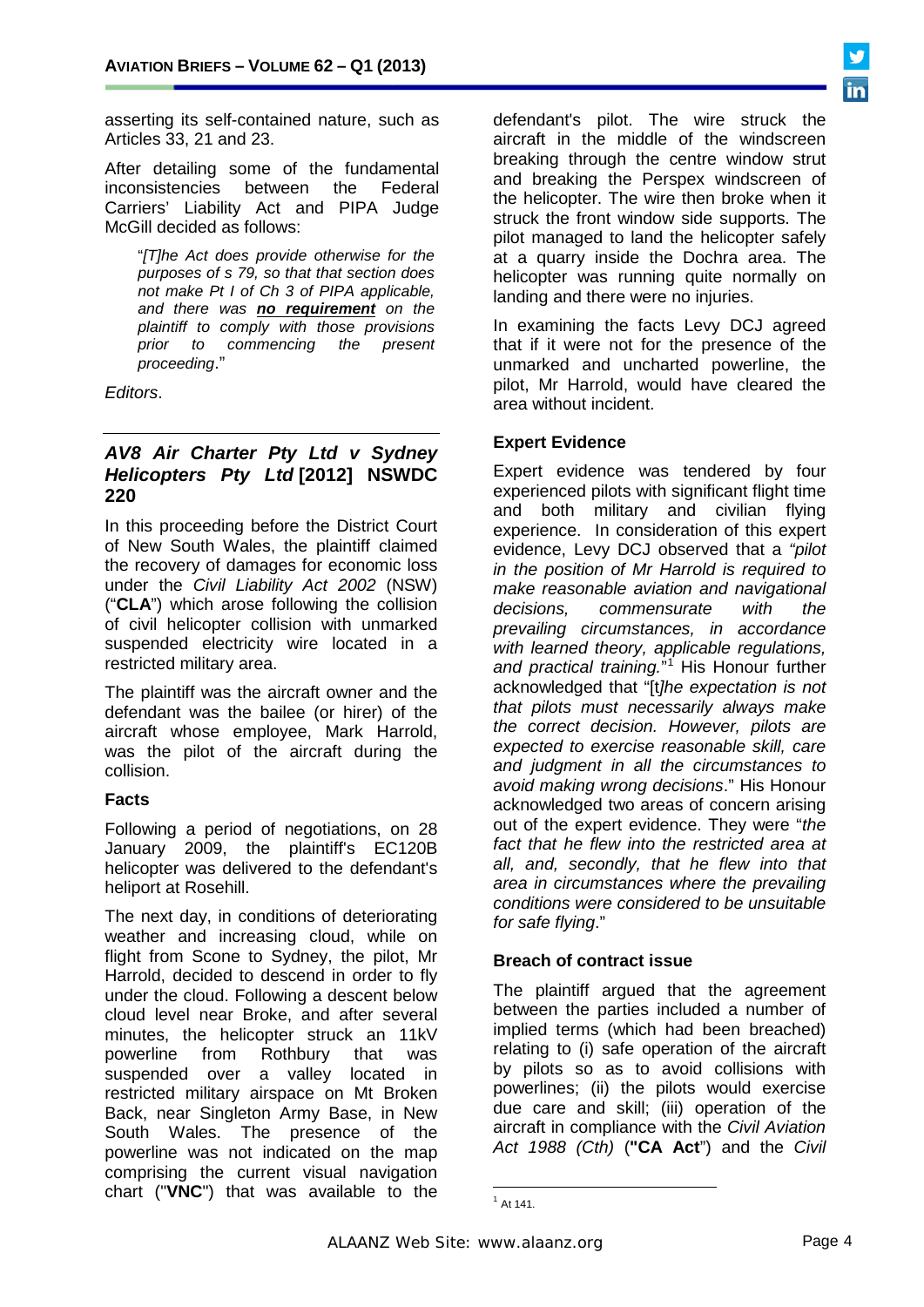asserting its self-contained nature, such as Articles 33, 21 and 23.

After detailing some of the fundamental inconsistencies between the Federal Carriers' Liability Act and PIPA Judge McGill decided as follows:

> "*[T]he Act does provide otherwise for the purposes of s 79, so that that section does not make Pt I of Ch 3 of PIPA applicable, and there was **no requirement** on the plaintiff to comply with those provisions prior to commencing the present proceeding*."

*Editors*.

## *AV8 Air Charter Pty Ltd v Sydney Helicopters Pty Ltd* [2012] NSWDC 220

In this proceeding before the District Court of New South Wales, the plaintiff claimed the recovery of damages for economic loss under the *Civil Liability Act 2002* (NSW) ("**CLA**") which arose following the collision of civil helicopter collision with unmarked suspended electricity wire located in a restricted military area.

The plaintiff was the aircraft owner and the defendant was the bailee (or hirer) of the aircraft whose employee, Mark Harrold, was the pilot of the aircraft during the collision.

### Facts

Following a period of negotiations, on 28 January 2009, the plaintiff's EC120B helicopter was delivered to the defendant's heliport at Rosehill.

The next day, in conditions of deteriorating weather and increasing cloud, while on flight from Scone to Sydney, the pilot, Mr Harrold, decided to descend in order to fly under the cloud. Following a descent below cloud level near Broke, and after several minutes, the helicopter struck an 11kV powerline from Rothbury that was suspended over a valley located in restricted military airspace on Mt Broken Back, near Singleton Army Base, in New South Wales. The presence of the powerline was not indicated on the map comprising the current visual navigation chart ("**VNC**") that was available to the defendant's pilot. The wire struck the aircraft in the middle of the windscreen breaking through the centre window strut and breaking the Perspex windscreen of the helicopter. The wire then broke when it struck the front window side supports. The pilot managed to land the helicopter safely at a quarry inside the Dochra area. The helicopter was running quite normally on landing and there were no injuries.

In examining the facts Levy DCJ agreed that if it were not for the presence of the unmarked and uncharted powerline, the pilot, Mr Harrold, would have cleared the area without incident.

### Expert Evidence

Expert evidence was tendered by four experienced pilots with significant flight time and both military and civilian flying experience. In consideration of this expert evidence, Levy DCJ observed that a *"pilot in the position of Mr Harrold is required to make reasonable aviation and navigational decisions, commensurate with the prevailing circumstances, in accordance with learned theory, applicable regulations, and practical training."*[1] His Honour further acknowledged that "[t]*he expectation is not that pilots must necessarily always make the correct decision. However, pilots are expected to exercise reasonable skill, care and judgment in all the circumstances to avoid making wrong decisions*." His Honour acknowledged two areas of concern arising out of the expert evidence. They were "*the fact that he flew into the restricted area at all, and, secondly, that he flew into that area in circumstances where the prevailing conditions were considered to be unsuitable for safe flying*."

### Breach of contract issue

The plaintiff argued that the agreement between the parties included a number of implied terms (which had been breached) relating to (i) safe operation of the aircraft by pilots so as to avoid collisions with powerlines; (ii) the pilots would exercise due care and skill; (iii) operation of the aircraft in compliance with the *Civil Aviation Act 1988 (Cth)* (**"CA Act"**) and the *Civil*

---

[1] At 141.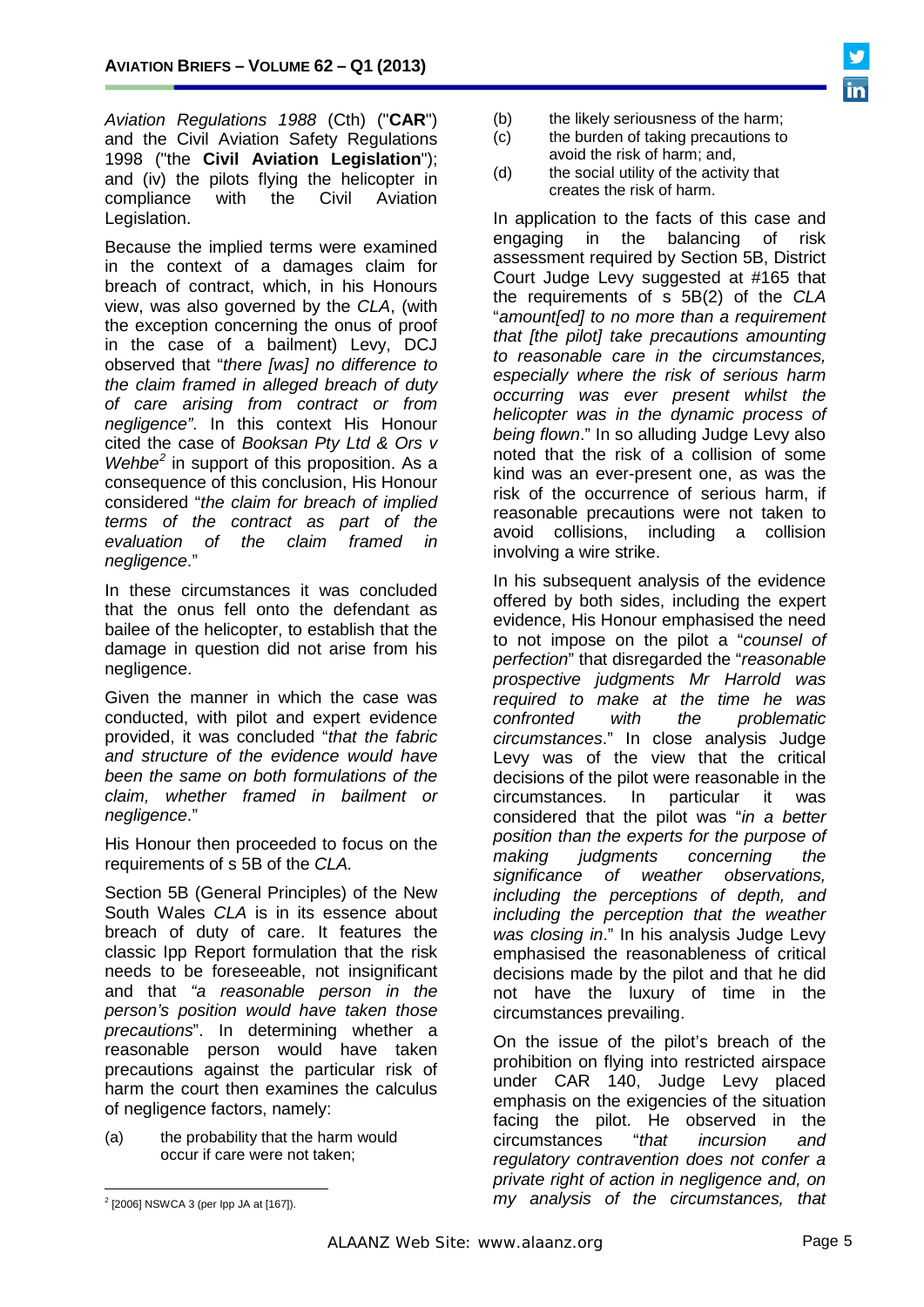*Aviation Regulations 1988* (Cth) ("**CAR**") and the Civil Aviation Safety Regulations 1998 ("the **Civil Aviation Legislation**"); and (iv) the pilots flying the helicopter in compliance with the Civil Aviation Legislation.

Because the implied terms were examined in the context of a damages claim for breach of contract, which, in his Honours view, was also governed by the *CLA*, (with the exception concerning the onus of proof in the case of a bailment) Levy, DCJ observed that "*there [was] no difference to the claim framed in alleged breach of duty of care arising from contract or from negligence"*. In this context His Honour cited the case of *Booksan Pty Ltd & Ors v Wehbe*[2] in support of this proposition. As a consequence of this conclusion, His Honour considered "*the claim for breach of implied terms of the contract as part of the evaluation of the claim framed in negligence*."

In these circumstances it was concluded that the onus fell onto the defendant as bailee of the helicopter, to establish that the damage in question did not arise from his negligence.

Given the manner in which the case was conducted, with pilot and expert evidence provided, it was concluded "*that the fabric and structure of the evidence would have been the same on both formulations of the claim, whether framed in bailment or negligence*."

His Honour then proceeded to focus on the requirements of s 5B of the *CLA.*

Section 5B (General Principles) of the New South Wales *CLA* is in its essence about breach of duty of care. It features the classic Ipp Report formulation that the risk needs to be foreseeable, not insignificant and that *"a reasonable person in the person's position would have taken those precautions*". In determining whether a reasonable person would have taken precautions against the particular risk of harm the court then examines the calculus of negligence factors, namely:

(a) the probability that the harm would occur if care were not taken;

(b) the likely seriousness of the harm;

(c) the burden of taking precautions to avoid the risk of harm; and,

(d) the social utility of the activity that creates the risk of harm.

In application to the facts of this case and engaging in the balancing of risk assessment required by Section 5B, District Court Judge Levy suggested at #165 that the requirements of s 5B(2) of the *CLA* "*amount[ed] to no more than a requirement that [the pilot] take precautions amounting to reasonable care in the circumstances, especially where the risk of serious harm occurring was ever present whilst the helicopter was in the dynamic process of being flown*." In so alluding Judge Levy also noted that the risk of a collision of some kind was an ever-present one, as was the risk of the occurrence of serious harm, if reasonable precautions were not taken to avoid collisions, including a collision involving a wire strike.

In his subsequent analysis of the evidence offered by both sides, including the expert evidence, His Honour emphasised the need to not impose on the pilot a "*counsel of perfection*" that disregarded the "*reasonable prospective judgments Mr Harrold was required to make at the time he was confronted with the problematic circumstances*." In close analysis Judge Levy was of the view that the critical decisions of the pilot were reasonable in the circumstances. In particular it was considered that the pilot was "*in a better position than the experts for the purpose of making judgments concerning the significance of weather observations, including the perceptions of depth, and including the perception that the weather was closing in*." In his analysis Judge Levy emphasised the reasonableness of critical decisions made by the pilot and that he did not have the luxury of time in the circumstances prevailing.

On the issue of the pilot's breach of the prohibition on flying into restricted airspace under CAR 140, Judge Levy placed emphasis on the exigencies of the situation facing the pilot. He observed in the circumstances "*that incursion and regulatory contravention does not confer a private right of action in negligence and, on my analysis of the circumstances, that*

---

[2] [2006] NSWCA 3 (per Ipp JA at [167]).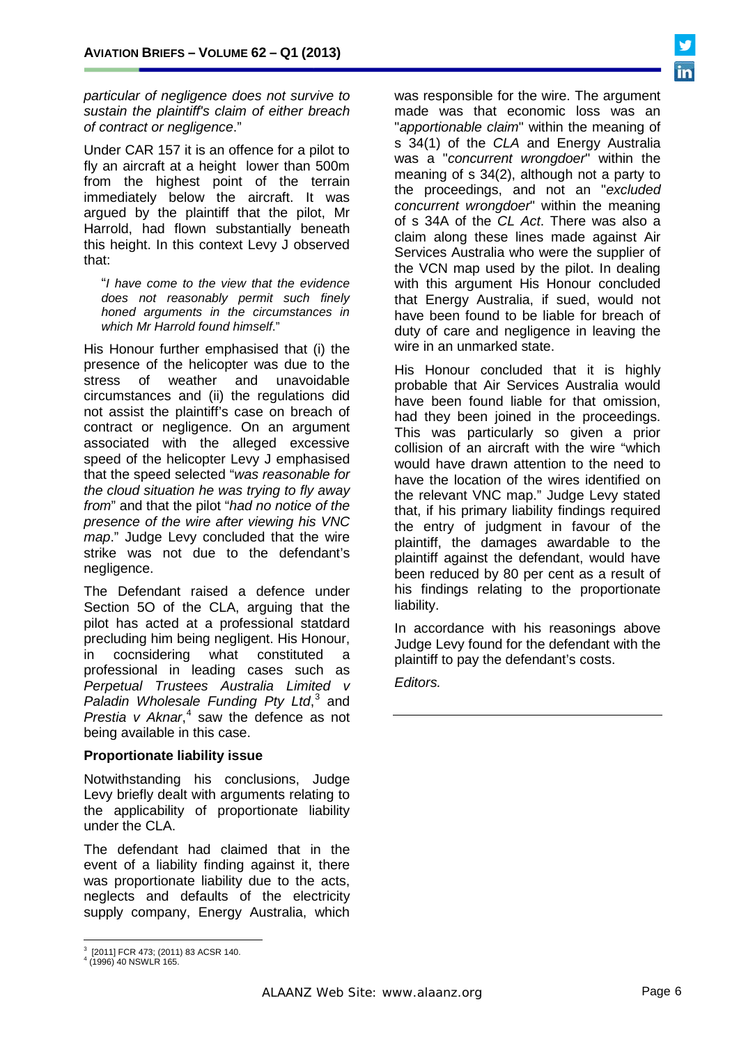*particular of negligence does not survive to sustain the plaintiff's claim of either breach of contract or negligence*."

Under CAR 157 it is an offence for a pilot to fly an aircraft at a height lower than 500m from the highest point of the terrain immediately below the aircraft. It was argued by the plaintiff that the pilot, Mr Harrold, had flown substantially beneath this height. In this context Levy J observed that:

> "*I have come to the view that the evidence does not reasonably permit such finely honed arguments in the circumstances in which Mr Harrold found himself*."

His Honour further emphasised that (i) the presence of the helicopter was due to the stress of weather and unavoidable circumstances and (ii) the regulations did not assist the plaintiff's case on breach of contract or negligence. On an argument associated with the alleged excessive speed of the helicopter Levy J emphasised that the speed selected "*was reasonable for the cloud situation he was trying to fly away from*" and that the pilot "*had no notice of the presence of the wire after viewing his VNC map*." Judge Levy concluded that the wire strike was not due to the defendant's negligence.

The Defendant raised a defence under Section 5O of the CLA, arguing that the pilot has acted at a professional statdard precluding him being negligent. His Honour, in cocnsidering what constituted a professional in leading cases such as *Perpetual Trustees Australia Limited v Paladin Wholesale Funding Pty Ltd*,[3] and *Prestia v Aknar*,[4] saw the defence as not being available in this case.

**Proportionate liability issue**

Notwithstanding his conclusions, Judge Levy briefly dealt with arguments relating to the applicability of proportionate liability under the CLA.

The defendant had claimed that in the event of a liability finding against it, there was proportionate liability due to the acts, neglects and defaults of the electricity supply company, Energy Australia, which was responsible for the wire. The argument made was that economic loss was an "*apportionable claim*" within the meaning of s 34(1) of the *CLA* and Energy Australia was a "*concurrent wrongdoer*" within the meaning of s 34(2), although not a party to the proceedings, and not an "*excluded concurrent wrongdoer*" within the meaning of s 34A of the *CL Act*. There was also a claim along these lines made against Air Services Australia who were the supplier of the VCN map used by the pilot. In dealing with this argument His Honour concluded that Energy Australia, if sued, would not have been found to be liable for breach of duty of care and negligence in leaving the wire in an unmarked state.

His Honour concluded that it is highly probable that Air Services Australia would have been found liable for that omission, had they been joined in the proceedings. This was particularly so given a prior collision of an aircraft with the wire "which would have drawn attention to the need to have the location of the wires identified on the relevant VNC map." Judge Levy stated that, if his primary liability findings required the entry of judgment in favour of the plaintiff, the damages awardable to the plaintiff against the defendant, would have been reduced by 80 per cent as a result of his findings relating to the proportionate liability.

In accordance with his reasonings above Judge Levy found for the defendant with the plaintiff to pay the defendant's costs.

*Editors.*

---

[3] [2011] FCR 473; (2011) 83 ACSR 140.

[4] (1996) 40 NSWLR 165.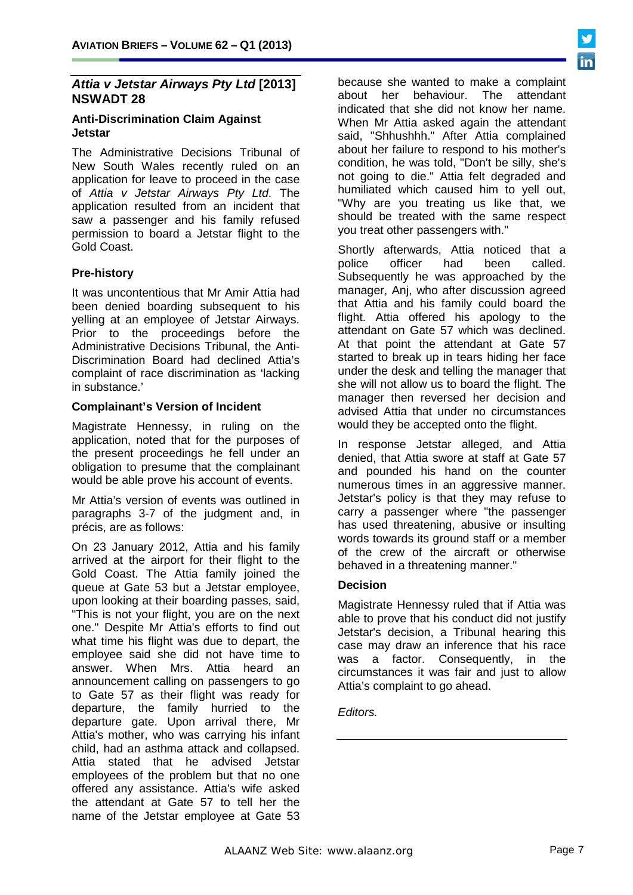## *Attia v Jetstar Airways Pty Ltd* [2013] NSWADT 28

### Anti-Discrimination Claim Against Jetstar

The Administrative Decisions Tribunal of New South Wales recently ruled on an application for leave to proceed in the case of *Attia v Jetstar Airways Pty Ltd*. The application resulted from an incident that saw a passenger and his family refused permission to board a Jetstar flight to the Gold Coast.

### Pre-history

It was uncontentious that Mr Amir Attia had been denied boarding subsequent to his yelling at an employee of Jetstar Airways. Prior to the proceedings before the Administrative Decisions Tribunal, the Anti-Discrimination Board had declined Attia's complaint of race discrimination as 'lacking in substance.'

### Complainant's Version of Incident

Magistrate Hennessy, in ruling on the application, noted that for the purposes of the present proceedings he fell under an obligation to presume that the complainant would be able prove his account of events.

Mr Attia's version of events was outlined in paragraphs 3-7 of the judgment and, in précis, are as follows:

On 23 January 2012, Attia and his family arrived at the airport for their flight to the Gold Coast. The Attia family joined the queue at Gate 53 but a Jetstar employee, upon looking at their boarding passes, said, "This is not your flight, you are on the next one." Despite Mr Attia's efforts to find out what time his flight was due to depart, the employee said she did not have time to answer. When Mrs. Attia heard an announcement calling on passengers to go to Gate 57 as their flight was ready for departure, the family hurried to the departure gate. Upon arrival there, Mr Attia's mother, who was carrying his infant child, had an asthma attack and collapsed. Attia stated that he advised Jetstar employees of the problem but that no one offered any assistance. Attia's wife asked the attendant at Gate 57 to tell her the name of the Jetstar employee at Gate 53 because she wanted to make a complaint about her behaviour. The attendant indicated that she did not know her name. When Mr Attia asked again the attendant said, "Shhushhh." After Attia complained about her failure to respond to his mother's condition, he was told, "Don't be silly, she's not going to die." Attia felt degraded and humiliated which caused him to yell out, "Why are you treating us like that, we should be treated with the same respect you treat other passengers with."

Shortly afterwards, Attia noticed that a police officer had been called. Subsequently he was approached by the manager, Anj, who after discussion agreed that Attia and his family could board the flight. Attia offered his apology to the attendant on Gate 57 which was declined. At that point the attendant at Gate 57 started to break up in tears hiding her face under the desk and telling the manager that she will not allow us to board the flight. The manager then reversed her decision and advised Attia that under no circumstances would they be accepted onto the flight.

In response Jetstar alleged, and Attia denied, that Attia swore at staff at Gate 57 and pounded his hand on the counter numerous times in an aggressive manner. Jetstar's policy is that they may refuse to carry a passenger where "the passenger has used threatening, abusive or insulting words towards its ground staff or a member of the crew of the aircraft or otherwise behaved in a threatening manner."

### Decision

Magistrate Hennessy ruled that if Attia was able to prove that his conduct did not justify Jetstar's decision, a Tribunal hearing this case may draw an inference that his race was a factor. Consequently, in the circumstances it was fair and just to allow Attia's complaint to go ahead.

*Editors.*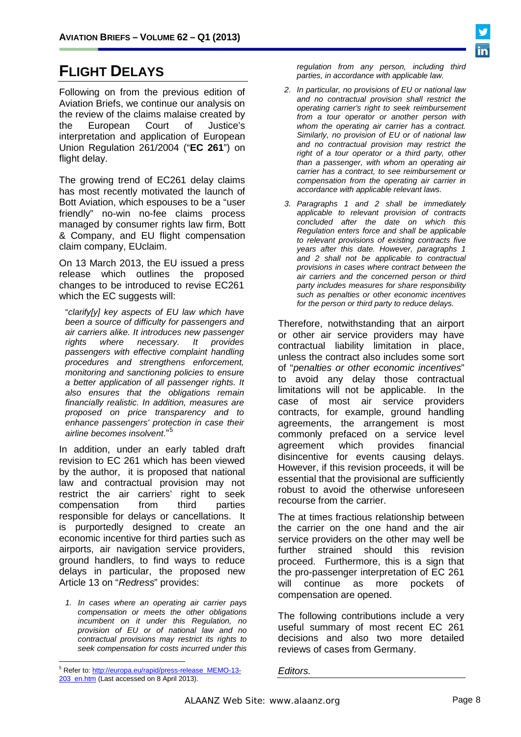# FLIGHT DELAYS

Following on from the previous edition of Aviation Briefs, we continue our analysis on the review of the claims malaise created by the European Court of Justice's interpretation and application of European Union Regulation 261/2004 ("**EC 261**") on flight delay.

The growing trend of EC261 delay claims has most recently motivated the launch of Bott Aviation, which espouses to be a "user friendly" no-win no-fee claims process managed by consumer rights law firm, Bott & Company, and EU flight compensation claim company, EUclaim.

On 13 March 2013, the EU issued a press release which outlines the proposed changes to be introduced to revise EC261 which the EC suggests will:

> "*clarify[y] key aspects of EU law which have been a source of difficulty for passengers and air carriers alike. It introduces new passenger rights where necessary. It provides passengers with effective complaint handling procedures and strengthens enforcement, monitoring and sanctioning policies to ensure a better application of all passenger rights. It also ensures that the obligations remain financially realistic. In addition, measures are proposed on price transparency and to enhance passengers' protection in case their airline becomes insolvent*."[5]

In addition, under an early tabled draft revision to EC 261 which has been viewed by the author, it is proposed that national law and contractual provision may not restrict the air carriers' right to seek compensation from third parties responsible for delays or cancellations. It is purportedly designed to create an economic incentive for third parties such as airports, air navigation service providers, ground handlers, to find ways to reduce delays in particular, the proposed new Article 13 on "*Redress*" provides:

1. *In cases where an operating air carrier pays compensation or meets the other obligations incumbent on it under this Regulation, no provision of EU or of national law and no contractual provisions may restrict its rights to seek compensation for costs incurred under this regulation from any person, including third parties, in accordance with applicable law.*
2. *In particular, no provisions of EU or national law and no contractual provision shall restrict the operating carrier's right to seek reimbursement from a tour operator or another person with whom the operating air carrier has a contract. Similarly, no provision of EU or of national law and no contractual provision may restrict the right of a tour operator or a third party, other than a passenger, with whom an operating air carrier has a contract, to see reimbursement or compensation from the operating air carrier in accordance with applicable relevant laws.*
3. *Paragraphs 1 and 2 shall be immediately applicable to relevant provision of contracts concluded after the date on which this Regulation enters force and shall be applicable to relevant provisions of existing contracts five years after this date. However, paragraphs 1 and 2 shall not be applicable to contractual provisions in cases where contract between the air carriers and the concerned person or third party includes measures for share responsibility such as penalties or other economic incentives for the person or third party to reduce delays.*

Therefore, notwithstanding that an airport or other air service providers may have contractual liability limitation in place, unless the contract also includes some sort of "*penalties or other economic incentives*" to avoid any delay those contractual limitations will not be applicable. In the case of most air service providers contracts, for example, ground handling agreements, the arrangement is most commonly prefaced on a service level agreement which provides financial disincentive for events causing delays. However, if this revision proceeds, it will be essential that the provisional are sufficiently robust to avoid the otherwise unforeseen recourse from the carrier.

The at times fractious relationship between the carrier on the one hand and the air service providers on the other may well be further strained should this revision proceed. Furthermore, this is a sign that the pro-passenger interpretation of EC 261 will continue as more pockets of compensation are opened.

The following contributions include a very useful summary of most recent EC 261 decisions and also two more detailed reviews of cases from Germany.

*Editors.*

---

[5] Refer to: http://europa.eu/rapid/press-release_MEMO-13-203_en.htm (Last accessed on 8 April 2013).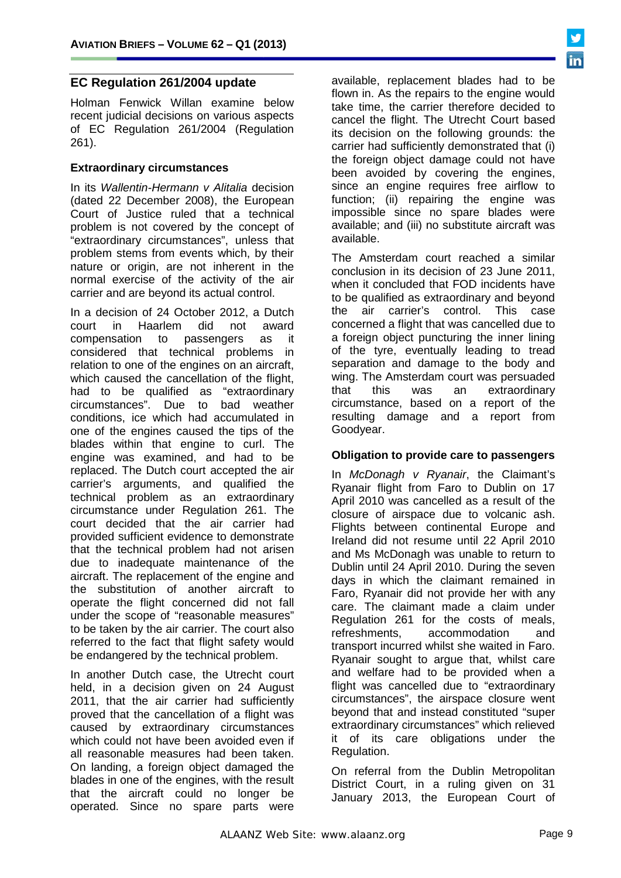## EC Regulation 261/2004 update

Holman Fenwick Willan examine below recent judicial decisions on various aspects of EC Regulation 261/2004 (Regulation 261).

### Extraordinary circumstances

In its *Wallentin-Hermann v Alitalia* decision (dated 22 December 2008), the European Court of Justice ruled that a technical problem is not covered by the concept of "extraordinary circumstances", unless that problem stems from events which, by their nature or origin, are not inherent in the normal exercise of the activity of the air carrier and are beyond its actual control.

In a decision of 24 October 2012, a Dutch court in Haarlem did not award compensation to passengers as it considered that technical problems in relation to one of the engines on an aircraft, which caused the cancellation of the flight, had to be qualified as "extraordinary circumstances". Due to bad weather conditions, ice which had accumulated in one of the engines caused the tips of the blades within that engine to curl. The engine was examined, and had to be replaced. The Dutch court accepted the air carrier's arguments, and qualified the technical problem as an extraordinary circumstance under Regulation 261. The court decided that the air carrier had provided sufficient evidence to demonstrate that the technical problem had not arisen due to inadequate maintenance of the aircraft. The replacement of the engine and the substitution of another aircraft to operate the flight concerned did not fall under the scope of "reasonable measures" to be taken by the air carrier. The court also referred to the fact that flight safety would be endangered by the technical problem.

In another Dutch case, the Utrecht court held, in a decision given on 24 August 2011, that the air carrier had sufficiently proved that the cancellation of a flight was caused by extraordinary circumstances which could not have been avoided even if all reasonable measures had been taken. On landing, a foreign object damaged the blades in one of the engines, with the result that the aircraft could no longer be operated. Since no spare parts were available, replacement blades had to be flown in. As the repairs to the engine would take time, the carrier therefore decided to cancel the flight. The Utrecht Court based its decision on the following grounds: the carrier had sufficiently demonstrated that (i) the foreign object damage could not have been avoided by covering the engines, since an engine requires free airflow to function; (ii) repairing the engine was impossible since no spare blades were available; and (iii) no substitute aircraft was available.

The Amsterdam court reached a similar conclusion in its decision of 23 June 2011, when it concluded that FOD incidents have to be qualified as extraordinary and beyond the air carrier's control. This case concerned a flight that was cancelled due to a foreign object puncturing the inner lining of the tyre, eventually leading to tread separation and damage to the body and wing. The Amsterdam court was persuaded that this was an extraordinary circumstance, based on a report of the resulting damage and a report from Goodyear.

### Obligation to provide care to passengers

In *McDonagh v Ryanair*, the Claimant's Ryanair flight from Faro to Dublin on 17 April 2010 was cancelled as a result of the closure of airspace due to volcanic ash. Flights between continental Europe and Ireland did not resume until 22 April 2010 and Ms McDonagh was unable to return to Dublin until 24 April 2010. During the seven days in which the claimant remained in Faro, Ryanair did not provide her with any care. The claimant made a claim under Regulation 261 for the costs of meals, refreshments, accommodation and transport incurred whilst she waited in Faro. Ryanair sought to argue that, whilst care and welfare had to be provided when a flight was cancelled due to "extraordinary circumstances", the airspace closure went beyond that and instead constituted "super extraordinary circumstances" which relieved it of its care obligations under the Regulation.

On referral from the Dublin Metropolitan District Court, in a ruling given on 31 January 2013, the European Court of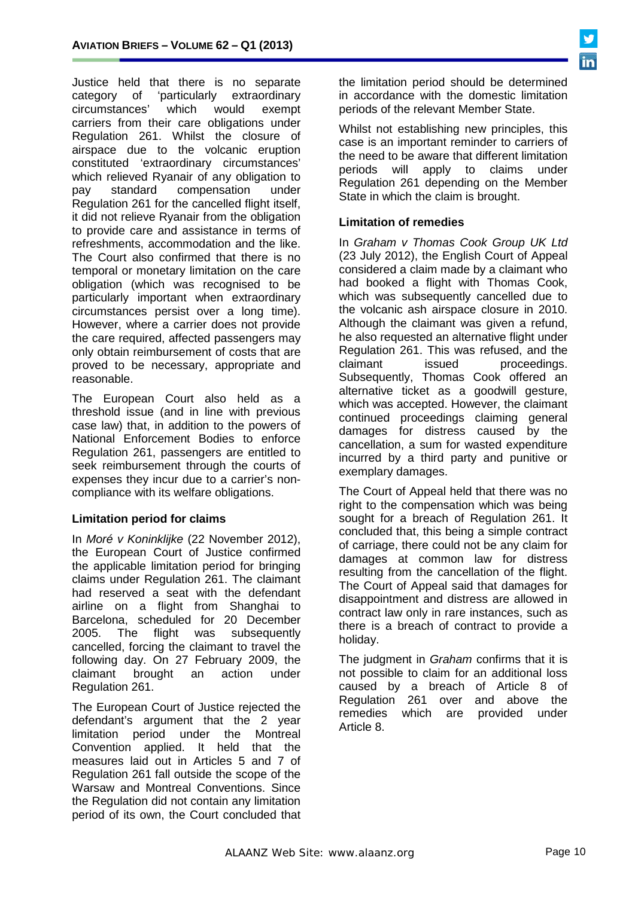Justice held that there is no separate category of 'particularly extraordinary circumstances' which would exempt carriers from their care obligations under Regulation 261. Whilst the closure of airspace due to the volcanic eruption constituted 'extraordinary circumstances' which relieved Ryanair of any obligation to pay standard compensation under Regulation 261 for the cancelled flight itself, it did not relieve Ryanair from the obligation to provide care and assistance in terms of refreshments, accommodation and the like. The Court also confirmed that there is no temporal or monetary limitation on the care obligation (which was recognised to be particularly important when extraordinary circumstances persist over a long time). However, where a carrier does not provide the care required, affected passengers may only obtain reimbursement of costs that are proved to be necessary, appropriate and reasonable.

The European Court also held as a threshold issue (and in line with previous case law) that, in addition to the powers of National Enforcement Bodies to enforce Regulation 261, passengers are entitled to seek reimbursement through the courts of expenses they incur due to a carrier's non-compliance with its welfare obligations.

**Limitation period for claims**

In *Moré v Koninklijke* (22 November 2012), the European Court of Justice confirmed the applicable limitation period for bringing claims under Regulation 261. The claimant had reserved a seat with the defendant airline on a flight from Shanghai to Barcelona, scheduled for 20 December 2005. The flight was subsequently cancelled, forcing the claimant to travel the following day. On 27 February 2009, the claimant brought an action under Regulation 261.

The European Court of Justice rejected the defendant's argument that the 2 year limitation period under the Montreal Convention applied. It held that the measures laid out in Articles 5 and 7 of Regulation 261 fall outside the scope of the Warsaw and Montreal Conventions. Since the Regulation did not contain any limitation period of its own, the Court concluded that the limitation period should be determined in accordance with the domestic limitation periods of the relevant Member State.

Whilst not establishing new principles, this case is an important reminder to carriers of the need to be aware that different limitation periods will apply to claims under Regulation 261 depending on the Member State in which the claim is brought.

**Limitation of remedies**

In *Graham v Thomas Cook Group UK Ltd* (23 July 2012), the English Court of Appeal considered a claim made by a claimant who had booked a flight with Thomas Cook, which was subsequently cancelled due to the volcanic ash airspace closure in 2010. Although the claimant was given a refund, he also requested an alternative flight under Regulation 261. This was refused, and the claimant issued proceedings. Subsequently, Thomas Cook offered an alternative ticket as a goodwill gesture, which was accepted. However, the claimant continued proceedings claiming general damages for distress caused by the cancellation, a sum for wasted expenditure incurred by a third party and punitive or exemplary damages.

The Court of Appeal held that there was no right to the compensation which was being sought for a breach of Regulation 261. It concluded that, this being a simple contract of carriage, there could not be any claim for damages at common law for distress resulting from the cancellation of the flight. The Court of Appeal said that damages for disappointment and distress are allowed in contract law only in rare instances, such as there is a breach of contract to provide a holiday.

The judgment in *Graham* confirms that it is not possible to claim for an additional loss caused by a breach of Article 8 of Regulation 261 over and above the remedies which are provided under Article 8.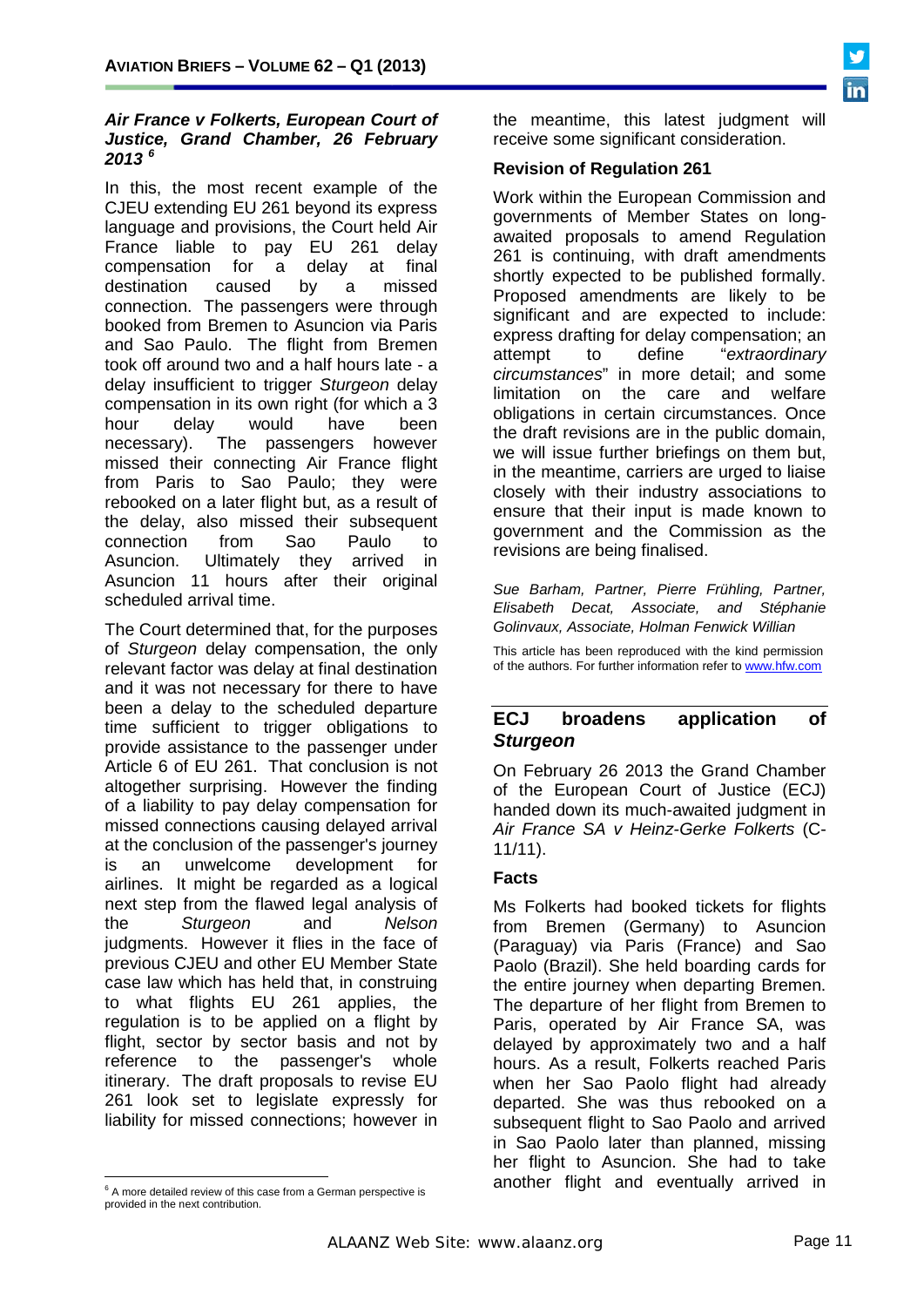### *Air France v Folkerts, European Court of Justice, Grand Chamber, 26 February 2013* [6]

In this, the most recent example of the CJEU extending EU 261 beyond its express language and provisions, the Court held Air France liable to pay EU 261 delay compensation for a delay at final destination caused by a missed connection. The passengers were through booked from Bremen to Asuncion via Paris and Sao Paulo. The flight from Bremen took off around two and a half hours late - a delay insufficient to trigger *Sturgeon* delay compensation in its own right (for which a 3 hour delay would have been necessary). The passengers however missed their connecting Air France flight from Paris to Sao Paulo; they were rebooked on a later flight but, as a result of the delay, also missed their subsequent connection from Sao Paulo to Asuncion. Ultimately they arrived in Asuncion 11 hours after their original scheduled arrival time.

The Court determined that, for the purposes of *Sturgeon* delay compensation, the only relevant factor was delay at final destination and it was not necessary for there to have been a delay to the scheduled departure time sufficient to trigger obligations to provide assistance to the passenger under Article 6 of EU 261. That conclusion is not altogether surprising. However the finding of a liability to pay delay compensation for missed connections causing delayed arrival at the conclusion of the passenger's journey is an unwelcome development for airlines. It might be regarded as a logical next step from the flawed legal analysis of the *Sturgeon* and *Nelson* judgments. However it flies in the face of previous CJEU and other EU Member State case law which has held that, in construing to what flights EU 261 applies, the regulation is to be applied on a flight by flight, sector by sector basis and not by reference to the passenger's whole itinerary. The draft proposals to revise EU 261 look set to legislate expressly for liability for missed connections; however in the meantime, this latest judgment will receive some significant consideration.

### Revision of Regulation 261

Work within the European Commission and governments of Member States on long-awaited proposals to amend Regulation 261 is continuing, with draft amendments shortly expected to be published formally. Proposed amendments are likely to be significant and are expected to include: express drafting for delay compensation; an attempt to define "*extraordinary circumstances*" in more detail; and some limitation on the care and welfare obligations in certain circumstances. Once the draft revisions are in the public domain, we will issue further briefings on them but, in the meantime, carriers are urged to liaise closely with their industry associations to ensure that their input is made known to government and the Commission as the revisions are being finalised.

*Sue Barham, Partner, Pierre Frühling, Partner, Elisabeth Decat, Associate, and Stéphanie Golinvaux, Associate, Holman Fenwick Willian*

This article has been reproduced with the kind permission of the authors. For further information refer to www.hfw.com

## ECJ broadens application of *Sturgeon*

On February 26 2013 the Grand Chamber of the European Court of Justice (ECJ) handed down its much-awaited judgment in *Air France SA v Heinz-Gerke Folkerts* (C-11/11).

### Facts

Ms Folkerts had booked tickets for flights from Bremen (Germany) to Asuncion (Paraguay) via Paris (France) and Sao Paolo (Brazil). She held boarding cards for the entire journey when departing Bremen. The departure of her flight from Bremen to Paris, operated by Air France SA, was delayed by approximately two and a half hours. As a result, Folkerts reached Paris when her Sao Paolo flight had already departed. She was thus rebooked on a subsequent flight to Sao Paolo and arrived in Sao Paolo later than planned, missing her flight to Asuncion. She had to take another flight and eventually arrived in

[6] A more detailed review of this case from a German perspective is provided in the next contribution.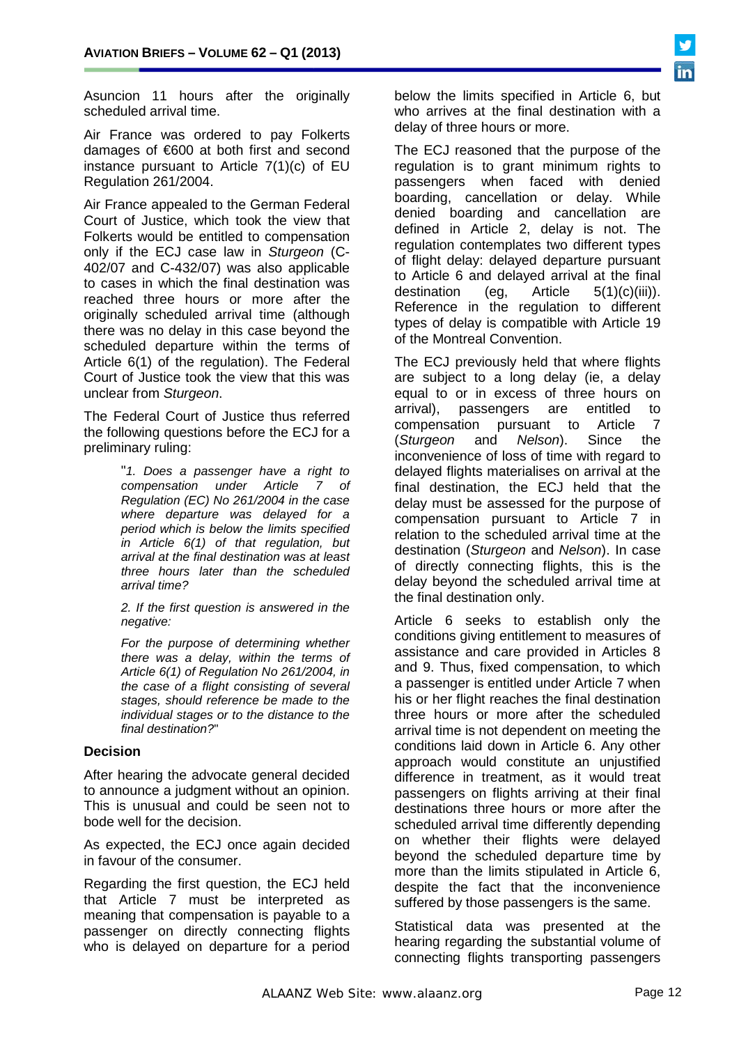Asuncion 11 hours after the originally scheduled arrival time.

Air France was ordered to pay Folkerts damages of €600 at both first and second instance pursuant to Article 7(1)(c) of EU Regulation 261/2004.

Air France appealed to the German Federal Court of Justice, which took the view that Folkerts would be entitled to compensation only if the ECJ case law in *Sturgeon* (C-402/07 and C-432/07) was also applicable to cases in which the final destination was reached three hours or more after the originally scheduled arrival time (although there was no delay in this case beyond the scheduled departure within the terms of Article 6(1) of the regulation). The Federal Court of Justice took the view that this was unclear from *Sturgeon*.

The Federal Court of Justice thus referred the following questions before the ECJ for a preliminary ruling:

> "*1. Does a passenger have a right to compensation under Article 7 of Regulation (EC) No 261/2004 in the case where departure was delayed for a period which is below the limits specified in Article 6(1) of that regulation, but arrival at the final destination was at least three hours later than the scheduled arrival time?*
>
> *2. If the first question is answered in the negative:*
>
> *For the purpose of determining whether there was a delay, within the terms of Article 6(1) of Regulation No 261/2004, in the case of a flight consisting of several stages, should reference be made to the individual stages or to the distance to the final destination?*"

### Decision

After hearing the advocate general decided to announce a judgment without an opinion. This is unusual and could be seen not to bode well for the decision.

As expected, the ECJ once again decided in favour of the consumer.

Regarding the first question, the ECJ held that Article 7 must be interpreted as meaning that compensation is payable to a passenger on directly connecting flights who is delayed on departure for a period below the limits specified in Article 6, but who arrives at the final destination with a delay of three hours or more.

The ECJ reasoned that the purpose of the regulation is to grant minimum rights to passengers when faced with denied boarding, cancellation or delay. While denied boarding and cancellation are defined in Article 2, delay is not. The regulation contemplates two different types of flight delay: delayed departure pursuant to Article 6 and delayed arrival at the final destination (eg, Article 5(1)(c)(iii)). Reference in the regulation to different types of delay is compatible with Article 19 of the Montreal Convention.

The ECJ previously held that where flights are subject to a long delay (ie, a delay equal to or in excess of three hours on arrival), passengers are entitled to compensation pursuant to Article 7 (*Sturgeon* and *Nelson*). Since the inconvenience of loss of time with regard to delayed flights materialises on arrival at the final destination, the ECJ held that the delay must be assessed for the purpose of compensation pursuant to Article 7 in relation to the scheduled arrival time at the destination (*Sturgeon* and *Nelson*). In case of directly connecting flights, this is the delay beyond the scheduled arrival time at the final destination only.

Article 6 seeks to establish only the conditions giving entitlement to measures of assistance and care provided in Articles 8 and 9. Thus, fixed compensation, to which a passenger is entitled under Article 7 when his or her flight reaches the final destination three hours or more after the scheduled arrival time is not dependent on meeting the conditions laid down in Article 6. Any other approach would constitute an unjustified difference in treatment, as it would treat passengers on flights arriving at their final destinations three hours or more after the scheduled arrival time differently depending on whether their flights were delayed beyond the scheduled departure time by more than the limits stipulated in Article 6, despite the fact that the inconvenience suffered by those passengers is the same.

Statistical data was presented at the hearing regarding the substantial volume of connecting flights transporting passengers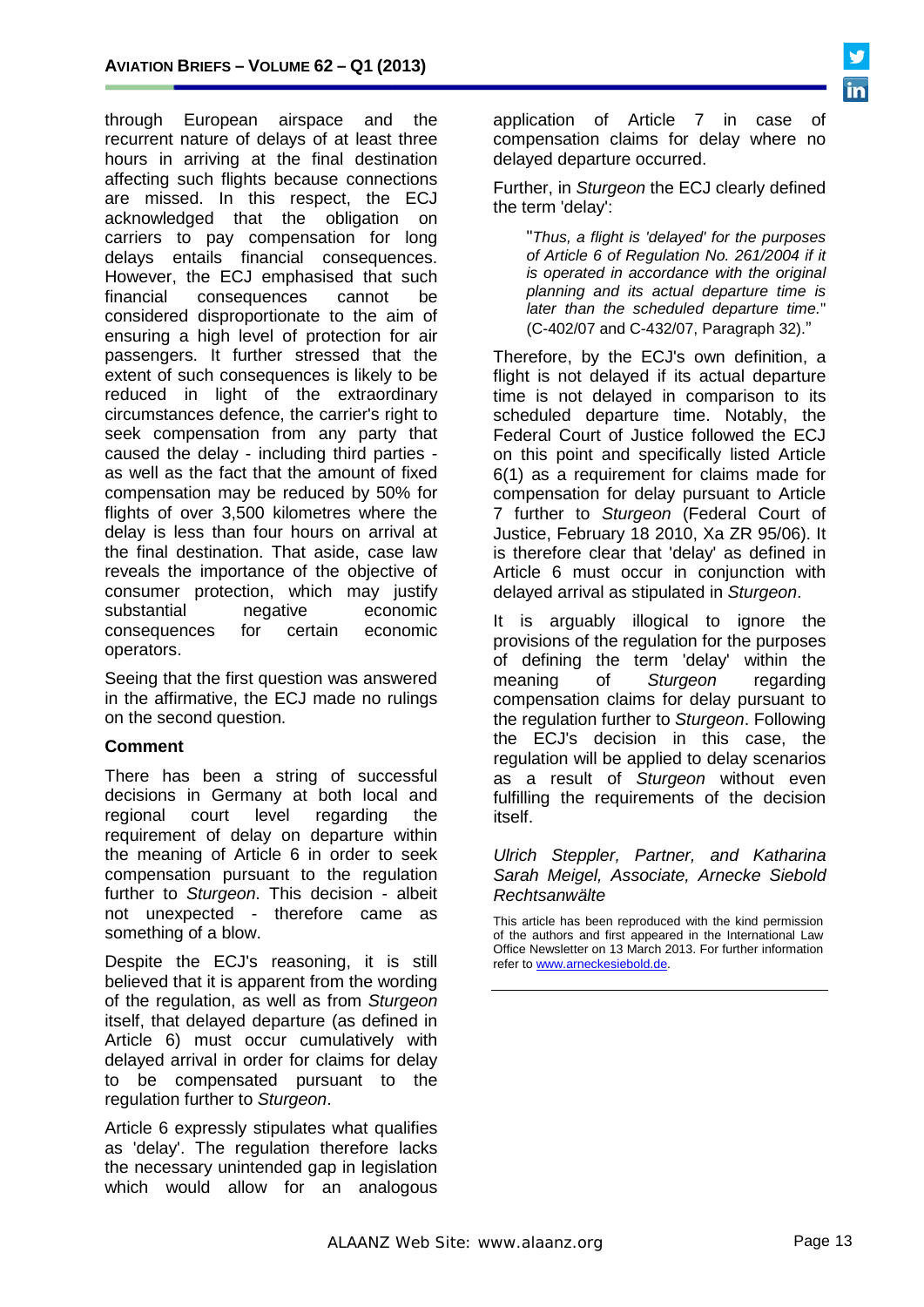through European airspace and the recurrent nature of delays of at least three hours in arriving at the final destination affecting such flights because connections are missed. In this respect, the ECJ acknowledged that the obligation on carriers to pay compensation for long delays entails financial consequences. However, the ECJ emphasised that such financial consequences cannot be considered disproportionate to the aim of ensuring a high level of protection for air passengers. It further stressed that the extent of such consequences is likely to be reduced in light of the extraordinary circumstances defence, the carrier's right to seek compensation from any party that caused the delay - including third parties - as well as the fact that the amount of fixed compensation may be reduced by 50% for flights of over 3,500 kilometres where the delay is less than four hours on arrival at the final destination. That aside, case law reveals the importance of the objective of consumer protection, which may justify substantial negative economic consequences for certain economic operators.

Seeing that the first question was answered in the affirmative, the ECJ made no rulings on the second question.

**Comment**

There has been a string of successful decisions in Germany at both local and regional court level regarding the requirement of delay on departure within the meaning of Article 6 in order to seek compensation pursuant to the regulation further to *Sturgeon*. This decision - albeit not unexpected - therefore came as something of a blow.

Despite the ECJ's reasoning, it is still believed that it is apparent from the wording of the regulation, as well as from *Sturgeon* itself, that delayed departure (as defined in Article 6) must occur cumulatively with delayed arrival in order for claims for delay to be compensated pursuant to the regulation further to *Sturgeon*.

Article 6 expressly stipulates what qualifies as 'delay'. The regulation therefore lacks the necessary unintended gap in legislation which would allow for an analogous application of Article 7 in case of compensation claims for delay where no delayed departure occurred.

Further, in *Sturgeon* the ECJ clearly defined the term 'delay':

> "*Thus, a flight is 'delayed' for the purposes of Article 6 of Regulation No. 261/2004 if it is operated in accordance with the original planning and its actual departure time is later than the scheduled departure time.*" (C-402/07 and C-432/07, Paragraph 32)."

Therefore, by the ECJ's own definition, a flight is not delayed if its actual departure time is not delayed in comparison to its scheduled departure time. Notably, the Federal Court of Justice followed the ECJ on this point and specifically listed Article 6(1) as a requirement for claims made for compensation for delay pursuant to Article 7 further to *Sturgeon* (Federal Court of Justice, February 18 2010, Xa ZR 95/06). It is therefore clear that 'delay' as defined in Article 6 must occur in conjunction with delayed arrival as stipulated in *Sturgeon*.

It is arguably illogical to ignore the provisions of the regulation for the purposes of defining the term 'delay' within the meaning of *Sturgeon* regarding compensation claims for delay pursuant to the regulation further to *Sturgeon*. Following the ECJ's decision in this case, the regulation will be applied to delay scenarios as a result of *Sturgeon* without even fulfilling the requirements of the decision itself.

*Ulrich Steppler, Partner, and Katharina Sarah Meigel, Associate, Arnecke Siebold Rechtsanwälte*

This article has been reproduced with the kind permission of the authors and first appeared in the International Law Office Newsletter on 13 March 2013. For further information refer to www.arneckesiebold.de.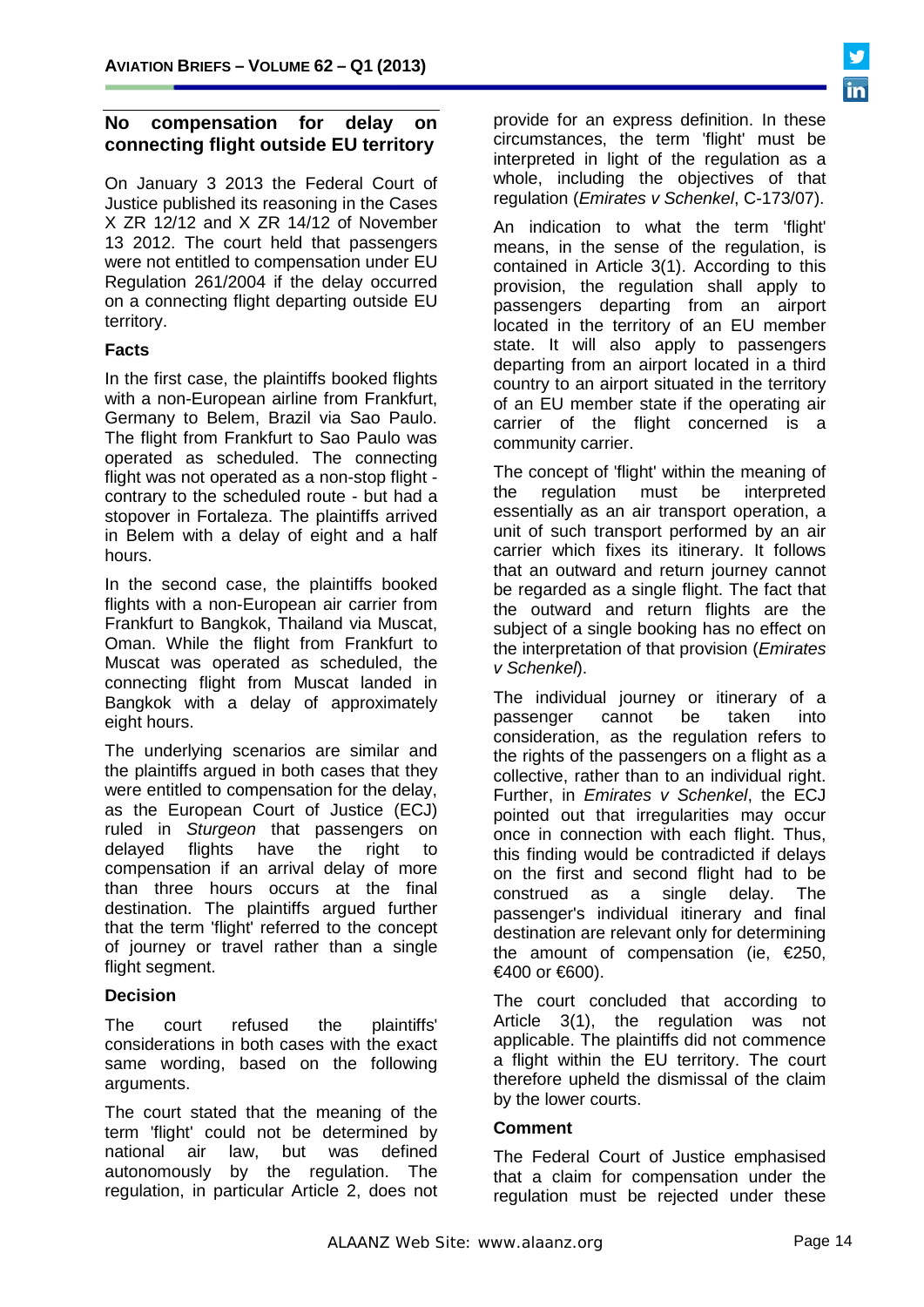## No compensation for delay on connecting flight outside EU territory

On January 3 2013 the Federal Court of Justice published its reasoning in the Cases X ZR 12/12 and X ZR 14/12 of November 13 2012. The court held that passengers were not entitled to compensation under EU Regulation 261/2004 if the delay occurred on a connecting flight departing outside EU territory.

### Facts

In the first case, the plaintiffs booked flights with a non-European airline from Frankfurt, Germany to Belem, Brazil via Sao Paulo. The flight from Frankfurt to Sao Paulo was operated as scheduled. The connecting flight was not operated as a non-stop flight - contrary to the scheduled route - but had a stopover in Fortaleza. The plaintiffs arrived in Belem with a delay of eight and a half hours.

In the second case, the plaintiffs booked flights with a non-European air carrier from Frankfurt to Bangkok, Thailand via Muscat, Oman. While the flight from Frankfurt to Muscat was operated as scheduled, the connecting flight from Muscat landed in Bangkok with a delay of approximately eight hours.

The underlying scenarios are similar and the plaintiffs argued in both cases that they were entitled to compensation for the delay, as the European Court of Justice (ECJ) ruled in *Sturgeon* that passengers on delayed flights have the right to compensation if an arrival delay of more than three hours occurs at the final destination. The plaintiffs argued further that the term 'flight' referred to the concept of journey or travel rather than a single flight segment.

### Decision

The court refused the plaintiffs' considerations in both cases with the exact same wording, based on the following arguments.

The court stated that the meaning of the term 'flight' could not be determined by national air law, but was defined autonomously by the regulation. The regulation, in particular Article 2, does not provide for an express definition. In these circumstances, the term 'flight' must be interpreted in light of the regulation as a whole, including the objectives of that regulation (*Emirates v Schenkel*, C-173/07).

An indication to what the term 'flight' means, in the sense of the regulation, is contained in Article 3(1). According to this provision, the regulation shall apply to passengers departing from an airport located in the territory of an EU member state. It will also apply to passengers departing from an airport located in a third country to an airport situated in the territory of an EU member state if the operating air carrier of the flight concerned is a community carrier.

The concept of 'flight' within the meaning of the regulation must be interpreted essentially as an air transport operation, a unit of such transport performed by an air carrier which fixes its itinerary. It follows that an outward and return journey cannot be regarded as a single flight. The fact that the outward and return flights are the subject of a single booking has no effect on the interpretation of that provision (*Emirates v Schenkel*).

The individual journey or itinerary of a passenger cannot be taken into consideration, as the regulation refers to the rights of the passengers on a flight as a collective, rather than to an individual right. Further, in *Emirates v Schenkel*, the ECJ pointed out that irregularities may occur once in connection with each flight. Thus, this finding would be contradicted if delays on the first and second flight had to be construed as a single delay. The passenger's individual itinerary and final destination are relevant only for determining the amount of compensation (ie, €250, €400 or €600).

The court concluded that according to Article 3(1), the regulation was not applicable. The plaintiffs did not commence a flight within the EU territory. The court therefore upheld the dismissal of the claim by the lower courts.

### Comment

The Federal Court of Justice emphasised that a claim for compensation under the regulation must be rejected under these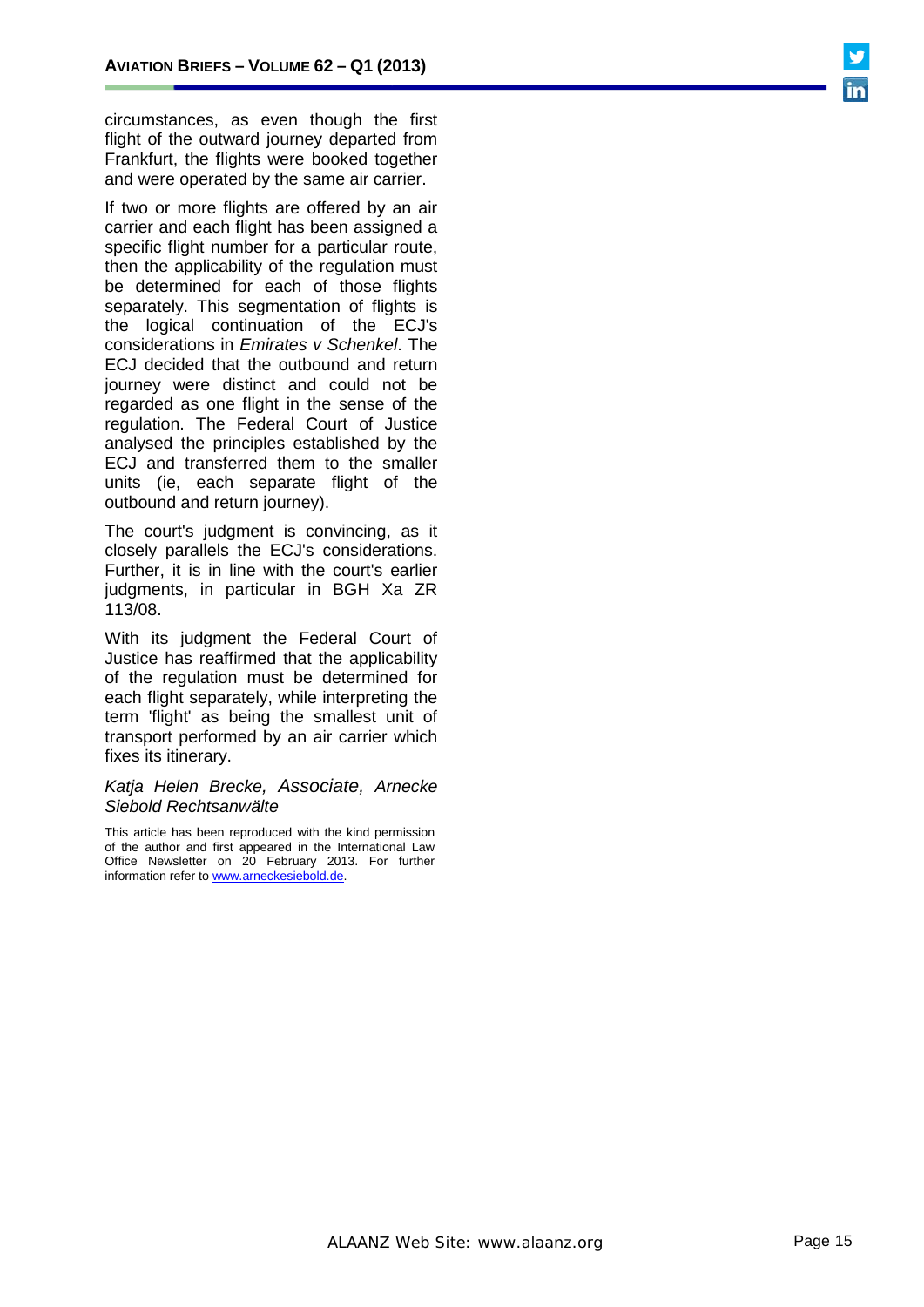circumstances, as even though the first flight of the outward journey departed from Frankfurt, the flights were booked together and were operated by the same air carrier.

If two or more flights are offered by an air carrier and each flight has been assigned a specific flight number for a particular route, then the applicability of the regulation must be determined for each of those flights separately. This segmentation of flights is the logical continuation of the ECJ's considerations in *Emirates v Schenkel*. The ECJ decided that the outbound and return journey were distinct and could not be regarded as one flight in the sense of the regulation. The Federal Court of Justice analysed the principles established by the ECJ and transferred them to the smaller units (ie, each separate flight of the outbound and return journey).

The court's judgment is convincing, as it closely parallels the ECJ's considerations. Further, it is in line with the court's earlier judgments, in particular in BGH Xa ZR 113/08.

With its judgment the Federal Court of Justice has reaffirmed that the applicability of the regulation must be determined for each flight separately, while interpreting the term 'flight' as being the smallest unit of transport performed by an air carrier which fixes its itinerary.

*Katja Helen Brecke, Associate, Arnecke Siebold Rechtsanwälte*

This article has been reproduced with the kind permission of the author and first appeared in the International Law Office Newsletter on 20 February 2013. For further information refer to [www.arneckesiebold.de](http://www.arneckesiebold.de).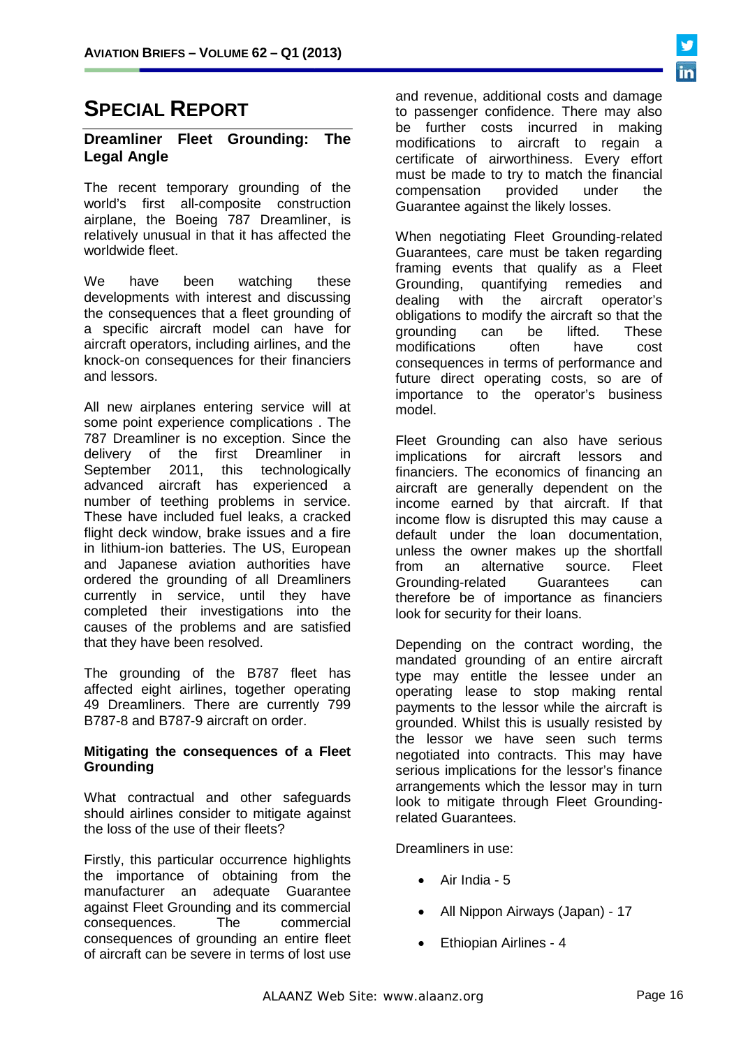# SPECIAL REPORT

## Dreamliner Fleet Grounding: The Legal Angle

The recent temporary grounding of the world's first all-composite construction airplane, the Boeing 787 Dreamliner, is relatively unusual in that it has affected the worldwide fleet.

We have been watching these developments with interest and discussing the consequences that a fleet grounding of a specific aircraft model can have for aircraft operators, including airlines, and the knock-on consequences for their financiers and lessors.

All new airplanes entering service will at some point experience complications . The 787 Dreamliner is no exception. Since the delivery of the first Dreamliner in September 2011, this technologically advanced aircraft has experienced a number of teething problems in service. These have included fuel leaks, a cracked flight deck window, brake issues and a fire in lithium-ion batteries. The US, European and Japanese aviation authorities have ordered the grounding of all Dreamliners currently in service, until they have completed their investigations into the causes of the problems and are satisfied that they have been resolved.

The grounding of the B787 fleet has affected eight airlines, together operating 49 Dreamliners. There are currently 799 B787-8 and B787-9 aircraft on order.

### Mitigating the consequences of a Fleet Grounding

What contractual and other safeguards should airlines consider to mitigate against the loss of the use of their fleets?

Firstly, this particular occurrence highlights the importance of obtaining from the manufacturer an adequate Guarantee against Fleet Grounding and its commercial consequences. The commercial consequences of grounding an entire fleet of aircraft can be severe in terms of lost use and revenue, additional costs and damage to passenger confidence. There may also be further costs incurred in making modifications to aircraft to regain a certificate of airworthiness. Every effort must be made to try to match the financial compensation provided under the Guarantee against the likely losses.

When negotiating Fleet Grounding-related Guarantees, care must be taken regarding framing events that qualify as a Fleet Grounding, quantifying remedies and dealing with the aircraft operator's obligations to modify the aircraft so that the grounding can be lifted. These modifications often have cost consequences in terms of performance and future direct operating costs, so are of importance to the operator's business model.

Fleet Grounding can also have serious implications for aircraft lessors and financiers. The economics of financing an aircraft are generally dependent on the income earned by that aircraft. If that income flow is disrupted this may cause a default under the loan documentation, unless the owner makes up the shortfall from an alternative source. Fleet Grounding-related Guarantees can therefore be of importance as financiers look for security for their loans.

Depending on the contract wording, the mandated grounding of an entire aircraft type may entitle the lessee under an operating lease to stop making rental payments to the lessor while the aircraft is grounded. Whilst this is usually resisted by the lessor we have seen such terms negotiated into contracts. This may have serious implications for the lessor's finance arrangements which the lessor may in turn look to mitigate through Fleet Grounding-related Guarantees.

Dreamliners in use:

- Air India - 5
- All Nippon Airways (Japan) - 17
- Ethiopian Airlines - 4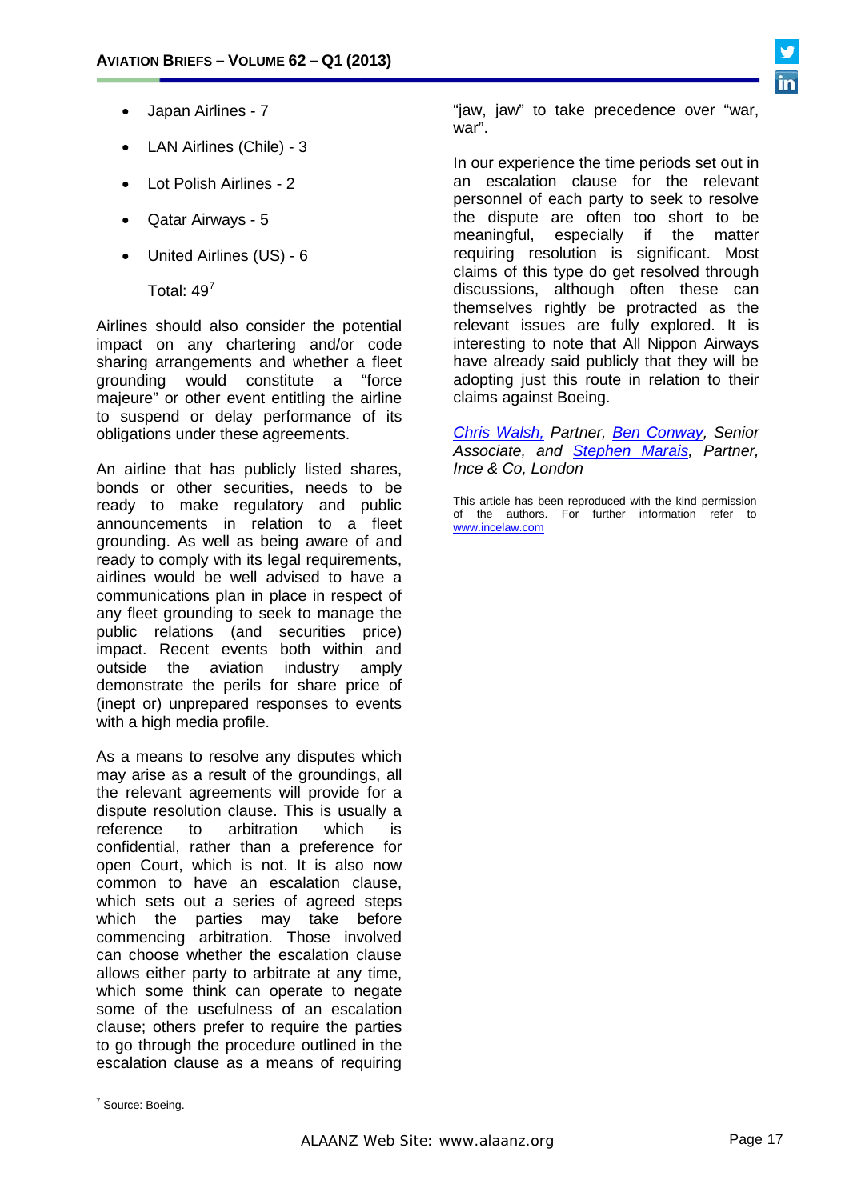- Japan Airlines - 7
- LAN Airlines (Chile) - 3
- Lot Polish Airlines - 2
- Qatar Airways - 5
- United Airlines (US) - 6

  Total: 49[7]

Airlines should also consider the potential impact on any chartering and/or code sharing arrangements and whether a fleet grounding would constitute a "force majeure" or other event entitling the airline to suspend or delay performance of its obligations under these agreements.

An airline that has publicly listed shares, bonds or other securities, needs to be ready to make regulatory and public announcements in relation to a fleet grounding. As well as being aware of and ready to comply with its legal requirements, airlines would be well advised to have a communications plan in place in respect of any fleet grounding to seek to manage the public relations (and securities price) impact. Recent events both within and outside the aviation industry amply demonstrate the perils for share price of (inept or) unprepared responses to events with a high media profile.

As a means to resolve any disputes which may arise as a result of the groundings, all the relevant agreements will provide for a dispute resolution clause. This is usually a reference to arbitration which is confidential, rather than a preference for open Court, which is not. It is also now common to have an escalation clause, which sets out a series of agreed steps which the parties may take before commencing arbitration. Those involved can choose whether the escalation clause allows either party to arbitrate at any time, which some think can operate to negate some of the usefulness of an escalation clause; others prefer to require the parties to go through the procedure outlined in the escalation clause as a means of requiring "jaw, jaw" to take precedence over "war, war".

In our experience the time periods set out in an escalation clause for the relevant personnel of each party to seek to resolve the dispute are often too short to be meaningful, especially if the matter requiring resolution is significant. Most claims of this type do get resolved through discussions, although often these can themselves rightly be protracted as the relevant issues are fully explored. It is interesting to note that All Nippon Airways have already said publicly that they will be adopting just this route in relation to their claims against Boeing.

*Chris Walsh, Partner, Ben Conway, Senior Associate, and Stephen Marais, Partner, Ince & Co, London*

This article has been reproduced with the kind permission of the authors. For further information refer to www.incelaw.com

---

[7] Source: Boeing.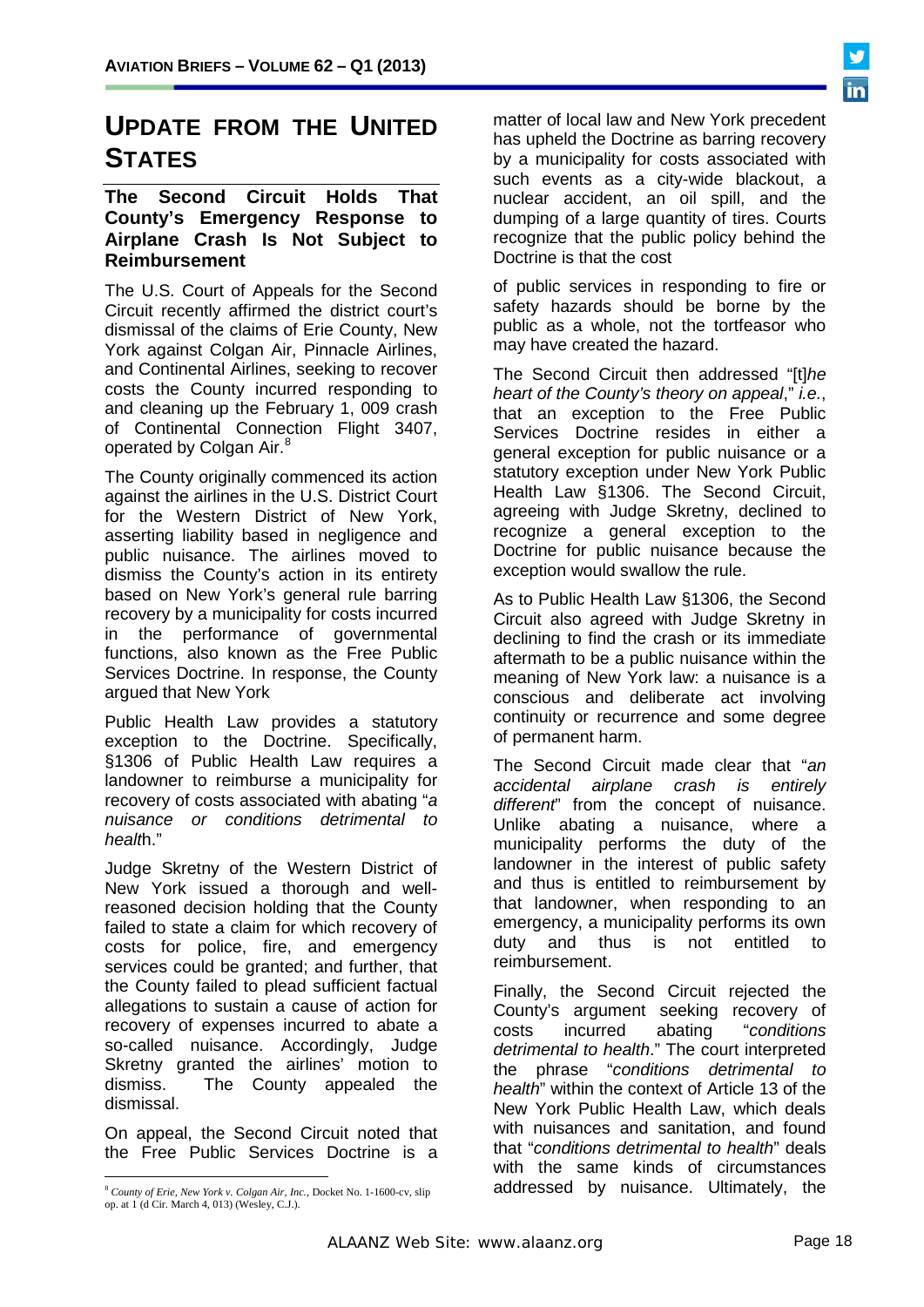## UPDATE FROM THE UNITED STATES

### The Second Circuit Holds That County's Emergency Response to Airplane Crash Is Not Subject to Reimbursement

The U.S. Court of Appeals for the Second Circuit recently affirmed the district court's dismissal of the claims of Erie County, New York against Colgan Air, Pinnacle Airlines, and Continental Airlines, seeking to recover costs the County incurred responding to and cleaning up the February 1, 009 crash of Continental Connection Flight 3407, operated by Colgan Air.[8]

The County originally commenced its action against the airlines in the U.S. District Court for the Western District of New York, asserting liability based in negligence and public nuisance. The airlines moved to dismiss the County's action in its entirety based on New York's general rule barring recovery by a municipality for costs incurred in the performance of governmental functions, also known as the Free Public Services Doctrine. In response, the County argued that New York Public Health Law provides a statutory exception to the Doctrine. Specifically, §1306 of Public Health Law requires a landowner to reimburse a municipality for recovery of costs associated with abating "*a nuisance or conditions detrimental to healt*h."

Judge Skretny of the Western District of New York issued a thorough and well-reasoned decision holding that the County failed to state a claim for which recovery of costs for police, fire, and emergency services could be granted; and further, that the County failed to plead sufficient factual allegations to sustain a cause of action for recovery of expenses incurred to abate a so-called nuisance. Accordingly, Judge Skretny granted the airlines' motion to dismiss. The County appealed the dismissal.

On appeal, the Second Circuit noted that the Free Public Services Doctrine is a matter of local law and New York precedent has upheld the Doctrine as barring recovery by a municipality for costs associated with such events as a city-wide blackout, a nuclear accident, an oil spill, and the dumping of a large quantity of tires. Courts recognize that the public policy behind the Doctrine is that the cost of public services in responding to fire or safety hazards should be borne by the public as a whole, not the tortfeasor who may have created the hazard.

The Second Circuit then addressed "[t]*he heart of the County's theory on appeal*," *i.e.*, that an exception to the Free Public Services Doctrine resides in either a general exception for public nuisance or a statutory exception under New York Public Health Law §1306. The Second Circuit, agreeing with Judge Skretny, declined to recognize a general exception to the Doctrine for public nuisance because the exception would swallow the rule.

As to Public Health Law §1306, the Second Circuit also agreed with Judge Skretny in declining to find the crash or its immediate aftermath to be a public nuisance within the meaning of New York law: a nuisance is a conscious and deliberate act involving continuity or recurrence and some degree of permanent harm.

The Second Circuit made clear that "*an accidental airplane crash is entirely different*" from the concept of nuisance. Unlike abating a nuisance, where a municipality performs the duty of the landowner in the interest of public safety and thus is entitled to reimbursement by that landowner, when responding to an emergency, a municipality performs its own duty and thus is not entitled to reimbursement.

Finally, the Second Circuit rejected the County's argument seeking recovery of costs incurred abating "*conditions detrimental to health*." The court interpreted the phrase "*conditions detrimental to health*" within the context of Article 13 of the New York Public Health Law, which deals with nuisances and sanitation, and found that "*conditions detrimental to health*" deals with the same kinds of circumstances addressed by nuisance. Ultimately, the

---

[8] *County of Erie, New York v. Colgan Air, Inc.*, Docket No. 1-1600-cv, slip op. at 1 (d Cir. March 4, 013) (Wesley, C.J.).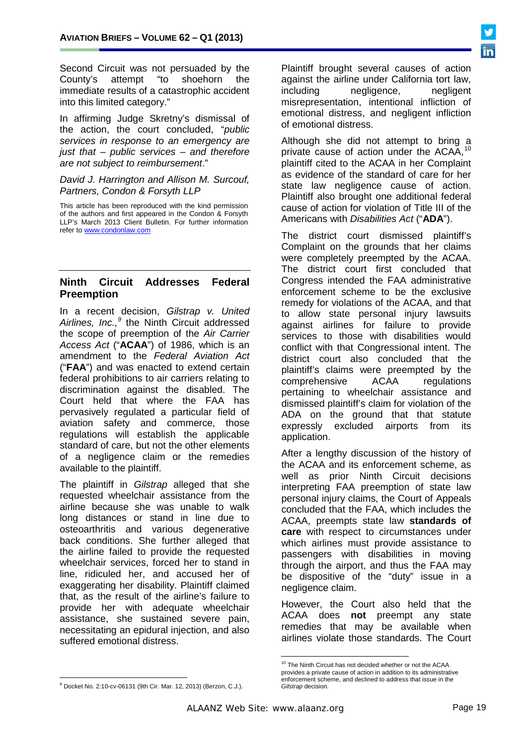Second Circuit was not persuaded by the County's attempt "to shoehorn the immediate results of a catastrophic accident into this limited category."

In affirming Judge Skretny's dismissal of the action, the court concluded, "*public services in response to an emergency are just that – public services – and therefore are not subject to reimbursement*."

*David J. Harrington and Allison M. Surcouf, Partners, Condon & Forsyth LLP*

This article has been reproduced with the kind permission of the authors and first appeared in the Condon & Forsyth LLP's March 2013 Client Bulletin. For further information refer to www.condonlaw.com

## Ninth Circuit Addresses Federal Preemption

In a recent decision, *Gilstrap v. United Airlines, Inc.,*[9] the Ninth Circuit addressed the scope of preemption of the *Air Carrier Access Act* ("**ACAA**") of 1986, which is an amendment to the *Federal Aviation Act* ("**FAA**") and was enacted to extend certain federal prohibitions to air carriers relating to discrimination against the disabled. The Court held that where the FAA has pervasively regulated a particular field of aviation safety and commerce, those regulations will establish the applicable standard of care, but not the other elements of a negligence claim or the remedies available to the plaintiff.

The plaintiff in *Gilstrap* alleged that she requested wheelchair assistance from the airline because she was unable to walk long distances or stand in line due to osteoarthritis and various degenerative back conditions. She further alleged that the airline failed to provide the requested wheelchair services, forced her to stand in line, ridiculed her, and accused her of exaggerating her disability. Plaintiff claimed that, as the result of the airline's failure to provide her with adequate wheelchair assistance, she sustained severe pain, necessitating an epidural injection, and also suffered emotional distress.

Plaintiff brought several causes of action against the airline under California tort law, including negligence, negligent misrepresentation, intentional infliction of emotional distress, and negligent infliction of emotional distress.

Although she did not attempt to bring a private cause of action under the ACAA,[10] plaintiff cited to the ACAA in her Complaint as evidence of the standard of care for her state law negligence cause of action. Plaintiff also brought one additional federal cause of action for violation of Title III of the Americans with *Disabilities Act* ("**ADA**").

The district court dismissed plaintiff's Complaint on the grounds that her claims were completely preempted by the ACAA. The district court first concluded that Congress intended the FAA administrative enforcement scheme to be the exclusive remedy for violations of the ACAA, and that to allow state personal injury lawsuits against airlines for failure to provide services to those with disabilities would conflict with that Congressional intent. The district court also concluded that the plaintiff's claims were preempted by the comprehensive ACAA regulations pertaining to wheelchair assistance and dismissed plaintiff's claim for violation of the ADA on the ground that that statute expressly excluded airports from its application.

After a lengthy discussion of the history of the ACAA and its enforcement scheme, as well as prior Ninth Circuit decisions interpreting FAA preemption of state law personal injury claims, the Court of Appeals concluded that the FAA, which includes the ACAA, preempts state law **standards of care** with respect to circumstances under which airlines must provide assistance to passengers with disabilities in moving through the airport, and thus the FAA may be dispositive of the "duty" issue in a negligence claim.

However, the Court also held that the ACAA does **not** preempt any state remedies that may be available when airlines violate those standards. The Court

---

[9] Docket No. 2:10-cv-06131 (9th Cir. Mar. 12, 2013) (Berzon, C.J.).

[10] The Ninth Circuit has not decided whether or not the ACAA provides a private cause of action in addition to its administrative enforcement scheme, and declined to address that issue in the *Gilstrap* decision.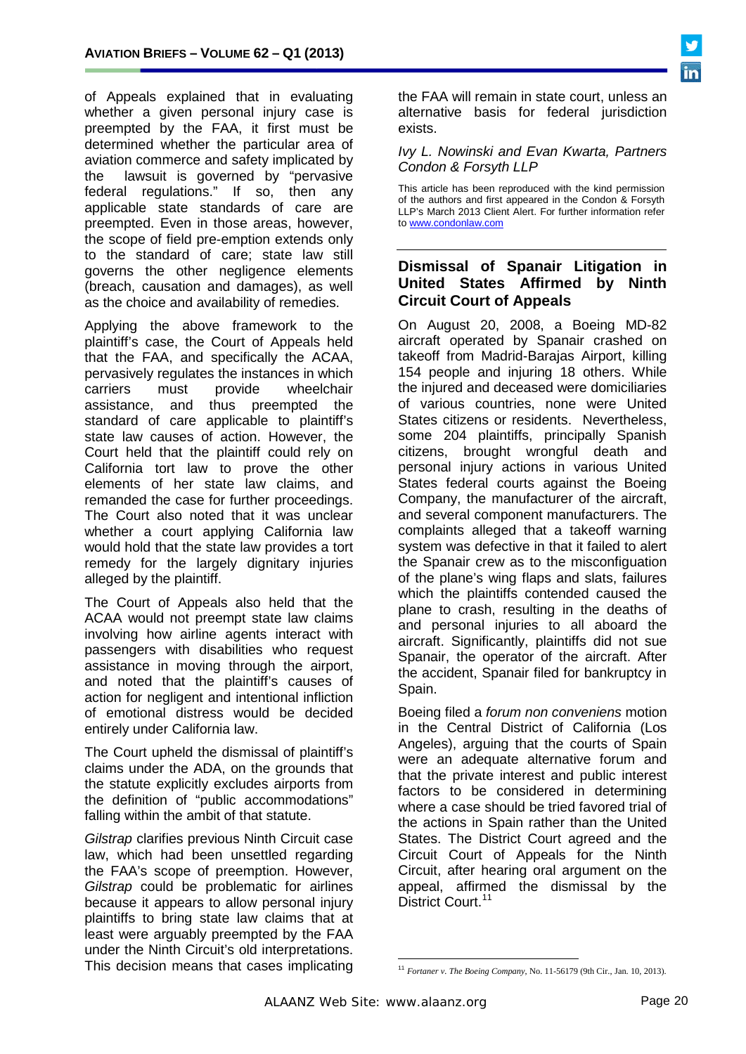of Appeals explained that in evaluating whether a given personal injury case is preempted by the FAA, it first must be determined whether the particular area of aviation commerce and safety implicated by the lawsuit is governed by "pervasive federal regulations." If so, then any applicable state standards of care are preempted. Even in those areas, however, the scope of field pre-emption extends only to the standard of care; state law still governs the other negligence elements (breach, causation and damages), as well as the choice and availability of remedies.

Applying the above framework to the plaintiff's case, the Court of Appeals held that the FAA, and specifically the ACAA, pervasively regulates the instances in which carriers must provide wheelchair assistance, and thus preempted the standard of care applicable to plaintiff's state law causes of action. However, the Court held that the plaintiff could rely on California tort law to prove the other elements of her state law claims, and remanded the case for further proceedings. The Court also noted that it was unclear whether a court applying California law would hold that the state law provides a tort remedy for the largely dignitary injuries alleged by the plaintiff.

The Court of Appeals also held that the ACAA would not preempt state law claims involving how airline agents interact with passengers with disabilities who request assistance in moving through the airport, and noted that the plaintiff's causes of action for negligent and intentional infliction of emotional distress would be decided entirely under California law.

The Court upheld the dismissal of plaintiff's claims under the ADA, on the grounds that the statute explicitly excludes airports from the definition of "public accommodations" falling within the ambit of that statute.

*Gilstrap* clarifies previous Ninth Circuit case law, which had been unsettled regarding the FAA's scope of preemption. However, *Gilstrap* could be problematic for airlines because it appears to allow personal injury plaintiffs to bring state law claims that at least were arguably preempted by the FAA under the Ninth Circuit's old interpretations. This decision means that cases implicating the FAA will remain in state court, unless an alternative basis for federal jurisdiction exists.

*Ivy L. Nowinski and Evan Kwarta, Partners Condon & Forsyth LLP*

This article has been reproduced with the kind permission of the authors and first appeared in the Condon & Forsyth LLP's March 2013 Client Alert. For further information refer to www.condonlaw.com

---

## Dismissal of Spanair Litigation in United States Affirmed by Ninth Circuit Court of Appeals

On August 20, 2008, a Boeing MD-82 aircraft operated by Spanair crashed on takeoff from Madrid-Barajas Airport, killing 154 people and injuring 18 others. While the injured and deceased were domiciliaries of various countries, none were United States citizens or residents. Nevertheless, some 204 plaintiffs, principally Spanish citizens, brought wrongful death and personal injury actions in various United States federal courts against the Boeing Company, the manufacturer of the aircraft, and several component manufacturers. The complaints alleged that a takeoff warning system was defective in that it failed to alert the Spanair crew as to the misconfiguation of the plane's wing flaps and slats, failures which the plaintiffs contended caused the plane to crash, resulting in the deaths of and personal injuries to all aboard the aircraft. Significantly, plaintiffs did not sue Spanair, the operator of the aircraft. After the accident, Spanair filed for bankruptcy in Spain.

Boeing filed a *forum non conveniens* motion in the Central District of California (Los Angeles), arguing that the courts of Spain were an adequate alternative forum and that the private interest and public interest factors to be considered in determining where a case should be tried favored trial of the actions in Spain rather than the United States. The District Court agreed and the Circuit Court of Appeals for the Ninth Circuit, after hearing oral argument on the appeal, affirmed the dismissal by the District Court.[11]

[11] *Fortaner v. The Boeing Company*, No. 11-56179 (9th Cir., Jan. 10, 2013).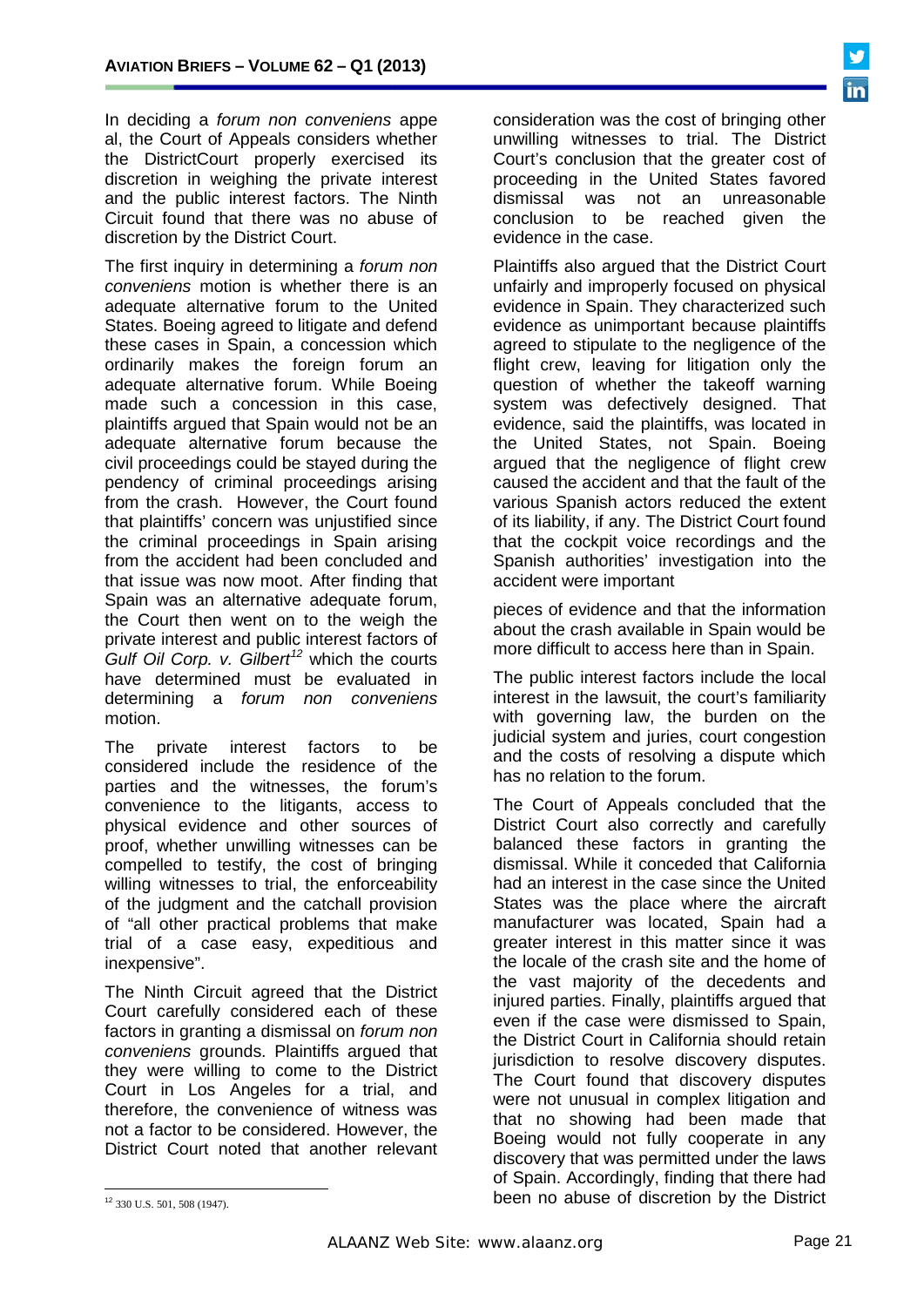In deciding a *forum non conveniens* appe al, the Court of Appeals considers whether the DistrictCourt properly exercised its discretion in weighing the private interest and the public interest factors. The Ninth Circuit found that there was no abuse of discretion by the District Court.

The first inquiry in determining a *forum non conveniens* motion is whether there is an adequate alternative forum to the United States. Boeing agreed to litigate and defend these cases in Spain, a concession which ordinarily makes the foreign forum an adequate alternative forum. While Boeing made such a concession in this case, plaintiffs argued that Spain would not be an adequate alternative forum because the civil proceedings could be stayed during the pendency of criminal proceedings arising from the crash. However, the Court found that plaintiffs' concern was unjustified since the criminal proceedings in Spain arising from the accident had been concluded and that issue was now moot. After finding that Spain was an alternative adequate forum, the Court then went on to the weigh the private interest and public interest factors of *Gulf Oil Corp. v. Gilbert*[12] which the courts have determined must be evaluated in determining a *forum non conveniens* motion.

The private interest factors to be considered include the residence of the parties and the witnesses, the forum's convenience to the litigants, access to physical evidence and other sources of proof, whether unwilling witnesses can be compelled to testify, the cost of bringing willing witnesses to trial, the enforceability of the judgment and the catchall provision of "all other practical problems that make trial of a case easy, expeditious and inexpensive".

The Ninth Circuit agreed that the District Court carefully considered each of these factors in granting a dismissal on *forum non conveniens* grounds. Plaintiffs argued that they were willing to come to the District Court in Los Angeles for a trial, and therefore, the convenience of witness was not a factor to be considered. However, the District Court noted that another relevant consideration was the cost of bringing other unwilling witnesses to trial. The District Court's conclusion that the greater cost of proceeding in the United States favored dismissal was not an unreasonable conclusion to be reached given the evidence in the case.

Plaintiffs also argued that the District Court unfairly and improperly focused on physical evidence in Spain. They characterized such evidence as unimportant because plaintiffs agreed to stipulate to the negligence of the flight crew, leaving for litigation only the question of whether the takeoff warning system was defectively designed. That evidence, said the plaintiffs, was located in the United States, not Spain. Boeing argued that the negligence of flight crew caused the accident and that the fault of the various Spanish actors reduced the extent of its liability, if any. The District Court found that the cockpit voice recordings and the Spanish authorities' investigation into the accident were important

pieces of evidence and that the information about the crash available in Spain would be more difficult to access here than in Spain.

The public interest factors include the local interest in the lawsuit, the court's familiarity with governing law, the burden on the judicial system and juries, court congestion and the costs of resolving a dispute which has no relation to the forum.

The Court of Appeals concluded that the District Court also correctly and carefully balanced these factors in granting the dismissal. While it conceded that California had an interest in the case since the United States was the place where the aircraft manufacturer was located, Spain had a greater interest in this matter since it was the locale of the crash site and the home of the vast majority of the decedents and injured parties. Finally, plaintiffs argued that even if the case were dismissed to Spain, the District Court in California should retain jurisdiction to resolve discovery disputes. The Court found that discovery disputes were not unusual in complex litigation and that no showing had been made that Boeing would not fully cooperate in any discovery that was permitted under the laws of Spain. Accordingly, finding that there had been no abuse of discretion by the District

---

[12] 330 U.S. 501, 508 (1947).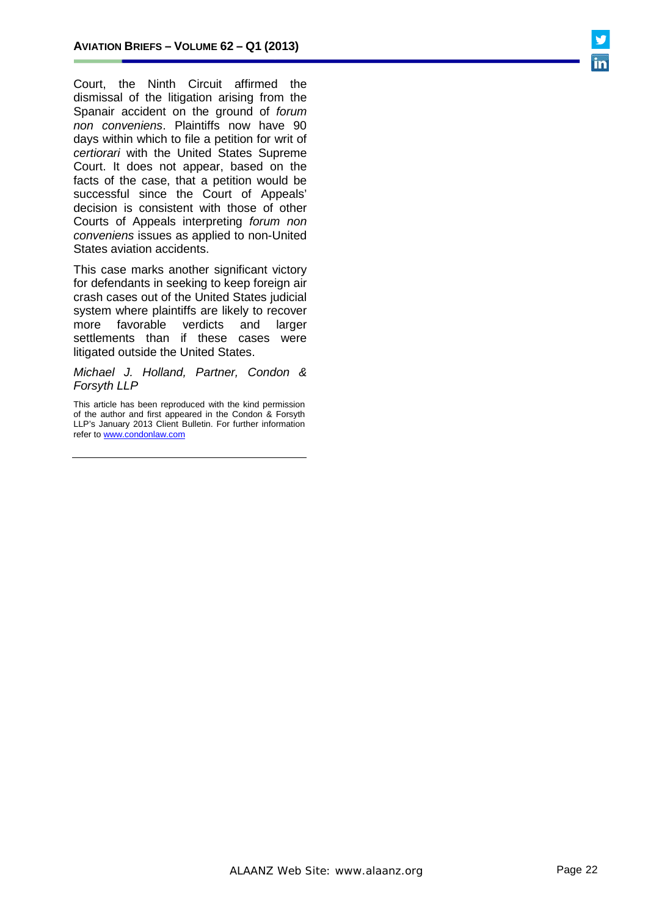Court, the Ninth Circuit affirmed the dismissal of the litigation arising from the Spanair accident on the ground of *forum non conveniens*. Plaintiffs now have 90 days within which to file a petition for writ of *certiorari* with the United States Supreme Court. It does not appear, based on the facts of the case, that a petition would be successful since the Court of Appeals' decision is consistent with those of other Courts of Appeals interpreting *forum non conveniens* issues as applied to non-United States aviation accidents.

This case marks another significant victory for defendants in seeking to keep foreign air crash cases out of the United States judicial system where plaintiffs are likely to recover more favorable verdicts and larger settlements than if these cases were litigated outside the United States.

*Michael J. Holland, Partner, Condon & Forsyth LLP*

This article has been reproduced with the kind permission of the author and first appeared in the Condon & Forsyth LLP's January 2013 Client Bulletin. For further information refer to [www.condonlaw.com](http://www.condonlaw.com)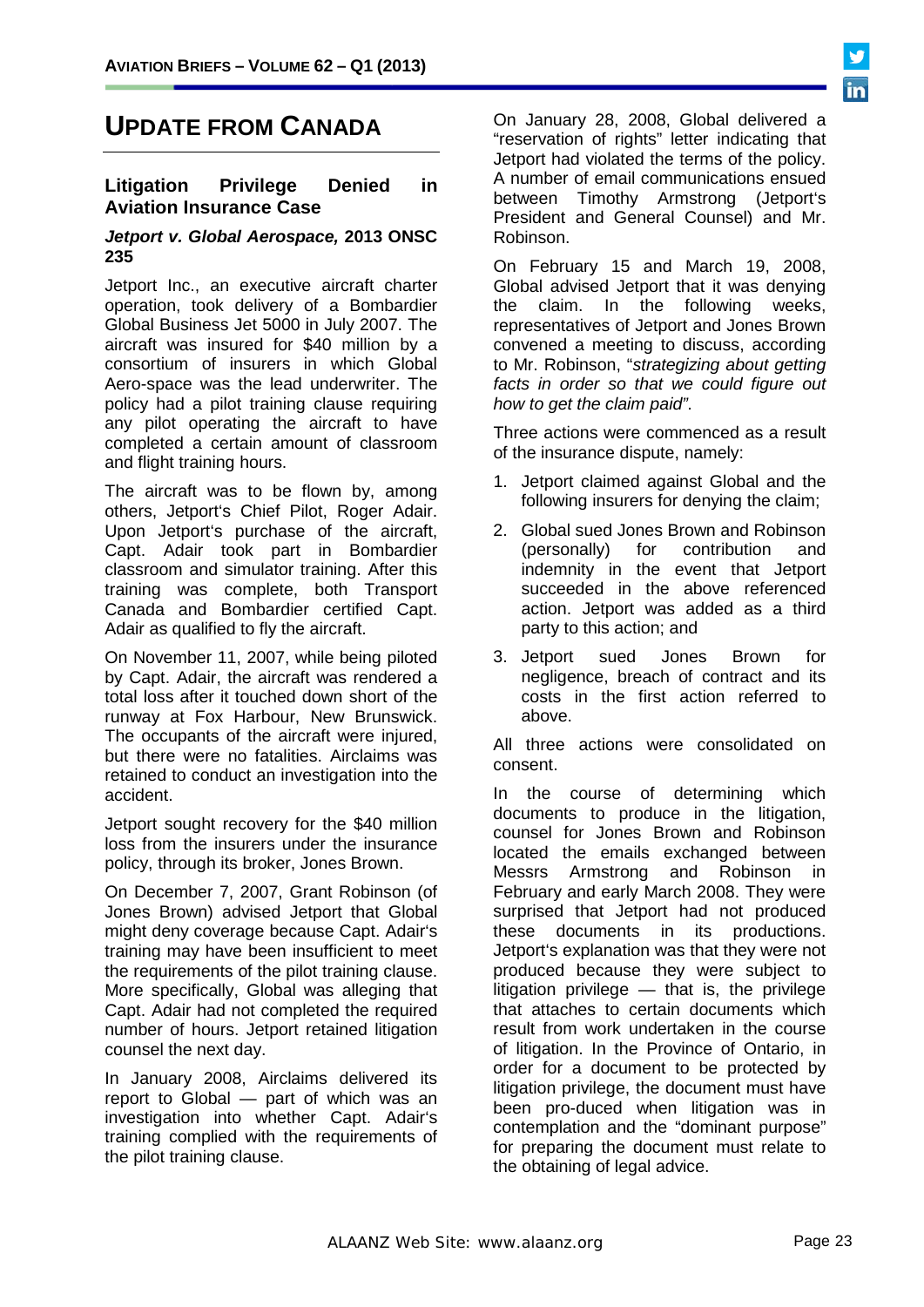# UPDATE FROM CANADA

## Litigation Privilege Denied in Aviation Insurance Case

### *Jetport v. Global Aerospace,* 2013 ONSC 235

Jetport Inc., an executive aircraft charter operation, took delivery of a Bombardier Global Business Jet 5000 in July 2007. The aircraft was insured for $40 million by a consortium of insurers in which Global Aero-space was the lead underwriter. The policy had a pilot training clause requiring any pilot operating the aircraft to have completed a certain amount of classroom and flight training hours.

The aircraft was to be flown by, among others, Jetport's Chief Pilot, Roger Adair. Upon Jetport's purchase of the aircraft, Capt. Adair took part in Bombardier classroom and simulator training. After this training was complete, both Transport Canada and Bombardier certified Capt. Adair as qualified to fly the aircraft.

On November 11, 2007, while being piloted by Capt. Adair, the aircraft was rendered a total loss after it touched down short of the runway at Fox Harbour, New Brunswick. The occupants of the aircraft were injured, but there were no fatalities. Airclaims was retained to conduct an investigation into the accident.

Jetport sought recovery for the $40 million loss from the insurers under the insurance policy, through its broker, Jones Brown.

On December 7, 2007, Grant Robinson (of Jones Brown) advised Jetport that Global might deny coverage because Capt. Adair's training may have been insufficient to meet the requirements of the pilot training clause. More specifically, Global was alleging that Capt. Adair had not completed the required number of hours. Jetport retained litigation counsel the next day.

In January 2008, Airclaims delivered its report to Global — part of which was an investigation into whether Capt. Adair's training complied with the requirements of the pilot training clause.

On January 28, 2008, Global delivered a "reservation of rights" letter indicating that Jetport had violated the terms of the policy. A number of email communications ensued between Timothy Armstrong (Jetport's President and General Counsel) and Mr. Robinson.

On February 15 and March 19, 2008, Global advised Jetport that it was denying the claim. In the following weeks, representatives of Jetport and Jones Brown convened a meeting to discuss, according to Mr. Robinson, "*strategizing about getting facts in order so that we could figure out how to get the claim paid*".

Three actions were commenced as a result of the insurance dispute, namely:

1. Jetport claimed against Global and the following insurers for denying the claim;
2. Global sued Jones Brown and Robinson (personally) for contribution and indemnity in the event that Jetport succeeded in the above referenced action. Jetport was added as a third party to this action; and
3. Jetport sued Jones Brown for negligence, breach of contract and its costs in the first action referred to above.

All three actions were consolidated on consent.

In the course of determining which documents to produce in the litigation, counsel for Jones Brown and Robinson located the emails exchanged between Messrs Armstrong and Robinson in February and early March 2008. They were surprised that Jetport had not produced these documents in its productions. Jetport's explanation was that they were not produced because they were subject to litigation privilege — that is, the privilege that attaches to certain documents which result from work undertaken in the course of litigation. In the Province of Ontario, in order for a document to be protected by litigation privilege, the document must have been pro-duced when litigation was in contemplation and the "dominant purpose" for preparing the document must relate to the obtaining of legal advice.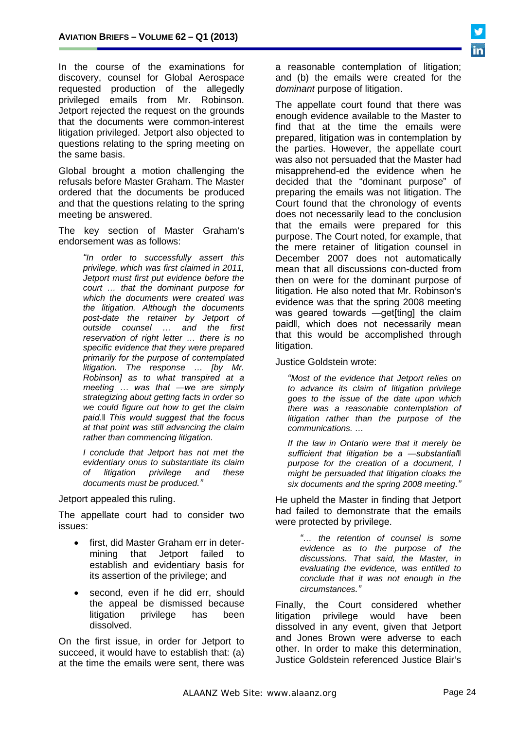In the course of the examinations for discovery, counsel for Global Aerospace requested production of the allegedly privileged emails from Mr. Robinson. Jetport rejected the request on the grounds that the documents were common-interest litigation privileged. Jetport also objected to questions relating to the spring meeting on the same basis.

Global brought a motion challenging the refusals before Master Graham. The Master ordered that the documents be produced and that the questions relating to the spring meeting be answered.

The key section of Master Graham's endorsement was as follows:

> *"In order to successfully assert this privilege, which was first claimed in 2011, Jetport must first put evidence before the court … that the dominant purpose for which the documents were created was the litigation. Although the documents post-date the retainer by Jetport of outside counsel … and the first reservation of right letter … there is no specific evidence that they were prepared primarily for the purpose of contemplated litigation. The response … [by Mr. Robinson] as to what transpired at a meeting … was that —we are simply strategizing about getting facts in order so we could figure out how to get the claim paid.‖ This would suggest that the focus at that point was still advancing the claim rather than commencing litigation.*
>
> *I conclude that Jetport has not met the evidentiary onus to substantiate its claim of litigation privilege and these documents must be produced."*

Jetport appealed this ruling.

The appellate court had to consider two issues:

- first, did Master Graham err in determining that Jetport failed to establish and evidentiary basis for its assertion of the privilege; and
- second, even if he did err, should the appeal be dismissed because litigation privilege has been dissolved.

On the first issue, in order for Jetport to succeed, it would have to establish that: (a) at the time the emails were sent, there was a reasonable contemplation of litigation; and (b) the emails were created for the *dominant* purpose of litigation.

The appellate court found that there was enough evidence available to the Master to find that at the time the emails were prepared, litigation was in contemplation by the parties. However, the appellate court was also not persuaded that the Master had misapprehend-ed the evidence when he decided that the "dominant purpose" of preparing the emails was not litigation. The Court found that the chronology of events does not necessarily lead to the conclusion that the emails were prepared for this purpose. The Court noted, for example, that the mere retainer of litigation counsel in December 2007 does not automatically mean that all discussions con-ducted from then on were for the dominant purpose of litigation. He also noted that Mr. Robinson's evidence was that the spring 2008 meeting was geared towards —get[ting] the claim paid‖, which does not necessarily mean that this would be accomplished through litigation.

Justice Goldstein wrote:

> *"Most of the evidence that Jetport relies on to advance its claim of litigation privilege goes to the issue of the date upon which there was a reasonable contemplation of litigation rather than the purpose of the communications. …*
>
> *If the law in Ontario were that it merely be sufficient that litigation be a —substantial‖ purpose for the creation of a document, I might be persuaded that litigation cloaks the six documents and the spring 2008 meeting."*

He upheld the Master in finding that Jetport had failed to demonstrate that the emails were protected by privilege.

> *"… the retention of counsel is some evidence as to the purpose of the discussions. That said, the Master, in evaluating the evidence, was entitled to conclude that it was not enough in the circumstances."*

Finally, the Court considered whether litigation privilege would have been dissolved in any event, given that Jetport and Jones Brown were adverse to each other. In order to make this determination, Justice Goldstein referenced Justice Blair's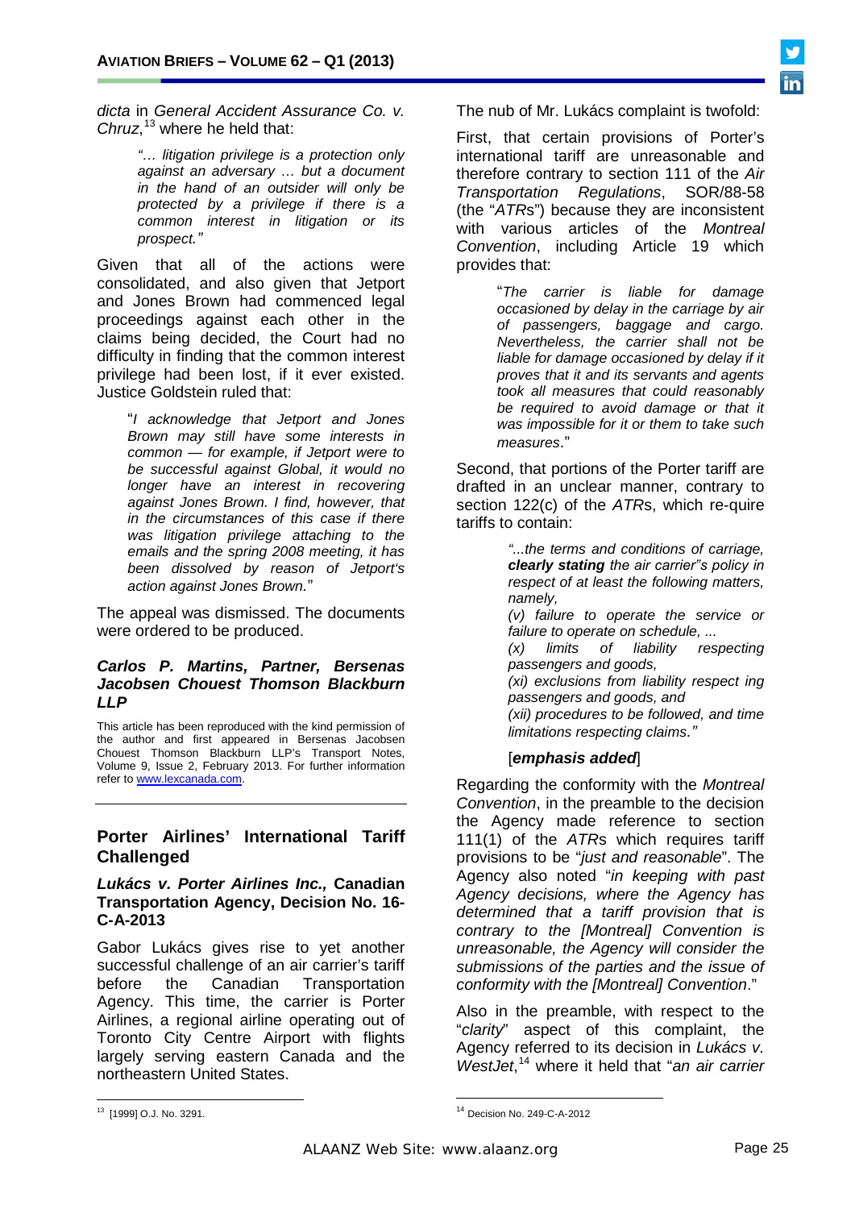*dicta* in *General Accident Assurance Co. v. Chruz*,[13] where he held that:

> *"… litigation privilege is a protection only against an adversary … but a document in the hand of an outsider will only be protected by a privilege if there is a common interest in litigation or its prospect."*

Given that all of the actions were consolidated, and also given that Jetport and Jones Brown had commenced legal proceedings against each other in the claims being decided, the Court had no difficulty in finding that the common interest privilege had been lost, if it ever existed. Justice Goldstein ruled that:

> "*I acknowledge that Jetport and Jones Brown may still have some interests in common — for example, if Jetport were to be successful against Global, it would no longer have an interest in recovering against Jones Brown. I find, however, that in the circumstances of this case if there was litigation privilege attaching to the emails and the spring 2008 meeting, it has been dissolved by reason of Jetport's action against Jones Brown.*"

The appeal was dismissed. The documents were ordered to be produced.

***Carlos P. Martins, Partner, Bersenas Jacobsen Chouest Thomson Blackburn LLP***

This article has been reproduced with the kind permission of the author and first appeared in Bersenas Jacobsen Chouest Thomson Blackburn LLP's Transport Notes, Volume 9, Issue 2, February 2013. For further information refer to www.lexcanada.com.

## Porter Airlines' International Tariff Challenged

### *Lukács v. Porter Airlines Inc.,* Canadian Transportation Agency, Decision No. 16-C-A-2013

Gabor Lukács gives rise to yet another successful challenge of an air carrier's tariff before the Canadian Transportation Agency. This time, the carrier is Porter Airlines, a regional airline operating out of Toronto City Centre Airport with flights largely serving eastern Canada and the northeastern United States.

The nub of Mr. Lukács complaint is twofold:

First, that certain provisions of Porter's international tariff are unreasonable and therefore contrary to section 111 of the *Air Transportation Regulations*, SOR/88-58 (the "*ATR*s") because they are inconsistent with various articles of the *Montreal Convention*, including Article 19 which provides that:

> "*The carrier is liable for damage occasioned by delay in the carriage by air of passengers, baggage and cargo. Nevertheless, the carrier shall not be liable for damage occasioned by delay if it proves that it and its servants and agents took all measures that could reasonably be required to avoid damage or that it was impossible for it or them to take such measures*."

Second, that portions of the Porter tariff are drafted in an unclear manner, contrary to section 122(c) of the *ATR*s, which re-quire tariffs to contain:

> *"...the terms and conditions of carriage, **clearly stating** the air carrier"s policy in respect of at least the following matters, namely,*
> *(v) failure to operate the service or failure to operate on schedule, ...*
> *(x) limits of liability respecting passengers and goods,*
> *(xi) exclusions from liability respect ing passengers and goods, and*
> *(xii) procedures to be followed, and time limitations respecting claims."*
>
> [***emphasis added***]

Regarding the conformity with the *Montreal Convention*, in the preamble to the decision the Agency made reference to section 111(1) of the *ATR*s which requires tariff provisions to be "*just and reasonable*". The Agency also noted "*in keeping with past Agency decisions, where the Agency has determined that a tariff provision that is contrary to the [Montreal] Convention is unreasonable, the Agency will consider the submissions of the parties and the issue of conformity with the [Montreal] Convention*."

Also in the preamble, with respect to the "*clarity*" aspect of this complaint, the Agency referred to its decision in *Lukács v. WestJet*,[14] where it held that "*an air carrier*

---

[13] [1999] O.J. No. 3291.

[14] Decision No. 249-C-A-2012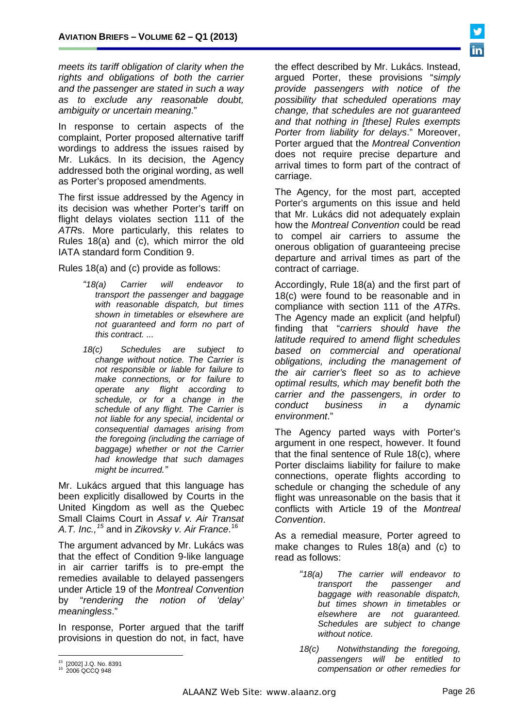*meets its tariff obligation of clarity when the rights and obligations of both the carrier and the passenger are stated in such a way as to exclude any reasonable doubt, ambiguity or uncertain meaning*."

In response to certain aspects of the complaint, Porter proposed alternative tariff wordings to address the issues raised by Mr. Lukács. In its decision, the Agency addressed both the original wording, as well as Porter's proposed amendments.

The first issue addressed by the Agency in its decision was whether Porter's tariff on flight delays violates section 111 of the *ATR*s. More particularly, this relates to Rules 18(a) and (c), which mirror the old IATA standard form Condition 9.

Rules 18(a) and (c) provide as follows:

> *"18(a) Carrier will endeavor to transport the passenger and baggage with reasonable dispatch, but times shown in timetables or elsewhere are not guaranteed and form no part of this contract. ...*
>
> *18(c) Schedules are subject to change without notice. The Carrier is not responsible or liable for failure to make connections, or for failure to operate any flight according to schedule, or for a change in the schedule of any flight. The Carrier is not liable for any special, incidental or consequential damages arising from the foregoing (including the carriage of baggage) whether or not the Carrier had knowledge that such damages might be incurred."*

Mr. Lukács argued that this language has been explicitly disallowed by Courts in the United Kingdom as well as the Quebec Small Claims Court in *Assaf v. Air Transat A.T. Inc.,*[15] and in *Zikovsky v. Air France*.[16]

The argument advanced by Mr. Lukács was that the effect of Condition 9-like language in air carrier tariffs is to pre-empt the remedies available to delayed passengers under Article 19 of the *Montreal Convention* by "*rendering the notion of 'delay' meaningless*."

In response, Porter argued that the tariff provisions in question do not, in fact, have the effect described by Mr. Lukács. Instead, argued Porter, these provisions "*simply provide passengers with notice of the possibility that scheduled operations may change, that schedules are not guaranteed and that nothing in [these] Rules exempts Porter from liability for delays*." Moreover, Porter argued that the *Montreal Convention* does not require precise departure and arrival times to form part of the contract of carriage.

The Agency, for the most part, accepted Porter's arguments on this issue and held that Mr. Lukács did not adequately explain how the *Montreal Convention* could be read to compel air carriers to assume the onerous obligation of guaranteeing precise departure and arrival times as part of the contract of carriage.

Accordingly, Rule 18(a) and the first part of 18(c) were found to be reasonable and in compliance with section 111 of the *ATR*s. The Agency made an explicit (and helpful) finding that "*carriers should have the latitude required to amend flight schedules based on commercial and operational obligations, including the management of the air carrier's fleet so as to achieve optimal results, which may benefit both the carrier and the passengers, in order to conduct business in a dynamic environment*."

The Agency parted ways with Porter's argument in one respect, however. It found that the final sentence of Rule 18(c), where Porter disclaims liability for failure to make connections, operate flights according to schedule or changing the schedule of any flight was unreasonable on the basis that it conflicts with Article 19 of the *Montreal Convention*.

As a remedial measure, Porter agreed to make changes to Rules 18(a) and (c) to read as follows:

> *"18(a) The carrier will endeavor to transport the passenger and baggage with reasonable dispatch, but times shown in timetables or elsewhere are not guaranteed. Schedules are subject to change without notice.*
>
> *18(c) Notwithstanding the foregoing, passengers will be entitled to compensation or other remedies for*

---

[15] [2002] J.Q. No. 8391

[16] 2006 QCCQ 948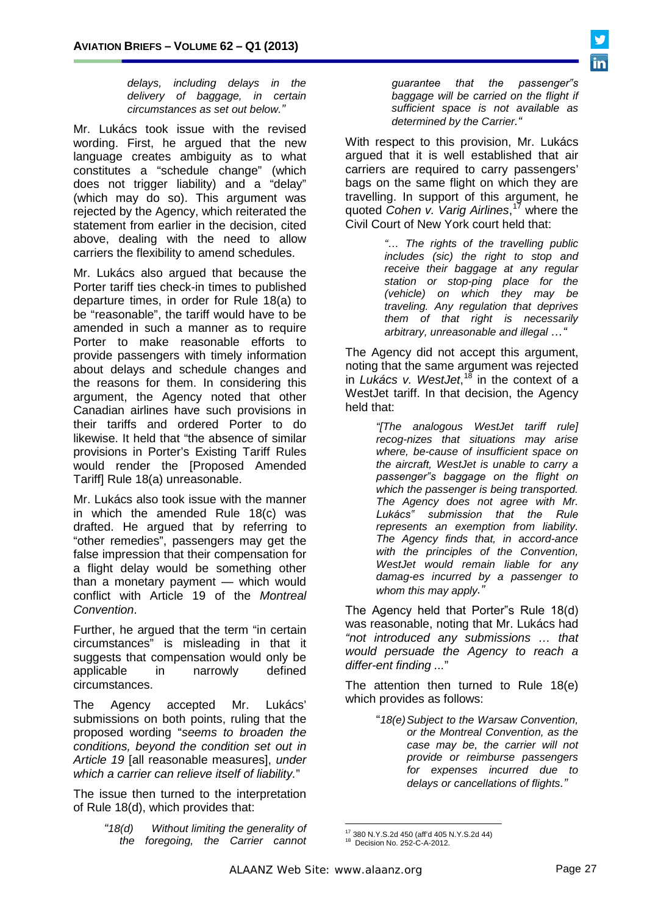> *delays, including delays in the delivery of baggage, in certain circumstances as set out below."*

Mr. Lukács took issue with the revised wording. First, he argued that the new language creates ambiguity as to what constitutes a "schedule change" (which does not trigger liability) and a "delay" (which may do so). This argument was rejected by the Agency, which reiterated the statement from earlier in the decision, cited above, dealing with the need to allow carriers the flexibility to amend schedules.

Mr. Lukács also argued that because the Porter tariff ties check-in times to published departure times, in order for Rule 18(a) to be "reasonable", the tariff would have to be amended in such a manner as to require Porter to make reasonable efforts to provide passengers with timely information about delays and schedule changes and the reasons for them. In considering this argument, the Agency noted that other Canadian airlines have such provisions in their tariffs and ordered Porter to do likewise. It held that "the absence of similar provisions in Porter's Existing Tariff Rules would render the [Proposed Amended Tariff] Rule 18(a) unreasonable.

Mr. Lukács also took issue with the manner in which the amended Rule 18(c) was drafted. He argued that by referring to "other remedies", passengers may get the false impression that their compensation for a flight delay would be something other than a monetary payment — which would conflict with Article 19 of the *Montreal Convention*.

Further, he argued that the term "in certain circumstances" is misleading in that it suggests that compensation would only be applicable in narrowly defined circumstances.

The Agency accepted Mr. Lukács' submissions on both points, ruling that the proposed wording "*seems to broaden the conditions, beyond the condition set out in Article 19* [all reasonable measures], *under which a carrier can relieve itself of liability.*"

The issue then turned to the interpretation of Rule 18(d), which provides that:

> *"18(d) Without limiting the generality of the foregoing, the Carrier cannot guarantee that the passenger"s baggage will be carried on the flight if sufficient space is not available as determined by the Carrier."*

With respect to this provision, Mr. Lukács argued that it is well established that air carriers are required to carry passengers' bags on the same flight on which they are travelling. In support of this argument, he quoted *Cohen v. Varig Airlines*,[17] where the Civil Court of New York court held that:

> *"… The rights of the travelling public includes (sic) the right to stop and receive their baggage at any regular station or stop-ping place for the (vehicle) on which they may be traveling. Any regulation that deprives them of that right is necessarily arbitrary, unreasonable and illegal …"*

The Agency did not accept this argument, noting that the same argument was rejected in *Lukács v. WestJet*,[18] in the context of a WestJet tariff. In that decision, the Agency held that:

> *"[The analogous WestJet tariff rule] recog-nizes that situations may arise where, be-cause of insufficient space on the aircraft, WestJet is unable to carry a passenger"s baggage on the flight on which the passenger is being transported. The Agency does not agree with Mr. Lukács" submission that the Rule represents an exemption from liability. The Agency finds that, in accord-ance with the principles of the Convention, WestJet would remain liable for any damag-es incurred by a passenger to whom this may apply."*

The Agency held that Porter"s Rule 18(d) was reasonable, noting that Mr. Lukács had *"not introduced any submissions … that would persuade the Agency to reach a differ-ent finding ...*"

The attention then turned to Rule 18(e) which provides as follows:

> "*18(e) Subject to the Warsaw Convention, or the Montreal Convention, as the case may be, the carrier will not provide or reimburse passengers for expenses incurred due to delays or cancellations of flights."*

---

[17] 380 N.Y.S.2d 450 (aff'd 405 N.Y.S.2d 44)

[18] Decision No. 252-C-A-2012.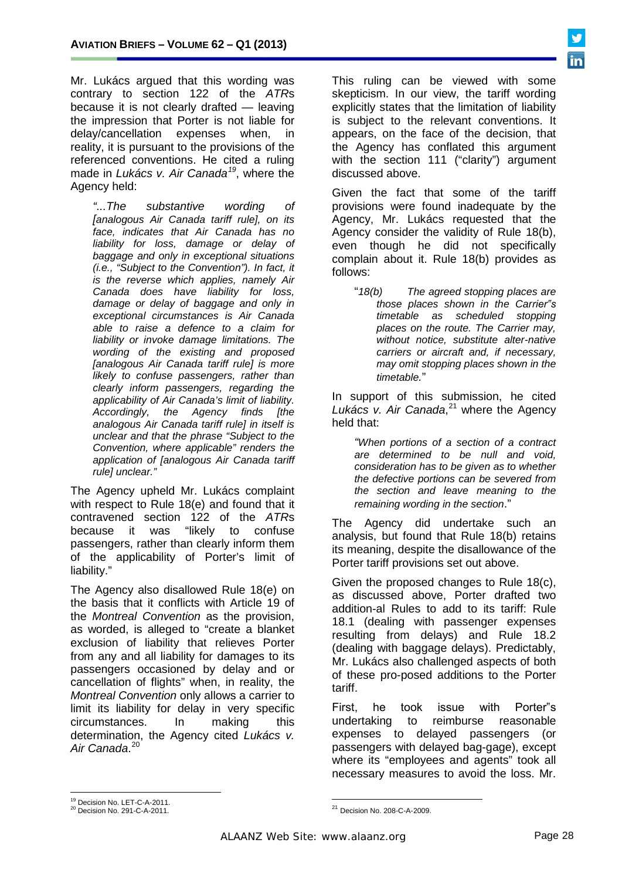Mr. Lukács argued that this wording was contrary to section 122 of the *ATR*s because it is not clearly drafted — leaving the impression that Porter is not liable for delay/cancellation expenses when, in reality, it is pursuant to the provisions of the referenced conventions. He cited a ruling made in *Lukács v. Air Canada*[19], where the Agency held:

> *"...The substantive wording of [analogous Air Canada tariff rule], on its face, indicates that Air Canada has no liability for loss, damage or delay of baggage and only in exceptional situations (i.e., "Subject to the Convention"). In fact, it is the reverse which applies, namely Air Canada does have liability for loss, damage or delay of baggage and only in exceptional circumstances is Air Canada able to raise a defence to a claim for liability or invoke damage limitations. The wording of the existing and proposed [analogous Air Canada tariff rule] is more likely to confuse passengers, rather than clearly inform passengers, regarding the applicability of Air Canada's limit of liability. Accordingly, the Agency finds [the analogous Air Canada tariff rule] in itself is unclear and that the phrase "Subject to the Convention, where applicable" renders the application of [analogous Air Canada tariff rule] unclear."*

The Agency upheld Mr. Lukács complaint with respect to Rule 18(e) and found that it contravened section 122 of the *ATR*s because it was "likely to confuse passengers, rather than clearly inform them of the applicability of Porter's limit of liability."

The Agency also disallowed Rule 18(e) on the basis that it conflicts with Article 19 of the *Montreal Convention* as the provision, as worded, is alleged to "create a blanket exclusion of liability that relieves Porter from any and all liability for damages to its passengers occasioned by delay and or cancellation of flights" when, in reality, the *Montreal Convention* only allows a carrier to limit its liability for delay in very specific circumstances. In making this determination, the Agency cited *Lukács v. Air Canada*.[20]

This ruling can be viewed with some skepticism. In our view, the tariff wording explicitly states that the limitation of liability is subject to the relevant conventions. It appears, on the face of the decision, that the Agency has conflated this argument with the section 111 ("clarity") argument discussed above.

Given the fact that some of the tariff provisions were found inadequate by the Agency, Mr. Lukács requested that the Agency consider the validity of Rule 18(b), even though he did not specifically complain about it. Rule 18(b) provides as follows:

> "*18(b) The agreed stopping places are those places shown in the Carrier"s timetable as scheduled stopping places on the route. The Carrier may, without notice, substitute alter-native carriers or aircraft and, if necessary, may omit stopping places shown in the timetable.*"

In support of this submission, he cited *Lukács v. Air Canada*,[21] where the Agency held that:

> *"When portions of a section of a contract are determined to be null and void, consideration has to be given as to whether the defective portions can be severed from the section and leave meaning to the remaining wording in the section*."

The Agency did undertake such an analysis, but found that Rule 18(b) retains its meaning, despite the disallowance of the Porter tariff provisions set out above.

Given the proposed changes to Rule 18(c), as discussed above, Porter drafted two addition-al Rules to add to its tariff: Rule 18.1 (dealing with passenger expenses resulting from delays) and Rule 18.2 (dealing with baggage delays). Predictably, Mr. Lukács also challenged aspects of both of these pro-posed additions to the Porter tariff.

First, he took issue with Porter"s undertaking to reimburse reasonable expenses to delayed passengers (or passengers with delayed bag-gage), except where its "employees and agents" took all necessary measures to avoid the loss. Mr.

---

[19] Decision No. LET-C-A-2011.

[20] Decision No. 291-C-A-2011.

[21] Decision No. 208-C-A-2009.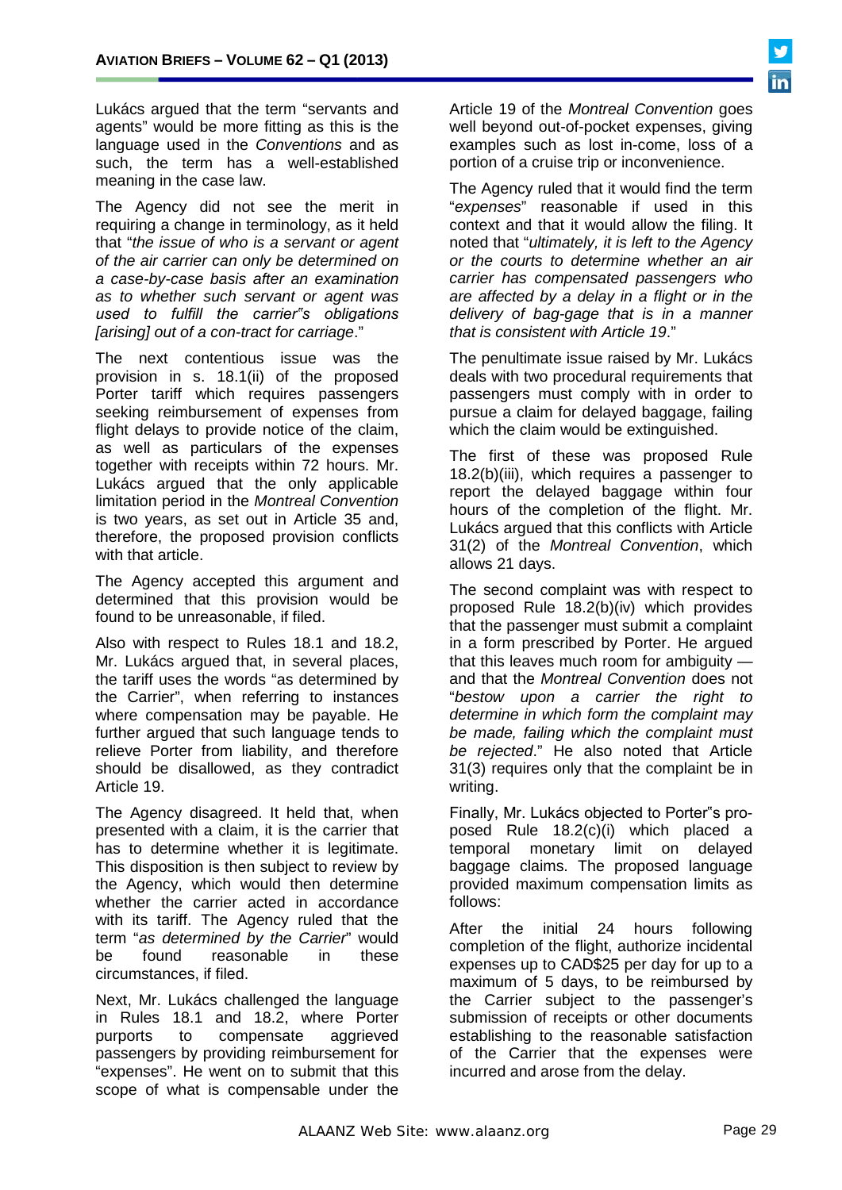Lukács argued that the term "servants and agents" would be more fitting as this is the language used in the *Conventions* and as such, the term has a well-established meaning in the case law.

The Agency did not see the merit in requiring a change in terminology, as it held that "*the issue of who is a servant or agent of the air carrier can only be determined on a case-by-case basis after an examination as to whether such servant or agent was used to fulfill the carrier"s obligations [arising] out of a con-tract for carriage*."

The next contentious issue was the provision in s. 18.1(ii) of the proposed Porter tariff which requires passengers seeking reimbursement of expenses from flight delays to provide notice of the claim, as well as particulars of the expenses together with receipts within 72 hours. Mr. Lukács argued that the only applicable limitation period in the *Montreal Convention* is two years, as set out in Article 35 and, therefore, the proposed provision conflicts with that article.

The Agency accepted this argument and determined that this provision would be found to be unreasonable, if filed.

Also with respect to Rules 18.1 and 18.2, Mr. Lukács argued that, in several places, the tariff uses the words "as determined by the Carrier", when referring to instances where compensation may be payable. He further argued that such language tends to relieve Porter from liability, and therefore should be disallowed, as they contradict Article 19.

The Agency disagreed. It held that, when presented with a claim, it is the carrier that has to determine whether it is legitimate. This disposition is then subject to review by the Agency, which would then determine whether the carrier acted in accordance with its tariff. The Agency ruled that the term "*as determined by the Carrier*" would be found reasonable in these circumstances, if filed.

Next, Mr. Lukács challenged the language in Rules 18.1 and 18.2, where Porter purports to compensate aggrieved passengers by providing reimbursement for "expenses". He went on to submit that this scope of what is compensable under the Article 19 of the *Montreal Convention* goes well beyond out-of-pocket expenses, giving examples such as lost in-come, loss of a portion of a cruise trip or inconvenience.

The Agency ruled that it would find the term "*expenses*" reasonable if used in this context and that it would allow the filing. It noted that "*ultimately, it is left to the Agency or the courts to determine whether an air carrier has compensated passengers who are affected by a delay in a flight or in the delivery of bag-gage that is in a manner that is consistent with Article 19*."

The penultimate issue raised by Mr. Lukács deals with two procedural requirements that passengers must comply with in order to pursue a claim for delayed baggage, failing which the claim would be extinguished.

The first of these was proposed Rule 18.2(b)(iii), which requires a passenger to report the delayed baggage within four hours of the completion of the flight. Mr. Lukács argued that this conflicts with Article 31(2) of the *Montreal Convention*, which allows 21 days.

The second complaint was with respect to proposed Rule 18.2(b)(iv) which provides that the passenger must submit a complaint in a form prescribed by Porter. He argued that this leaves much room for ambiguity — and that the *Montreal Convention* does not "*bestow upon a carrier the right to determine in which form the complaint may be made, failing which the complaint must be rejected*." He also noted that Article 31(3) requires only that the complaint be in writing.

Finally, Mr. Lukács objected to Porter"s pro-posed Rule 18.2(c)(i) which placed a temporal monetary limit on delayed baggage claims. The proposed language provided maximum compensation limits as follows:

After the initial 24 hours following completion of the flight, authorize incidental expenses up to CAD$25 per day for up to a maximum of 5 days, to be reimbursed by the Carrier subject to the passenger's submission of receipts or other documents establishing to the reasonable satisfaction of the Carrier that the expenses were incurred and arose from the delay.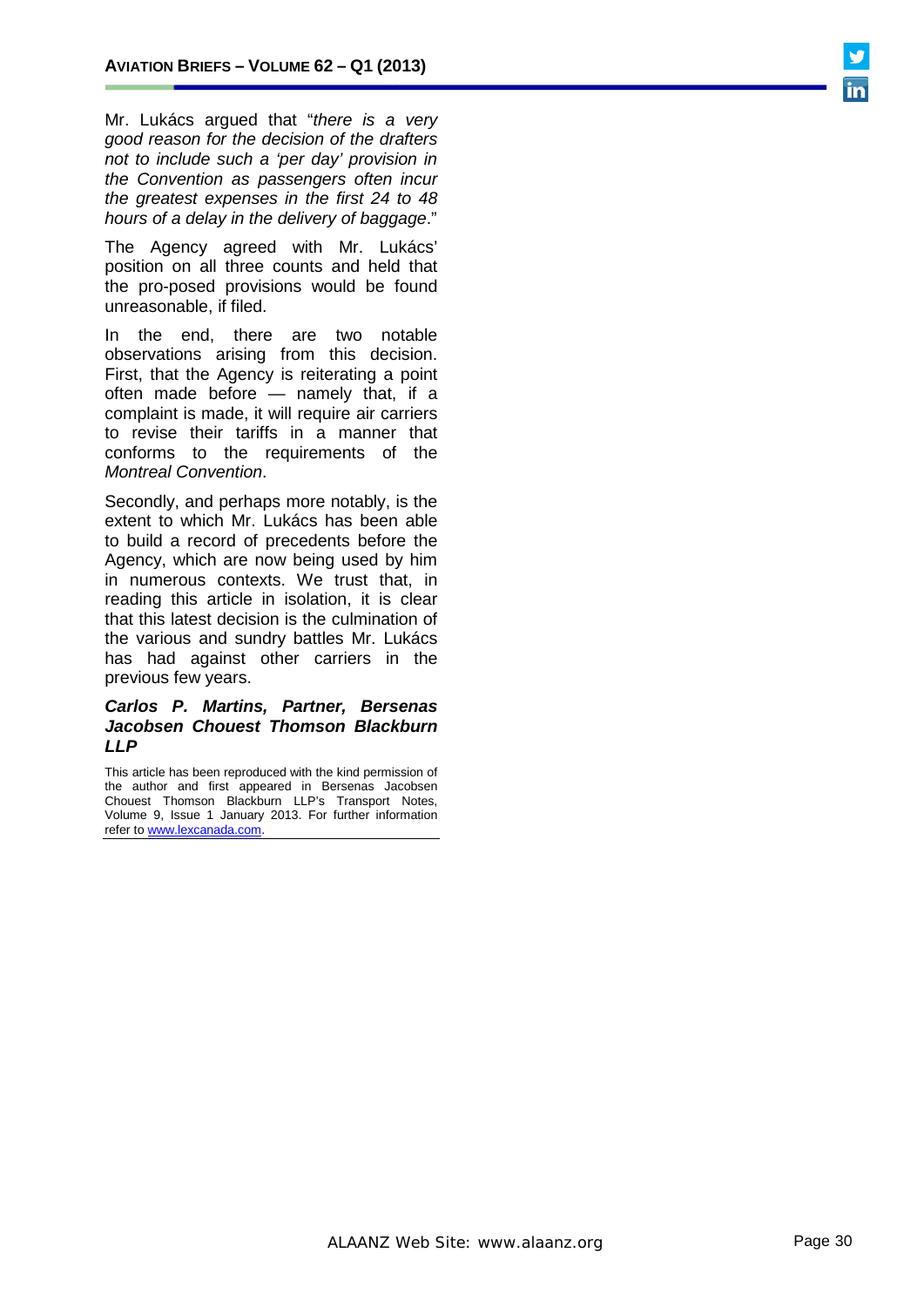Mr. Lukács argued that "*there is a very good reason for the decision of the drafters not to include such a 'per day' provision in the Convention as passengers often incur the greatest expenses in the first 24 to 48 hours of a delay in the delivery of baggage*."

The Agency agreed with Mr. Lukács' position on all three counts and held that the pro-posed provisions would be found unreasonable, if filed.

In the end, there are two notable observations arising from this decision. First, that the Agency is reiterating a point often made before — namely that, if a complaint is made, it will require air carriers to revise their tariffs in a manner that conforms to the requirements of the *Montreal Convention*.

Secondly, and perhaps more notably, is the extent to which Mr. Lukács has been able to build a record of precedents before the Agency, which are now being used by him in numerous contexts. We trust that, in reading this article in isolation, it is clear that this latest decision is the culmination of the various and sundry battles Mr. Lukács has had against other carriers in the previous few years.

***Carlos P. Martins, Partner, Bersenas Jacobsen Chouest Thomson Blackburn LLP***

This article has been reproduced with the kind permission of the author and first appeared in Bersenas Jacobsen Chouest Thomson Blackburn LLP's Transport Notes, Volume 9, Issue 1 January 2013. For further information refer to [www.lexcanada.com](http://www.lexcanada.com).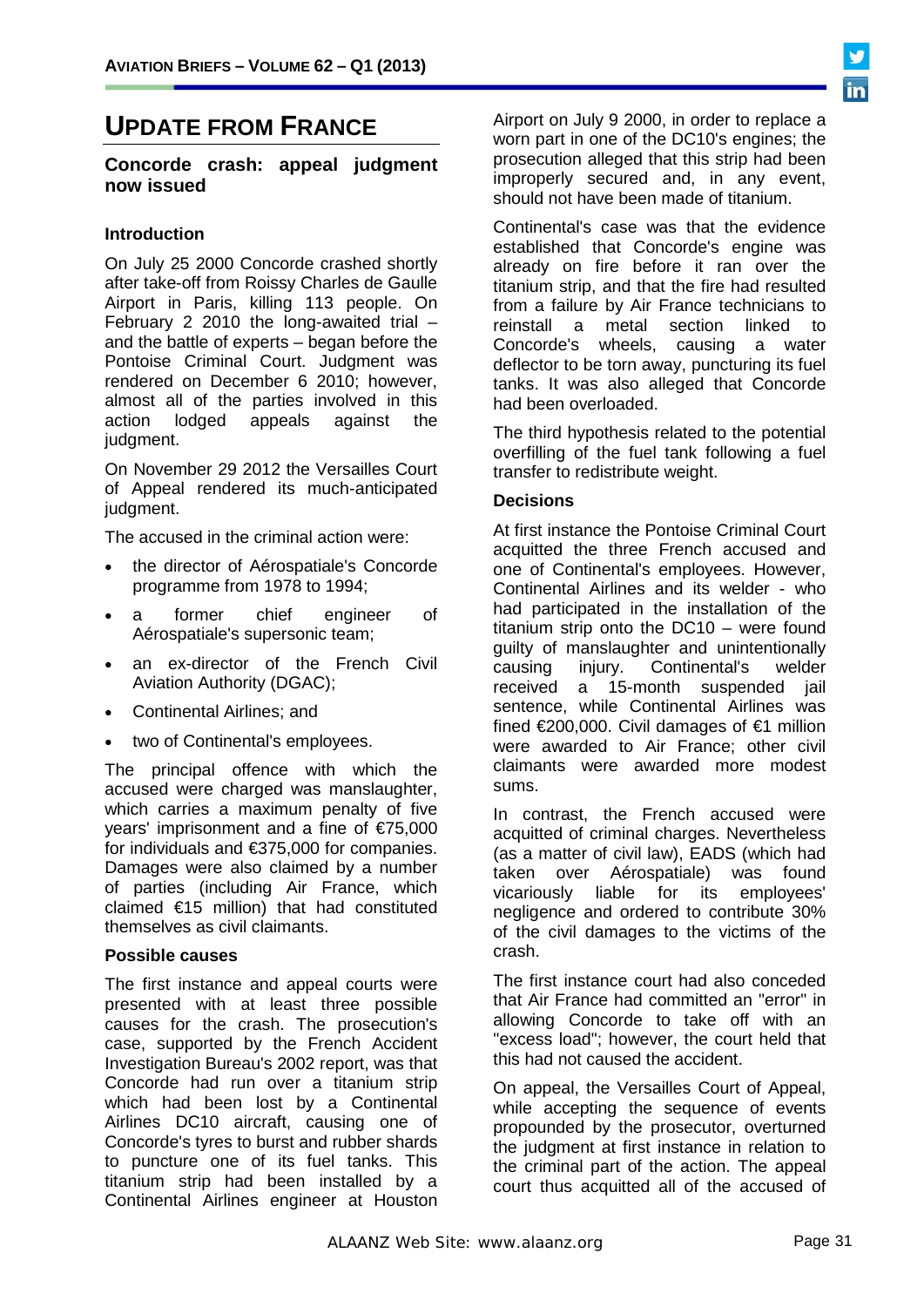# UPDATE FROM FRANCE

## Concorde crash: appeal judgment now issued

### Introduction

On July 25 2000 Concorde crashed shortly after take-off from Roissy Charles de Gaulle Airport in Paris, killing 113 people. On February 2 2010 the long-awaited trial – and the battle of experts – began before the Pontoise Criminal Court. Judgment was rendered on December 6 2010; however, almost all of the parties involved in this action lodged appeals against the judgment.

On November 29 2012 the Versailles Court of Appeal rendered its much-anticipated judgment.

The accused in the criminal action were:

- the director of Aérospatiale's Concorde programme from 1978 to 1994;
- a former chief engineer of Aérospatiale's supersonic team;
- an ex-director of the French Civil Aviation Authority (DGAC);
- Continental Airlines; and
- two of Continental's employees.

The principal offence with which the accused were charged was manslaughter, which carries a maximum penalty of five years' imprisonment and a fine of €75,000 for individuals and €375,000 for companies. Damages were also claimed by a number of parties (including Air France, which claimed €15 million) that had constituted themselves as civil claimants.

### Possible causes

The first instance and appeal courts were presented with at least three possible causes for the crash. The prosecution's case, supported by the French Accident Investigation Bureau's 2002 report, was that Concorde had run over a titanium strip which had been lost by a Continental Airlines DC10 aircraft, causing one of Concorde's tyres to burst and rubber shards to puncture one of its fuel tanks. This titanium strip had been installed by a Continental Airlines engineer at Houston Airport on July 9 2000, in order to replace a worn part in one of the DC10's engines; the prosecution alleged that this strip had been improperly secured and, in any event, should not have been made of titanium.

Continental's case was that the evidence established that Concorde's engine was already on fire before it ran over the titanium strip, and that the fire had resulted from a failure by Air France technicians to reinstall a metal section linked to Concorde's wheels, causing a water deflector to be torn away, puncturing its fuel tanks. It was also alleged that Concorde had been overloaded.

The third hypothesis related to the potential overfilling of the fuel tank following a fuel transfer to redistribute weight.

### Decisions

At first instance the Pontoise Criminal Court acquitted the three French accused and one of Continental's employees. However, Continental Airlines and its welder - who had participated in the installation of the titanium strip onto the DC10 – were found guilty of manslaughter and unintentionally causing injury. Continental's welder received a 15-month suspended jail sentence, while Continental Airlines was fined €200,000. Civil damages of €1 million were awarded to Air France; other civil claimants were awarded more modest sums.

In contrast, the French accused were acquitted of criminal charges. Nevertheless (as a matter of civil law), EADS (which had taken over Aérospatiale) was found vicariously liable for its employees' negligence and ordered to contribute 30% of the civil damages to the victims of the crash.

The first instance court had also conceded that Air France had committed an "error" in allowing Concorde to take off with an "excess load"; however, the court held that this had not caused the accident.

On appeal, the Versailles Court of Appeal, while accepting the sequence of events propounded by the prosecutor, overturned the judgment at first instance in relation to the criminal part of the action. The appeal court thus acquitted all of the accused of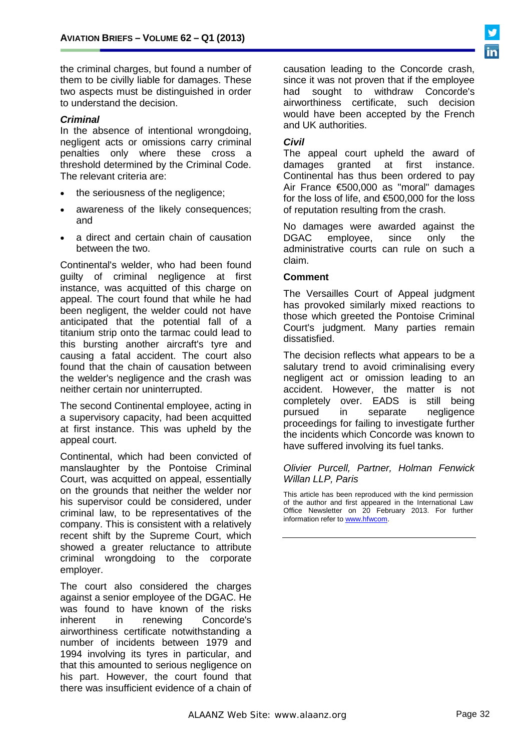the criminal charges, but found a number of them to be civilly liable for damages. These two aspects must be distinguished in order to understand the decision.

***Criminal***

In the absence of intentional wrongdoing, negligent acts or omissions carry criminal penalties only where these cross a threshold determined by the Criminal Code. The relevant criteria are:

- the seriousness of the negligence;
- awareness of the likely consequences; and
- a direct and certain chain of causation between the two.

Continental's welder, who had been found guilty of criminal negligence at first instance, was acquitted of this charge on appeal. The court found that while he had been negligent, the welder could not have anticipated that the potential fall of a titanium strip onto the tarmac could lead to this bursting another aircraft's tyre and causing a fatal accident. The court also found that the chain of causation between the welder's negligence and the crash was neither certain nor uninterrupted.

The second Continental employee, acting in a supervisory capacity, had been acquitted at first instance. This was upheld by the appeal court.

Continental, which had been convicted of manslaughter by the Pontoise Criminal Court, was acquitted on appeal, essentially on the grounds that neither the welder nor his supervisor could be considered, under criminal law, to be representatives of the company. This is consistent with a relatively recent shift by the Supreme Court, which showed a greater reluctance to attribute criminal wrongdoing to the corporate employer.

The court also considered the charges against a senior employee of the DGAC. He was found to have known of the risks inherent in renewing Concorde's airworthiness certificate notwithstanding a number of incidents between 1979 and 1994 involving its tyres in particular, and that this amounted to serious negligence on his part. However, the court found that there was insufficient evidence of a chain of causation leading to the Concorde crash, since it was not proven that if the employee had sought to withdraw Concorde's airworthiness certificate, such decision would have been accepted by the French and UK authorities.

***Civil***

The appeal court upheld the award of damages granted at first instance. Continental has thus been ordered to pay Air France €500,000 as "moral" damages for the loss of life, and €500,000 for the loss of reputation resulting from the crash.

No damages were awarded against the DGAC employee, since only the administrative courts can rule on such a claim.

**Comment**

The Versailles Court of Appeal judgment has provoked similarly mixed reactions to those which greeted the Pontoise Criminal Court's judgment. Many parties remain dissatisfied.

The decision reflects what appears to be a salutary trend to avoid criminalising every negligent act or omission leading to an accident. However, the matter is not completely over. EADS is still being pursued in separate negligence proceedings for failing to investigate further the incidents which Concorde was known to have suffered involving its fuel tanks.

*Olivier Purcell, Partner, Holman Fenwick Willan LLP, Paris*

This article has been reproduced with the kind permission of the author and first appeared in the International Law Office Newsletter on 20 February 2013. For further information refer to www.hfwcom.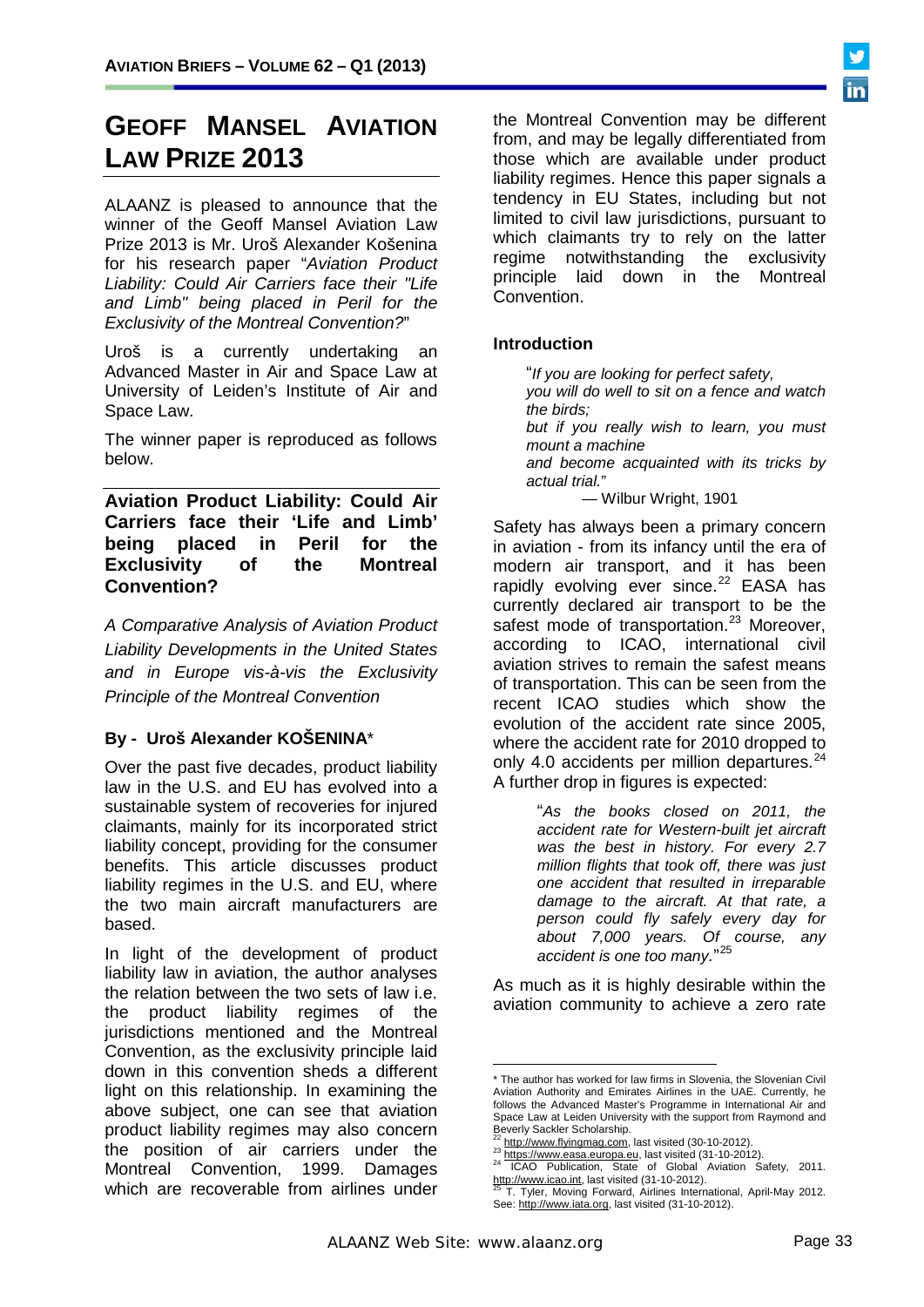# GEOFF MANSEL AVIATION LAW PRIZE 2013

ALAANZ is pleased to announce that the winner of the Geoff Mansel Aviation Law Prize 2013 is Mr. Uroš Alexander Košenina for his research paper "*Aviation Product Liability: Could Air Carriers face their "Life and Limb" being placed in Peril for the Exclusivity of the Montreal Convention?*"

Uroš is a currently undertaking an Advanced Master in Air and Space Law at University of Leiden's Institute of Air and Space Law.

The winner paper is reproduced as follows below.

## Aviation Product Liability: Could Air Carriers face their 'Life and Limb' being placed in Peril for the Exclusivity of the Montreal Convention?

*A Comparative Analysis of Aviation Product Liability Developments in the United States and in Europe vis-à-vis the Exclusivity Principle of the Montreal Convention*

**By - Uroš Alexander KOŠENINA***

Over the past five decades, product liability law in the U.S. and EU has evolved into a sustainable system of recoveries for injured claimants, mainly for its incorporated strict liability concept, providing for the consumer benefits. This article discusses product liability regimes in the U.S. and EU, where the two main aircraft manufacturers are based.

In light of the development of product liability law in aviation, the author analyses the relation between the two sets of law i.e. the product liability regimes of the jurisdictions mentioned and the Montreal Convention, as the exclusivity principle laid down in this convention sheds a different light on this relationship. In examining the above subject, one can see that aviation product liability regimes may also concern the position of air carriers under the Montreal Convention, 1999. Damages which are recoverable from airlines under the Montreal Convention may be different from, and may be legally differentiated from those which are available under product liability regimes. Hence this paper signals a tendency in EU States, including but not limited to civil law jurisdictions, pursuant to which claimants try to rely on the latter regime notwithstanding the exclusivity principle laid down in the Montreal Convention.

### Introduction

> "*If you are looking for perfect safety,*
> *you will do well to sit on a fence and watch the birds;*
> *but if you really wish to learn, you must mount a machine*
> *and become acquainted with its tricks by actual trial.*"
> — Wilbur Wright, 1901

Safety has always been a primary concern in aviation - from its infancy until the era of modern air transport, and it has been rapidly evolving ever since.[22] EASA has currently declared air transport to be the safest mode of transportation.[23] Moreover, according to ICAO, international civil aviation strives to remain the safest means of transportation. This can be seen from the recent ICAO studies which show the evolution of the accident rate since 2005, where the accident rate for 2010 dropped to only 4.0 accidents per million departures.[24] A further drop in figures is expected:

> "*As the books closed on 2011, the accident rate for Western-built jet aircraft was the best in history. For every 2.7 million flights that took off, there was just one accident that resulted in irreparable damage to the aircraft. At that rate, a person could fly safely every day for about 7,000 years. Of course, any accident is one too many.*"[25]

As much as it is highly desirable within the aviation community to achieve a zero rate

---

\* The author has worked for law firms in Slovenia, the Slovenian Civil Aviation Authority and Emirates Airlines in the UAE. Currently, he follows the Advanced Master's Programme in International Air and Space Law at Leiden University with the support from Raymond and Beverly Sackler Scholarship.

[22] http://www.flyingmag.com, last visited (30-10-2012).

[23] https://www.easa.europa.eu, last visited (31-10-2012).

[24] ICAO Publication, State of Global Aviation Safety, 2011. http://www.icao.int, last visited (31-10-2012).

[25] T. Tyler, Moving Forward, Airlines International, April-May 2012. See: http://www.iata.org, last visited (31-10-2012).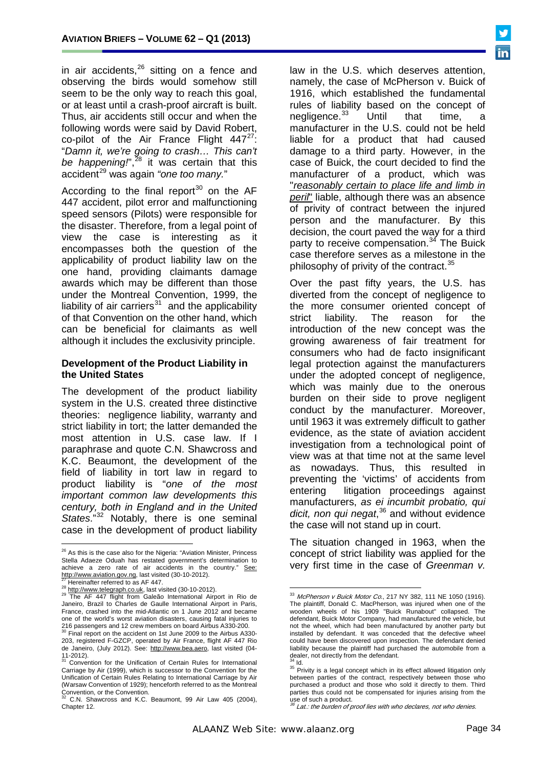in air accidents,[26] sitting on a fence and observing the birds would somehow still seem to be the only way to reach this goal, or at least until a crash-proof aircraft is built. Thus, air accidents still occur and when the following words were said by David Robert, co-pilot of the Air France Flight 447[27]: "*Damn it, we're going to crash… This can't be happening!*",[28] it was certain that this accident[29] was again *"one too many.*"

According to the final report[30] on the AF 447 accident, pilot error and malfunctioning speed sensors (Pilots) were responsible for the disaster. Therefore, from a legal point of view the case is interesting as it encompasses both the question of the applicability of product liability law on the one hand, providing claimants damage awards which may be different than those under the Montreal Convention, 1999, the liability of air carriers[31] and the applicability of that Convention on the other hand, which can be beneficial for claimants as well although it includes the exclusivity principle.

### Development of the Product Liability in the United States

The development of the product liability system in the U.S. created three distinctive theories: negligence liability, warranty and strict liability in tort; the latter demanded the most attention in U.S. case law. If I paraphrase and quote C.N. Shawcross and K.C. Beaumont, the development of the field of liability in tort law in regard to product liability is "*one of the most important common law developments this century, both in England and in the United States*."[32] Notably, there is one seminal case in the development of product liability law in the U.S. which deserves attention, namely, the case of McPherson v. Buick of 1916, which established the fundamental rules of liability based on the concept of negligence.[33] Until that time, a manufacturer in the U.S. could not be held liable for a product that had caused damage to a third party. However, in the case of Buick, the court decided to find the manufacturer of a product, which was "*reasonably certain to place life and limb in peril*" liable, although there was an absence of privity of contract between the injured person and the manufacturer. By this decision, the court paved the way for a third party to receive compensation.[34] The Buick case therefore serves as a milestone in the philosophy of privity of the contract.[35]

Over the past fifty years, the U.S. has diverted from the concept of negligence to the more consumer oriented concept of strict liability. The reason for the introduction of the new concept was the growing awareness of fair treatment for consumers who had de facto insignificant legal protection against the manufacturers under the adopted concept of negligence, which was mainly due to the onerous burden on their side to prove negligent conduct by the manufacturer. Moreover, until 1963 it was extremely difficult to gather evidence, as the state of aviation accident investigation from a technological point of view was at that time not at the same level as nowadays. Thus, this resulted in preventing the 'victims' of accidents from entering litigation proceedings against manufacturers, *as ei incumbit probatio, qui dicit, non qui negat*,[36] and without evidence the case will not stand up in court.

The situation changed in 1963, when the concept of strict liability was applied for the very first time in the case of *Greenman v.*

---

[26] As this is the case also for the Nigeria: "Aviation Minister, Princess Stella Adaeze Oduah has restated government's determination to achieve a zero rate of air accidents in the country." See: http://www.aviation.gov.ng, last visited (30-10-2012).

[27] Hereinafter referred to as AF 447.

[28] http://www.telegraph.co.uk, last visited (30-10-2012).

[29] The AF 447 flight from Galeão International Airport in Rio de Janeiro, Brazil to Charles de Gaulle International Airport in Paris, France, crashed into the mid-Atlantic on 1 June 2012 and became one of the world's worst aviation disasters, causing fatal injuries to 216 passengers and 12 crew members on board Airbus A330-200.

[30] Final report on the accident on 1st June 2009 to the Airbus A330-203, registered F-GZCP, operated by Air France, flight AF 447 Rio de Janeiro, (July 2012). See: http://www.bea.aero, last visited (04-11-2012).

[31] Convention for the Unification of Certain Rules for International Carriage by Air (1999), which is successor to the Convention for the Unification of Certain Rules Relating to International Carriage by Air (Warsaw Convention of 1929); henceforth referred to as the Montreal Convention, or the Convention.

[32] C.N. Shawcross and K.C. Beaumont, 99 Air Law 405 (2004), Chapter 12.

[33] *McPherson v Buick Motor Co.*, 217 NY 382, 111 NE 1050 (1916). The plaintiff, Donald C. MacPherson, was injured when one of the wooden wheels of his 1909 "Buick Runabout" collapsed. The defendant, Buick Motor Company, had manufactured the vehicle, but not the wheel, which had been manufactured by another party but installed by defendant. It was conceded that the defective wheel could have been discovered upon inspection. The defendant denied liability because the plaintiff had purchased the automobile from a dealer, not directly from the defendant.

[34] Id.

[35] Privity is a legal concept which in its effect allowed litigation only between parties of the contract, respectively between those who purchased a product and those who sold it directly to them. Third parties thus could not be compensated for injuries arising from the use of such a product.

[36] *Lat.: the burden of proof lies with who declares, not who denies.*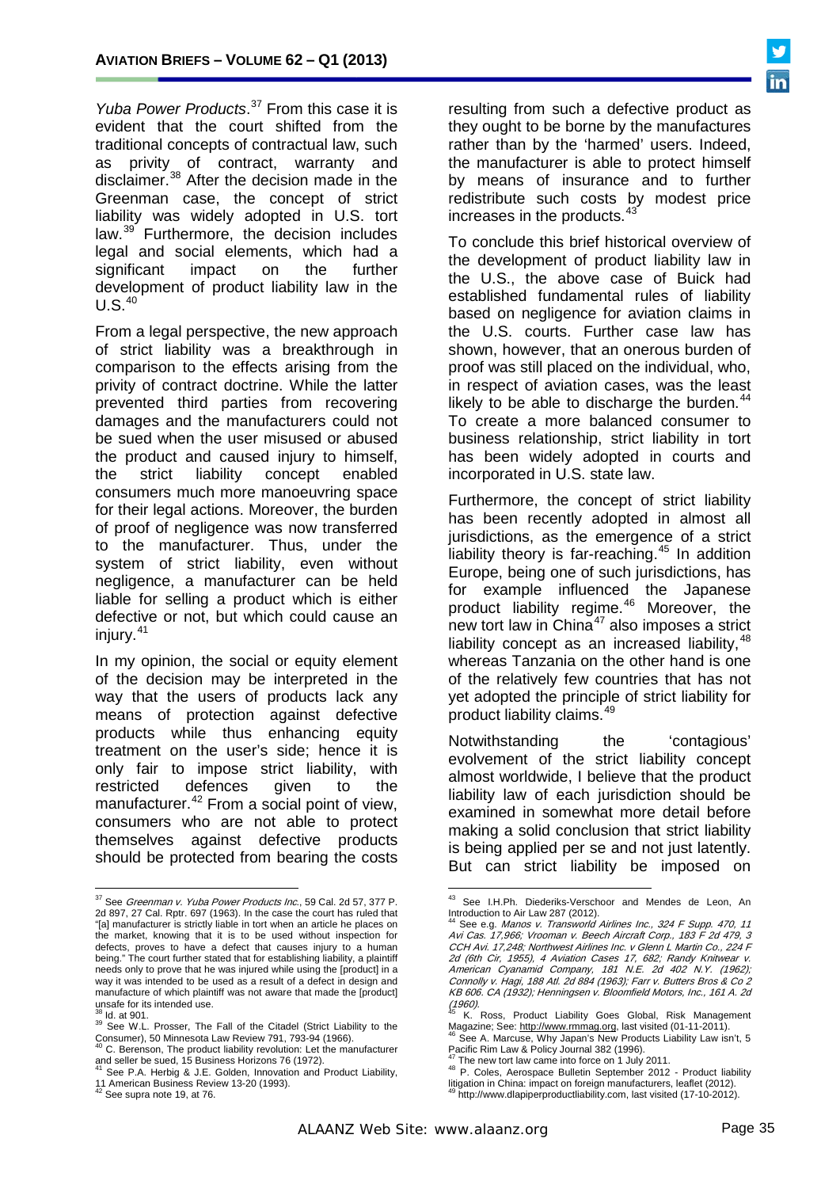*Yuba Power Products*.[37] From this case it is evident that the court shifted from the traditional concepts of contractual law, such as privity of contract, warranty and disclaimer.[38] After the decision made in the Greenman case, the concept of strict liability was widely adopted in U.S. tort law.[39] Furthermore, the decision includes legal and social elements, which had a significant impact on the further development of product liability law in the U.S.[40]

From a legal perspective, the new approach of strict liability was a breakthrough in comparison to the effects arising from the privity of contract doctrine. While the latter prevented third parties from recovering damages and the manufacturers could not be sued when the user misused or abused the product and caused injury to himself, the strict liability concept enabled consumers much more manoeuvring space for their legal actions. Moreover, the burden of proof of negligence was now transferred to the manufacturer. Thus, under the system of strict liability, even without negligence, a manufacturer can be held liable for selling a product which is either defective or not, but which could cause an injury.[41]

In my opinion, the social or equity element of the decision may be interpreted in the way that the users of products lack any means of protection against defective products while thus enhancing equity treatment on the user's side; hence it is only fair to impose strict liability, with restricted defences given to the manufacturer.[42] From a social point of view, consumers who are not able to protect themselves against defective products should be protected from bearing the costs resulting from such a defective product as they ought to be borne by the manufactures rather than by the 'harmed' users. Indeed, the manufacturer is able to protect himself by means of insurance and to further redistribute such costs by modest price increases in the products.[43]

To conclude this brief historical overview of the development of product liability law in the U.S., the above case of Buick had established fundamental rules of liability based on negligence for aviation claims in the U.S. courts. Further case law has shown, however, that an onerous burden of proof was still placed on the individual, who, in respect of aviation cases, was the least likely to be able to discharge the burden.[44] To create a more balanced consumer to business relationship, strict liability in tort has been widely adopted in courts and incorporated in U.S. state law.

Furthermore, the concept of strict liability has been recently adopted in almost all jurisdictions, as the emergence of a strict liability theory is far-reaching.[45] In addition Europe, being one of such jurisdictions, has for example influenced the Japanese product liability regime.[46] Moreover, the new tort law in China[47] also imposes a strict liability concept as an increased liability,[48] whereas Tanzania on the other hand is one of the relatively few countries that has not yet adopted the principle of strict liability for product liability claims.[49]

Notwithstanding the 'contagious' evolvement of the strict liability concept almost worldwide, I believe that the product liability law of each jurisdiction should be examined in somewhat more detail before making a solid conclusion that strict liability is being applied per se and not just latently. But can strict liability be imposed on

---

[37] See *Greenman v. Yuba Power Products Inc.*, 59 Cal. 2d 57, 377 P. 2d 897, 27 Cal. Rptr. 697 (1963). In the case the court has ruled that "[a] manufacturer is strictly liable in tort when an article he places on the market, knowing that it is to be used without inspection for defects, proves to have a defect that causes injury to a human being." The court further stated that for establishing liability, a plaintiff needs only to prove that he was injured while using the [product] in a way it was intended to be used as a result of a defect in design and manufacture of which plaintiff was not aware that made the [product] unsafe for its intended use.

[38] Id. at 901.

[39] See W.L. Prosser, The Fall of the Citadel (Strict Liability to the Consumer), 50 Minnesota Law Review 791, 793-94 (1966).

[40] C. Berenson, The product liability revolution: Let the manufacturer and seller be sued, 15 Business Horizons 76 (1972).

[41] See P.A. Herbig & J.E. Golden, Innovation and Product Liability, 11 American Business Review 13-20 (1993).

[42] See supra note 19, at 76.

[43] See I.H.Ph. Diederiks-Verschoor and Mendes de Leon, An Introduction to Air Law 287 (2012).

[44] See e.g. *Manos v. Transworld Airlines Inc., 324 F Supp. 470, 11 Avi Cas. 17,966; Vrooman v. Beech Aircraft Corp., 183 F 2d 479, 3 CCH Avi. 17,248; Northwest Airlines Inc. v Glenn L Martin Co., 224 F 2d (6th Cir, 1955), 4 Aviation Cases 17, 682; Randy Knitwear v. American Cyanamid Company, 181 N.E. 2d 402 N.Y. (1962); Connolly v. Hagi, 188 Atl. 2d 884 (1963); Farr v. Butters Bros & Co 2 KB 606. CA (1932); Henningsen v. Bloomfield Motors, Inc., 161 A. 2d (1960).*

[45] K. Ross, Product Liability Goes Global, Risk Management Magazine; See: http://www.rmmag.org, last visited (01-11-2011).

[46] See A. Marcuse, Why Japan's New Products Liability Law isn't, 5 Pacific Rim Law & Policy Journal 382 (1996).

[47] The new tort law came into force on 1 July 2011.

[48] P. Coles, Aerospace Bulletin September 2012 - Product liability litigation in China: impact on foreign manufacturers, leaflet (2012).

[49] http://www.dlapiperproductliability.com, last visited (17-10-2012).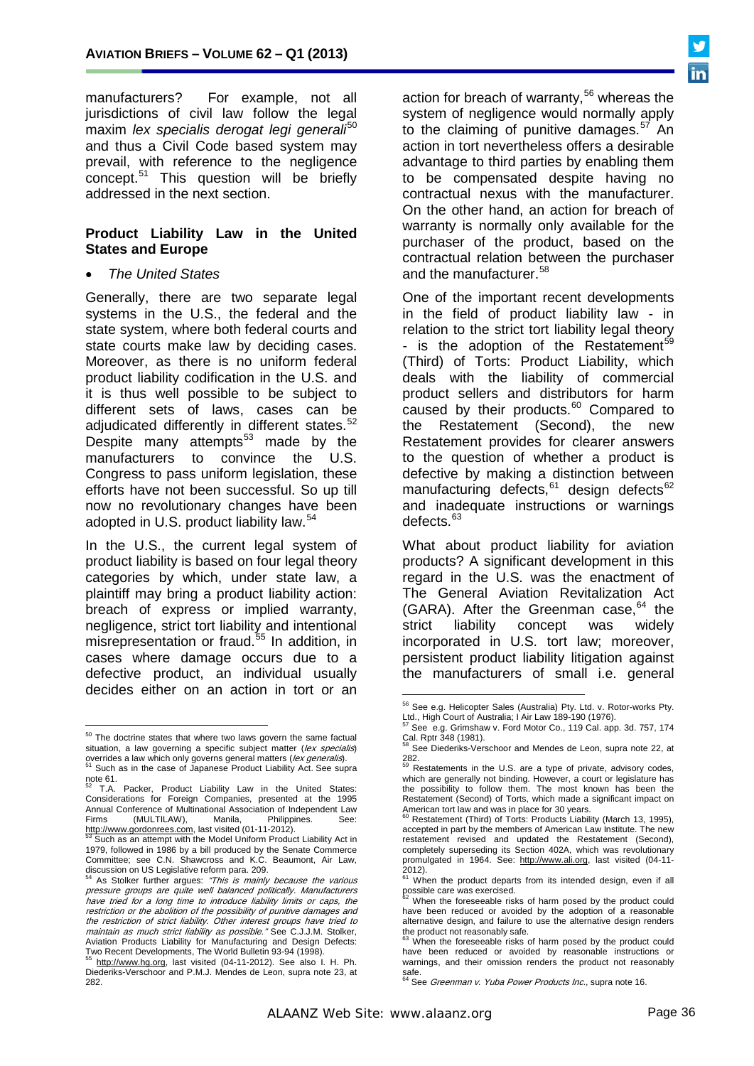manufacturers? For example, not all jurisdictions of civil law follow the legal maxim *lex specialis derogat legi generali*[50] and thus a Civil Code based system may prevail, with reference to the negligence concept.[51] This question will be briefly addressed in the next section.

## Product Liability Law in the United States and Europe

- *The United States*

Generally, there are two separate legal systems in the U.S., the federal and the state system, where both federal courts and state courts make law by deciding cases. Moreover, as there is no uniform federal product liability codification in the U.S. and it is thus well possible to be subject to different sets of laws, cases can be adjudicated differently in different states.[52] Despite many attempts[53] made by the manufacturers to convince the U.S. Congress to pass uniform legislation, these efforts have not been successful. So up till now no revolutionary changes have been adopted in U.S. product liability law.[54]

In the U.S., the current legal system of product liability is based on four legal theory categories by which, under state law, a plaintiff may bring a product liability action: breach of express or implied warranty, negligence, strict tort liability and intentional misrepresentation or fraud.[55] In addition, in cases where damage occurs due to a defective product, an individual usually decides either on an action in tort or an action for breach of warranty,[56] whereas the system of negligence would normally apply to the claiming of punitive damages.[57] An action in tort nevertheless offers a desirable advantage to third parties by enabling them to be compensated despite having no contractual nexus with the manufacturer. On the other hand, an action for breach of warranty is normally only available for the purchaser of the product, based on the contractual relation between the purchaser and the manufacturer.[58]

One of the important recent developments in the field of product liability law - in relation to the strict tort liability legal theory - is the adoption of the Restatement[59] (Third) of Torts: Product Liability, which deals with the liability of commercial product sellers and distributors for harm caused by their products.[60] Compared to the Restatement (Second), the new Restatement provides for clearer answers to the question of whether a product is defective by making a distinction between manufacturing defects,[61] design defects[62] and inadequate instructions or warnings defects.[63]

What about product liability for aviation products? A significant development in this regard in the U.S. was the enactment of The General Aviation Revitalization Act (GARA). After the Greenman case,[64] the strict liability concept was widely incorporated in U.S. tort law; moreover, persistent product liability litigation against the manufacturers of small i.e. general

---

[50] The doctrine states that where two laws govern the same factual situation, a law governing a specific subject matter (*lex specialis*) overrides a law which only governs general matters (*lex generalis*).

[51] Such as in the case of Japanese Product Liability Act. See supra note 61.

[52] T.A. Packer, Product Liability Law in the United States: Considerations for Foreign Companies, presented at the 1995 Annual Conference of Multinational Association of Independent Law Firms (MULTILAW), Manila, Philippines. See: http://www.gordonrees.com, last visited (01-11-2012).

[53] Such as an attempt with the Model Uniform Product Liability Act in 1979, followed in 1986 by a bill produced by the Senate Commerce Committee; see C.N. Shawcross and K.C. Beaumont, Air Law, discussion on US Legislative reform para. 209.

[54] As Stolker further argues: *"This is mainly because the various pressure groups are quite well balanced politically. Manufacturers have tried for a long time to introduce liability limits or caps, the restriction or the abolition of the possibility of punitive damages and the restriction of strict liability. Other interest groups have tried to maintain as much strict liability as possible."* See C.J.J.M. Stolker, Aviation Products Liability for Manufacturing and Design Defects: Two Recent Developments, The World Bulletin 93-94 (1998).

[55] http://www.hg.org, last visited (04-11-2012). See also I. H. Ph. Diederiks-Verschoor and P.M.J. Mendes de Leon, supra note 23, at 282.

[56] See e.g. Helicopter Sales (Australia) Pty. Ltd. v. Rotor-works Pty. Ltd., High Court of Australia; I Air Law 189-190 (1976).

[57] See e.g. Grimshaw v. Ford Motor Co., 119 Cal. app. 3d. 757, 174 Cal. Rptr 348 (1981).

[58] See Diederiks-Verschoor and Mendes de Leon, supra note 22, at 282.

[59] Restatements in the U.S. are a type of private, advisory codes, which are generally not binding. However, a court or legislature has the possibility to follow them. The most known has been the Restatement (Second) of Torts, which made a significant impact on American tort law and was in place for 30 years.

[60] Restatement (Third) of Torts: Products Liability (March 13, 1995), accepted in part by the members of American Law Institute. The new restatement revised and updated the Restatement (Second), completely superseding its Section 402A, which was revolutionary promulgated in 1964. See: http://www.ali.org, last visited (04-11-2012).

[61] When the product departs from its intended design, even if all possible care was exercised.

[62] When the foreseeable risks of harm posed by the product could have been reduced or avoided by the adoption of a reasonable alternative design, and failure to use the alternative design renders the product not reasonably safe.

[63] When the foreseeable risks of harm posed by the product could have been reduced or avoided by reasonable instructions or warnings, and their omission renders the product not reasonably safe.

[64] See *Greenman v. Yuba Power Products Inc.*, supra note 16.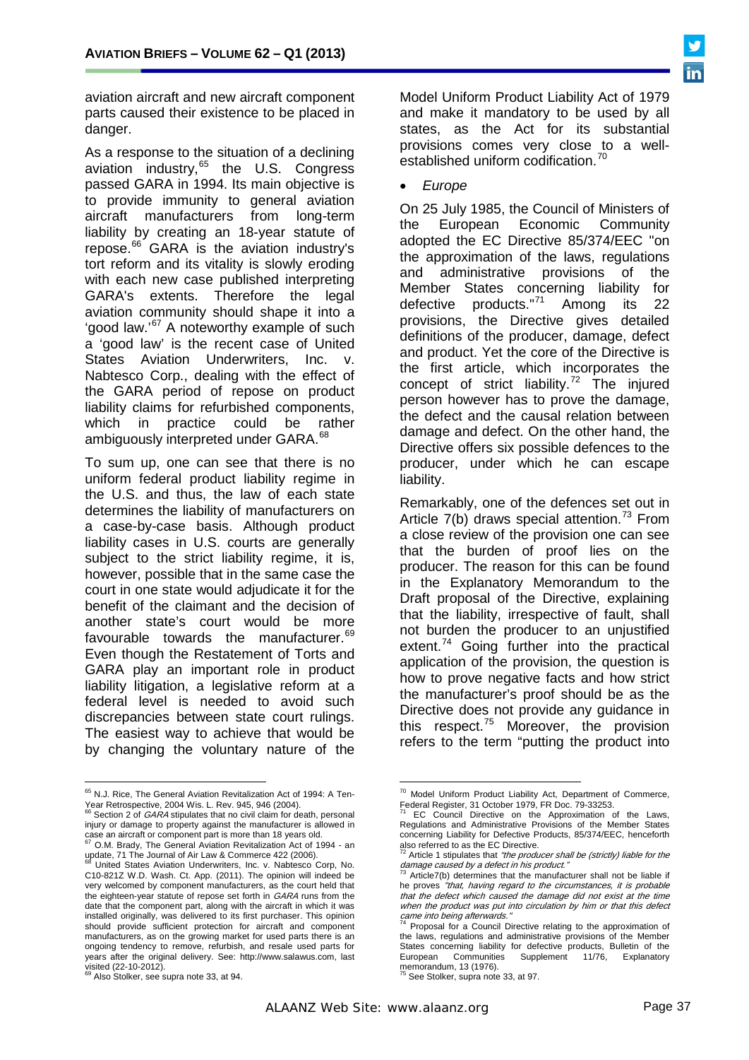aviation aircraft and new aircraft component parts caused their existence to be placed in danger.

As a response to the situation of a declining aviation industry,[65] the U.S. Congress passed GARA in 1994. Its main objective is to provide immunity to general aviation aircraft manufacturers from long-term liability by creating an 18-year statute of repose.[66] GARA is the aviation industry's tort reform and its vitality is slowly eroding with each new case published interpreting GARA's extents. Therefore the legal aviation community should shape it into a 'good law.'[67] A noteworthy example of such a 'good law' is the recent case of United States Aviation Underwriters, Inc. v. Nabtesco Corp., dealing with the effect of the GARA period of repose on product liability claims for refurbished components, which in practice could be rather ambiguously interpreted under GARA.[68]

To sum up, one can see that there is no uniform federal product liability regime in the U.S. and thus, the law of each state determines the liability of manufacturers on a case-by-case basis. Although product liability cases in U.S. courts are generally subject to the strict liability regime, it is, however, possible that in the same case the court in one state would adjudicate it for the benefit of the claimant and the decision of another state's court would be more favourable towards the manufacturer.[69] Even though the Restatement of Torts and GARA play an important role in product liability litigation, a legislative reform at a federal level is needed to avoid such discrepancies between state court rulings. The easiest way to achieve that would be by changing the voluntary nature of the Model Uniform Product Liability Act of 1979 and make it mandatory to be used by all states, as the Act for its substantial provisions comes very close to a well-established uniform codification.[70]

- *Europe*

On 25 July 1985, the Council of Ministers of the European Economic Community adopted the EC Directive 85/374/EEC "on the approximation of the laws, regulations and administrative provisions of the Member States concerning liability for defective products."[71] Among its 22 provisions, the Directive gives detailed definitions of the producer, damage, defect and product. Yet the core of the Directive is the first article, which incorporates the concept of strict liability.[72] The injured person however has to prove the damage, the defect and the causal relation between damage and defect. On the other hand, the Directive offers six possible defences to the producer, under which he can escape liability.

Remarkably, one of the defences set out in Article 7(b) draws special attention.[73] From a close review of the provision one can see that the burden of proof lies on the producer. The reason for this can be found in the Explanatory Memorandum to the Draft proposal of the Directive, explaining that the liability, irrespective of fault, shall not burden the producer to an unjustified extent.[74] Going further into the practical application of the provision, the question is how to prove negative facts and how strict the manufacturer's proof should be as the Directive does not provide any guidance in this respect.[75] Moreover, the provision refers to the term "putting the product into

---

[65] N.J. Rice, The General Aviation Revitalization Act of 1994: A Ten-Year Retrospective, 2004 Wis. L. Rev. 945, 946 (2004).

[66] Section 2 of *GARA* stipulates that no civil claim for death, personal injury or damage to property against the manufacturer is allowed in case an aircraft or component part is more than 18 years old.

[67] O.M. Brady, The General Aviation Revitalization Act of 1994 - an update, 71 The Journal of Air Law & Commerce 422 (2006).

[68] United States Aviation Underwriters, Inc. v. Nabtesco Corp, No. C10-821Z W.D. Wash. Ct. App. (2011). The opinion will indeed be very welcomed by component manufacturers, as the court held that the eighteen-year statute of repose set forth in *GARA* runs from the date that the component part, along with the aircraft in which it was installed originally, was delivered to its first purchaser. This opinion should provide sufficient protection for aircraft and component manufacturers, as on the growing market for used parts there is an ongoing tendency to remove, refurbish, and resale used parts for years after the original delivery. See: http://www.salawus.com, last visited (22-10-2012).

[69] Also Stolker, see supra note 33, at 94.

[70] Model Uniform Product Liability Act, Department of Commerce, Federal Register, 31 October 1979, FR Doc. 79-33253.

[71] EC Council Directive on the Approximation of the Laws, Regulations and Administrative Provisions of the Member States concerning Liability for Defective Products, 85/374/EEC, henceforth also referred to as the EC Directive.

[72] Article 1 stipulates that *"the producer shall be (strictly) liable for the damage caused by a defect in his product."*

[73] Article7(b) determines that the manufacturer shall not be liable if he proves *"that, having regard to the circumstances, it is probable that the defect which caused the damage did not exist at the time when the product was put into circulation by him or that this defect came into being afterwards."*

[74] Proposal for a Council Directive relating to the approximation of the laws, regulations and administrative provisions of the Member States concerning liability for defective products, Bulletin of the European Communities Supplement 11/76, Explanatory memorandum, 13 (1976).

[75] See Stolker, supra note 33, at 97.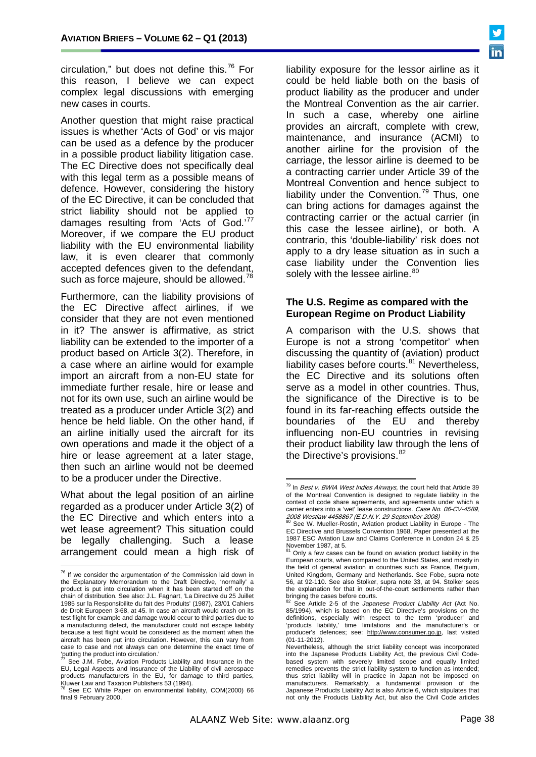circulation," but does not define this.[76] For this reason, I believe we can expect complex legal discussions with emerging new cases in courts.

Another question that might raise practical issues is whether 'Acts of God' or vis major can be used as a defence by the producer in a possible product liability litigation case. The EC Directive does not specifically deal with this legal term as a possible means of defence. However, considering the history of the EC Directive, it can be concluded that strict liability should not be applied to damages resulting from 'Acts of God.'[77] Moreover, if we compare the EU product liability with the EU environmental liability law, it is even clearer that commonly accepted defences given to the defendant, such as force majeure, should be allowed.[78]

Furthermore, can the liability provisions of the EC Directive affect airlines, if we consider that they are not even mentioned in it? The answer is affirmative, as strict liability can be extended to the importer of a product based on Article 3(2). Therefore, in a case where an airline would for example import an aircraft from a non-EU state for immediate further resale, hire or lease and not for its own use, such an airline would be treated as a producer under Article 3(2) and hence be held liable. On the other hand, if an airline initially used the aircraft for its own operations and made it the object of a hire or lease agreement at a later stage, then such an airline would not be deemed to be a producer under the Directive.

What about the legal position of an airline regarded as a producer under Article 3(2) of the EC Directive and which enters into a wet lease agreement? This situation could be legally challenging. Such a lease arrangement could mean a high risk of liability exposure for the lessor airline as it could be held liable both on the basis of product liability as the producer and under the Montreal Convention as the air carrier. In such a case, whereby one airline provides an aircraft, complete with crew, maintenance, and insurance (ACMI) to another airline for the provision of the carriage, the lessor airline is deemed to be a contracting carrier under Article 39 of the Montreal Convention and hence subject to liability under the Convention.[79] Thus, one can bring actions for damages against the contracting carrier or the actual carrier (in this case the lessee airline), or both. A contrario, this 'double-liability' risk does not apply to a dry lease situation as in such a case liability under the Convention lies solely with the lessee airline.[80]

### The U.S. Regime as compared with the European Regime on Product Liability

A comparison with the U.S. shows that Europe is not a strong 'competitor' when discussing the quantity of (aviation) product liability cases before courts.[81] Nevertheless, the EC Directive and its solutions often serve as a model in other countries. Thus, the significance of the Directive is to be found in its far-reaching effects outside the boundaries of the EU and thereby influencing non-EU countries in revising their product liability law through the lens of the Directive's provisions.[82]

---

[76] If we consider the argumentation of the Commission laid down in the Explanatory Memorandum to the Draft Directive, 'normally' a product is put into circulation when it has been started off on the chain of distribution. See also: J.L. Fagnart, 'La Directive du 25 Juillet 1985 sur la Responsibilite du fait des Produits' (1987), 23/01 Cahiers de Droit Europeen 3-68, at 45. In case an aircraft would crash on its test flight for example and damage would occur to third parties due to a manufacturing defect, the manufacturer could not escape liability because a test flight would be considered as the moment when the aircraft has been put into circulation. However, this can vary from case to case and not always can one determine the exact time of 'putting the product into circulation.'

[77] See J.M. Fobe, Aviation Products Liability and Insurance in the EU, Legal Aspects and Insurance of the Liability of civil aerospace products manufacturers in the EU, for damage to third parties, Kluwer Law and Taxation Publishers 53 (1994).

[78] See EC White Paper on environmental liability, COM(2000) 66 final 9 February 2000.

[79] In *Best v. BWIA West Indies Airways,* the court held that Article 39 of the Montreal Convention is designed to regulate liability in the context of code share agreements, and agreements under which a carrier enters into a 'wet' lease constructions. *Case No. 06-CV-4589, 2008 Westlaw 4458867 (E.D.N.Y. 29 September 2008)*

[80] See W. Mueller-Rostin, Aviation product Liability in Europe - The EC Directive and Brussels Convention 1968, Paper presented at the 1987 ESC Aviation Law and Claims Conference in London 24 & 25 November 1987, at 5.

[81] Only a few cases can be found on aviation product liability in the European courts, when compared to the United States, and mostly in the field of general aviation in countries such as France, Belgium, United Kingdom, Germany and Netherlands. See Fobe, supra note 56, at 92-110. See also Stolker, supra note 33, at 94. Stolker sees the explanation for that in out-of-the-court settlements rather than bringing the cases before courts.

[82] See Article 2-5 of the *Japanese Product Liability Act* (Act No. 85/1994), which is based on the EC Directive's provisions on the definitions, especially with respect to the term 'producer' and 'products liability,' time limitations and the manufacturer's or producer's defences; see: http://www.consumer.go.jp, last visited (01-11-2012).
Nevertheless, although the strict liability concept was incorporated into the Japanese Products Liability Act, the previous Civil Code-based system with severely limited scope and equally limited remedies prevents the strict liability system to function as intended; thus strict liability will in practice in Japan not be imposed on manufacturers. Remarkably, a fundamental provision of the Japanese Products Liability Act is also Article 6, which stipulates that not only the Products Liability Act, but also the Civil Code articles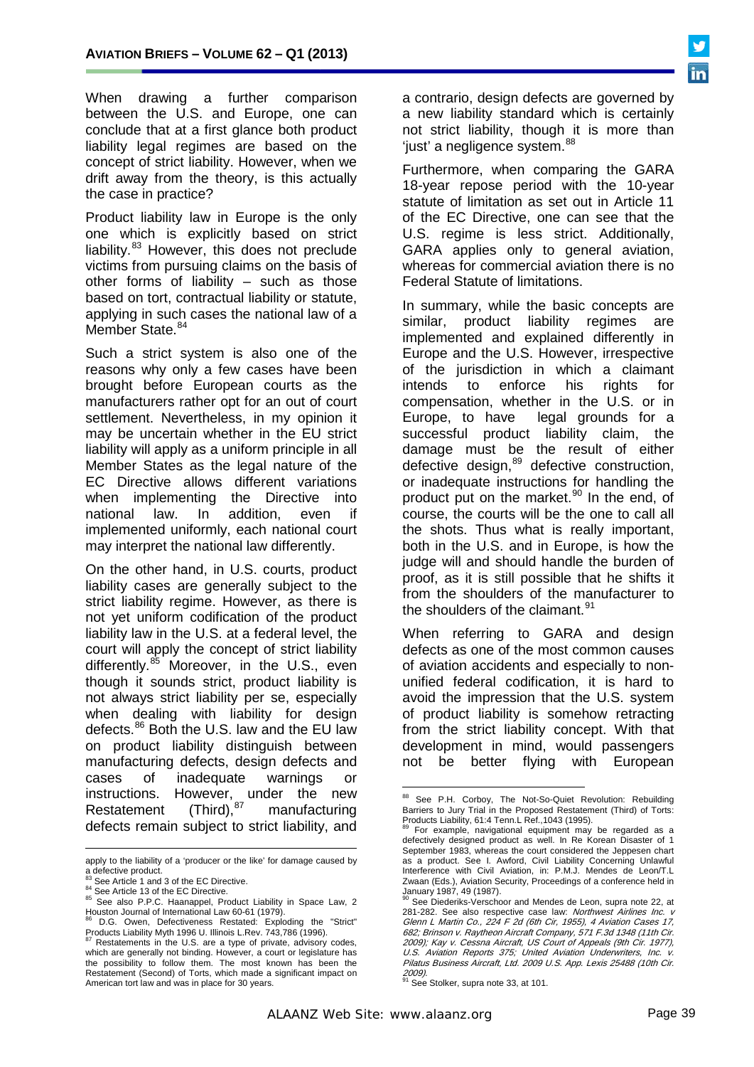When drawing a further comparison between the U.S. and Europe, one can conclude that at a first glance both product liability legal regimes are based on the concept of strict liability. However, when we drift away from the theory, is this actually the case in practice?

Product liability law in Europe is the only one which is explicitly based on strict liability.[83] However, this does not preclude victims from pursuing claims on the basis of other forms of liability – such as those based on tort, contractual liability or statute, applying in such cases the national law of a Member State.[84]

Such a strict system is also one of the reasons why only a few cases have been brought before European courts as the manufacturers rather opt for an out of court settlement. Nevertheless, in my opinion it may be uncertain whether in the EU strict liability will apply as a uniform principle in all Member States as the legal nature of the EC Directive allows different variations when implementing the Directive into national law. In addition, even if implemented uniformly, each national court may interpret the national law differently.

On the other hand, in U.S. courts, product liability cases are generally subject to the strict liability regime. However, as there is not yet uniform codification of the product liability law in the U.S. at a federal level, the court will apply the concept of strict liability differently.[85] Moreover, in the U.S., even though it sounds strict, product liability is not always strict liability per se, especially when dealing with liability for design defects.[86] Both the U.S. law and the EU law on product liability distinguish between manufacturing defects, design defects and cases of inadequate warnings or instructions. However, under the new Restatement (Third),[87] manufacturing defects remain subject to strict liability, and a contrario, design defects are governed by a new liability standard which is certainly not strict liability, though it is more than 'just' a negligence system.[88]

Furthermore, when comparing the GARA 18-year repose period with the 10-year statute of limitation as set out in Article 11 of the EC Directive, one can see that the U.S. regime is less strict. Additionally, GARA applies only to general aviation, whereas for commercial aviation there is no Federal Statute of limitations.

In summary, while the basic concepts are similar, product liability regimes are implemented and explained differently in Europe and the U.S. However, irrespective of the jurisdiction in which a claimant intends to enforce his rights for compensation, whether in the U.S. or in Europe, to have legal grounds for a successful product liability claim, the damage must be the result of either defective design,[89] defective construction, or inadequate instructions for handling the product put on the market.[90] In the end, of course, the courts will be the one to call all the shots. Thus what is really important, both in the U.S. and in Europe, is how the judge will and should handle the burden of proof, as it is still possible that he shifts it from the shoulders of the manufacturer to the shoulders of the claimant.[91]

When referring to GARA and design defects as one of the most common causes of aviation accidents and especially to non-unified federal codification, it is hard to avoid the impression that the U.S. system of product liability is somehow retracting from the strict liability concept. With that development in mind, would passengers not be better flying with European

---

apply to the liability of a 'producer or the like' for damage caused by a defective product.

[83] See Article 1 and 3 of the EC Directive.

[84] See Article 13 of the EC Directive.

[85] See also P.P.C. Haanappel, Product Liability in Space Law, 2 Houston Journal of International Law 60-61 (1979).

[86] D.G. Owen, Defectiveness Restated: Exploding the "Strict" Products Liability Myth 1996 U. Illinois L.Rev. 743,786 (1996).

[87] Restatements in the U.S. are a type of private, advisory codes, which are generally not binding. However, a court or legislature has the possibility to follow them. The most known has been the Restatement (Second) of Torts, which made a significant impact on American tort law and was in place for 30 years.

[88] See P.H. Corboy, The Not-So-Quiet Revolution: Rebuilding Barriers to Jury Trial in the Proposed Restatement (Third) of Torts: Products Liability, 61:4 Tenn.L Ref.,1043 (1995).

[89] For example, navigational equipment may be regarded as a defectively designed product as well. In Re Korean Disaster of 1 September 1983, whereas the court considered the Jeppesen chart as a product. See I. Awford, Civil Liability Concerning Unlawful Interference with Civil Aviation, in: P.M.J. Mendes de Leon/T.L Zwaan (Eds.), Aviation Security, Proceedings of a conference held in January 1987, 49 (1987).

[90] See Diederiks-Verschoor and Mendes de Leon, supra note 22, at 281-282. See also respective case law: *Northwest Airlines Inc. v Glenn L Martin Co., 224 F 2d (6th Cir, 1955), 4 Aviation Cases 17, 682; Brinson v. Raytheon Aircraft Company, 571 F.3d 1348 (11th Cir. 2009); Kay v. Cessna Aircraft, US Court of Appeals (9th Cir. 1977), U.S. Aviation Reports 375; United Aviation Underwriters, Inc. v. Pilatus Business Aircraft, Ltd. 2009 U.S. App. Lexis 25488 (10th Cir. 2009).*

[91] See Stolker, supra note 33, at 101.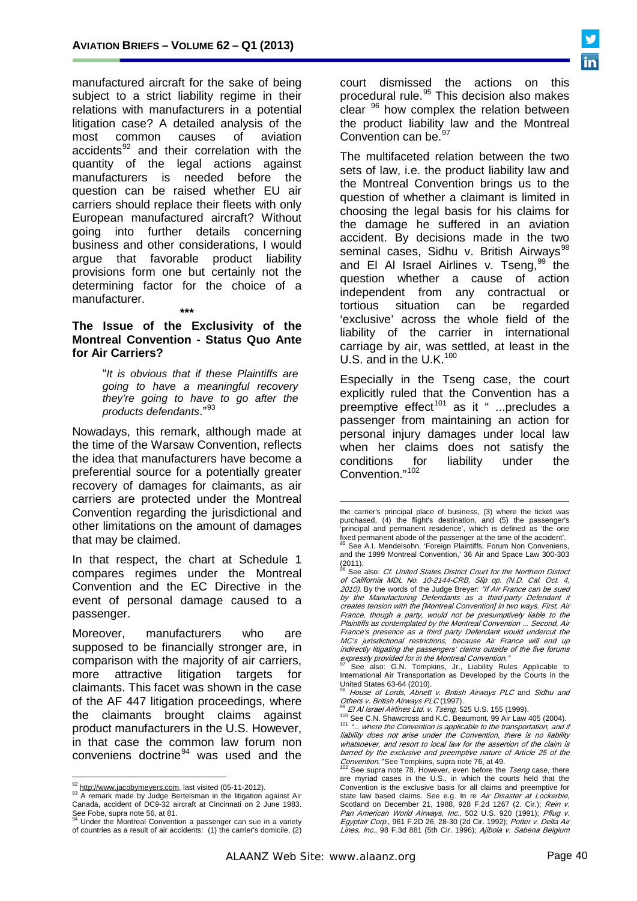manufactured aircraft for the sake of being subject to a strict liability regime in their relations with manufacturers in a potential litigation case? A detailed analysis of the most common causes of aviation accidents[92] and their correlation with the quantity of the legal actions against manufacturers is needed before the question can be raised whether EU air carriers should replace their fleets with only European manufactured aircraft? Without going into further details concerning business and other considerations, I would argue that favorable product liability provisions form one but certainly not the determining factor for the choice of a manufacturer.

***

## The Issue of the Exclusivity of the Montreal Convention - Status Quo Ante for Air Carriers?

> "*It is obvious that if these Plaintiffs are going to have a meaningful recovery they're going to have to go after the products defendants*."[93]

Nowadays, this remark, although made at the time of the Warsaw Convention, reflects the idea that manufacturers have become a preferential source for a potentially greater recovery of damages for claimants, as air carriers are protected under the Montreal Convention regarding the jurisdictional and other limitations on the amount of damages that may be claimed.

In that respect, the chart at Schedule 1 compares regimes under the Montreal Convention and the EC Directive in the event of personal damage caused to a passenger.

Moreover, manufacturers who are supposed to be financially stronger are, in comparison with the majority of air carriers, more attractive litigation targets for claimants. This facet was shown in the case of the AF 447 litigation proceedings, where the claimants brought claims against product manufacturers in the U.S. However, in that case the common law forum non conveniens doctrine[94] was used and the court dismissed the actions on this procedural rule.[95] This decision also makes clear [96] how complex the relation between the product liability law and the Montreal Convention can be.[97]

The multifaceted relation between the two sets of law, i.e. the product liability law and the Montreal Convention brings us to the question of whether a claimant is limited in choosing the legal basis for his claims for the damage he suffered in an aviation accident. By decisions made in the two seminal cases, Sidhu v. British Airways[98] and El Al Israel Airlines v. Tseng,[99] the question whether a cause of action independent from any contractual or tortious situation can be regarded 'exclusive' across the whole field of the liability of the carrier in international carriage by air, was settled, at least in the U.S. and in the U.K.[100]

Especially in the Tseng case, the court explicitly ruled that the Convention has a preemptive effect[101] as it " ...precludes a passenger from maintaining an action for personal injury damages under local law when her claims does not satisfy the conditions for liability under the Convention."[102]

---

[92] http://www.jacobymeyers.com, last visited (05-11-2012).

[93] A remark made by Judge Bertelsman in the litigation against Air Canada, accident of DC9-32 aircraft at Cincinnati on 2 June 1983. See Fobe, supra note 56, at 81.

[94] Under the Montreal Convention a passenger can sue in a variety of countries as a result of air accidents: (1) the carrier's domicile, (2) the carrier's principal place of business, (3) where the ticket was purchased, (4) the flight's destination, and (5) the passenger's 'principal and permanent residence', which is defined as 'the one fixed permanent abode of the passenger at the time of the accident'.

[95] See A.I. Mendelsohn, 'Foreign Plaintiffs, Forum Non Conveniens, and the 1999 Montreal Convention,' 36 Air and Space Law 300-303 (2011).

[96] See also: *Cf. United States District Court for the Northern District of California MDL No. 10-2144-CRB, Slip op. (N.D. Cal. Oct. 4, 2010).* By the words of the Judge Breyer: *"If Air France can be sued by the Manufacturing Defendants as a third-party Defendant it creates tension with the [Montreal Convention] in two ways. First, Air France, though a party, would not be presumptively liable to the Plaintiffs as contemplated by the Montreal Convention ... Second, Air France's presence as a third party Defendant would undercut the MC's jurisdictional restrictions, because Air France will end up indirectly litigating the passengers' claims outside of the five forums expressly provided for in the Montreal Convention."*

[97] See also: G.N. Tompkins, Jr., Liability Rules Applicable to International Air Transportation as Developed by the Courts in the United States 63-64 (2010).

[98] *House of Lords, Abnett v. British Airways PLC* and *Sidhu and Others v. British Airways PLC* (1997).

[99] *El Al Israel Airlines Ltd. v. Tseng*, 525 U.S. 155 (1999).

[100] See C.N. Shawcross and K.C. Beaumont, 99 Air Law 405 (2004).

[101] *"... where the Convention is applicable to the transportation, and if liability does not arise under the Convention, there is no liability whatsoever, and resort to local law for the assertion of the claim is barred by the exclusive and preemptive nature of Article 25 of the Convention."* See Tompkins, supra note 76, at 49.

[102] See supra note 78. However, even before the *Tseng* case, there are myriad cases in the U.S., in which the courts held that the Convention is the exclusive basis for all claims and preemptive for state law based claims. See e.g. In re *Air Disaster at Lockerbie*, Scotland on December 21, 1988, 928 F.2d 1267 (2. Cir.); *Rein v. Pan American World Airways, Inc.*, 502 U.S. 920 (1991); *Pflug v. Egyptair Corp.*, 961 F.2D 26, 28-30 (2d Cir. 1992); *Potter v. Delta Air Lines, Inc.*, 98 F.3d 881 (5th Cir. 1996); *Ajibola v. Sabena Belgium*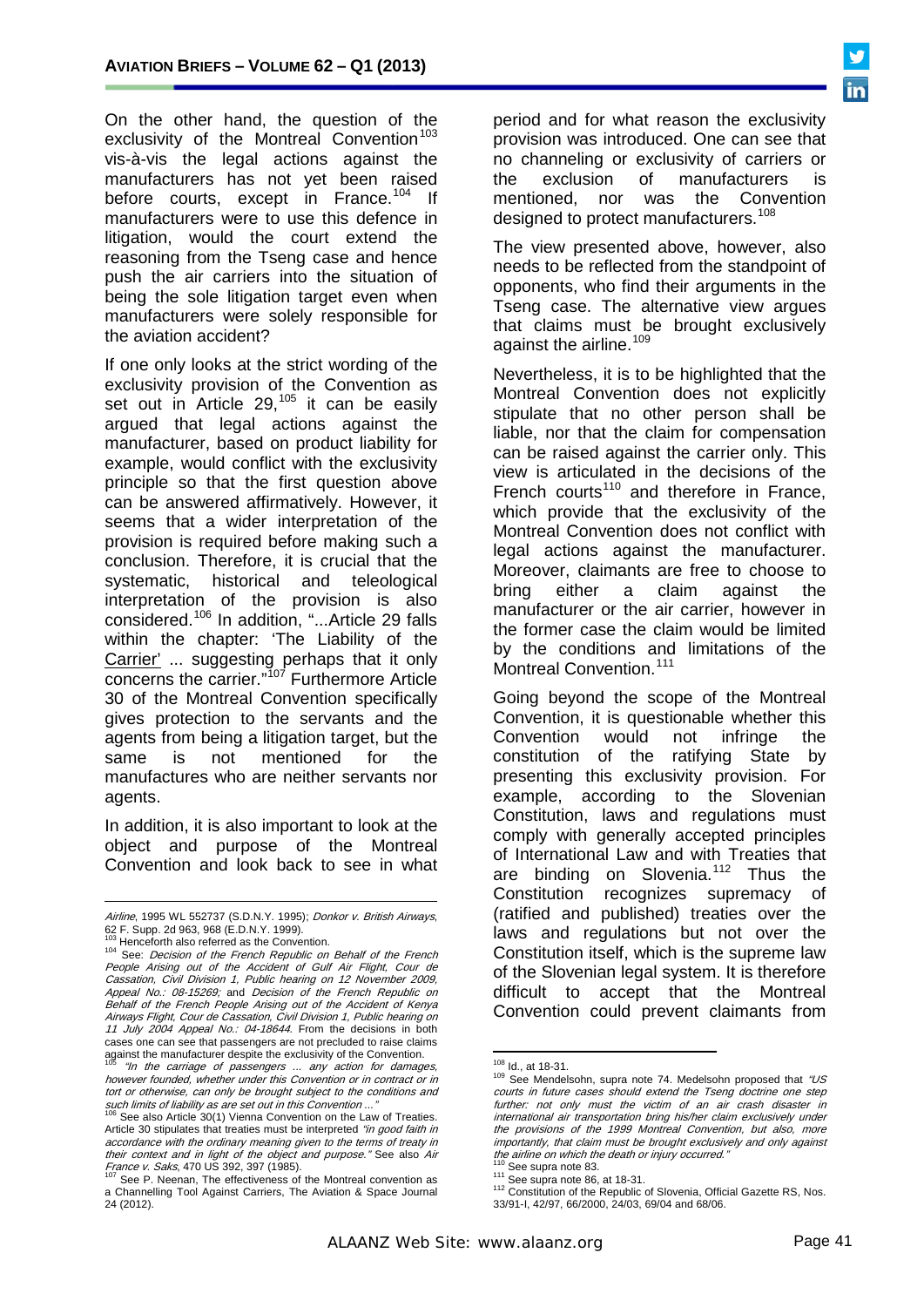On the other hand, the question of the exclusivity of the Montreal Convention[103] vis-à-vis the legal actions against the manufacturers has not yet been raised before courts, except in France.[104] If manufacturers were to use this defence in litigation, would the court extend the reasoning from the Tseng case and hence push the air carriers into the situation of being the sole litigation target even when manufacturers were solely responsible for the aviation accident?

If one only looks at the strict wording of the exclusivity provision of the Convention as set out in Article 29,[105] it can be easily argued that legal actions against the manufacturer, based on product liability for example, would conflict with the exclusivity principle so that the first question above can be answered affirmatively. However, it seems that a wider interpretation of the provision is required before making such a conclusion. Therefore, it is crucial that the systematic, historical and teleological interpretation of the provision is also considered.[106] In addition, "...Article 29 falls within the chapter: 'The Liability of the Carrier' ... suggesting perhaps that it only concerns the carrier."[107] Furthermore Article 30 of the Montreal Convention specifically gives protection to the servants and the agents from being a litigation target, but the same is not mentioned for the manufactures who are neither servants nor agents.

In addition, it is also important to look at the object and purpose of the Montreal Convention and look back to see in what period and for what reason the exclusivity provision was introduced. One can see that no channeling or exclusivity of carriers or the exclusion of manufacturers is mentioned, nor was the Convention designed to protect manufacturers.[108]

The view presented above, however, also needs to be reflected from the standpoint of opponents, who find their arguments in the Tseng case. The alternative view argues that claims must be brought exclusively against the airline.[109]

Nevertheless, it is to be highlighted that the Montreal Convention does not explicitly stipulate that no other person shall be liable, nor that the claim for compensation can be raised against the carrier only. This view is articulated in the decisions of the French courts[110] and therefore in France, which provide that the exclusivity of the Montreal Convention does not conflict with legal actions against the manufacturer. Moreover, claimants are free to choose to bring either a claim against the manufacturer or the air carrier, however in the former case the claim would be limited by the conditions and limitations of the Montreal Convention.[111]

Going beyond the scope of the Montreal Convention, it is questionable whether this Convention would not infringe the constitution of the ratifying State by presenting this exclusivity provision. For example, according to the Slovenian Constitution, laws and regulations must comply with generally accepted principles of International Law and with Treaties that are binding on Slovenia.[112] Thus the Constitution recognizes supremacy of (ratified and published) treaties over the laws and regulations but not over the Constitution itself, which is the supreme law of the Slovenian legal system. It is therefore difficult to accept that the Montreal Convention could prevent claimants from

---

*Airline*, 1995 WL 552737 (S.D.N.Y. 1995); *Donkor v. British Airways*, 62 F. Supp. 2d 963, 968 (E.D.N.Y. 1999).

[103] Henceforth also referred as the Convention.

[104] See: *Decision of the French Republic on Behalf of the French People Arising out of the Accident of Gulf Air Flight, Cour de Cassation, Civil Division 1, Public hearing on 12 November 2009, Appeal No.: 08-15269;* and *Decision of the French Republic on Behalf of the French People Arising out of the Accident of Kenya Airways Flight, Cour de Cassation, Civil Division 1, Public hearing on 11 July 2004 Appeal No.: 04-18644.* From the decisions in both cases one can see that passengers are not precluded to raise claims against the manufacturer despite the exclusivity of the Convention.

[105] *"In the carriage of passengers ... any action for damages, however founded, whether under this Convention or in contract or in tort or otherwise, can only be brought subject to the conditions and such limits of liability as are set out in this Convention ..."*

[106] See also Article 30(1) Vienna Convention on the Law of Treaties. Article 30 stipulates that treaties must be interpreted *"in good faith in accordance with the ordinary meaning given to the terms of treaty in their context and in light of the object and purpose."* See also *Air France v. Saks*, 470 US 392, 397 (1985).

[107] See P. Neenan, The effectiveness of the Montreal convention as a Channelling Tool Against Carriers, The Aviation & Space Journal 24 (2012).

[108] Id., at 18-31.

[109] See Mendelsohn, supra note 74. Medelsohn proposed that *"US courts in future cases should extend the Tseng doctrine one step further: not only must the victim of an air crash disaster in international air transportation bring his/her claim exclusively under the provisions of the 1999 Montreal Convention, but also, more importantly, that claim must be brought exclusively and only against the airline on which the death or injury occurred."*

[110] See supra note 83.

[111] See supra note 86, at 18-31.

[112] Constitution of the Republic of Slovenia, Official Gazette RS, Nos. 33/91-I, 42/97, 66/2000, 24/03, 69/04 and 68/06.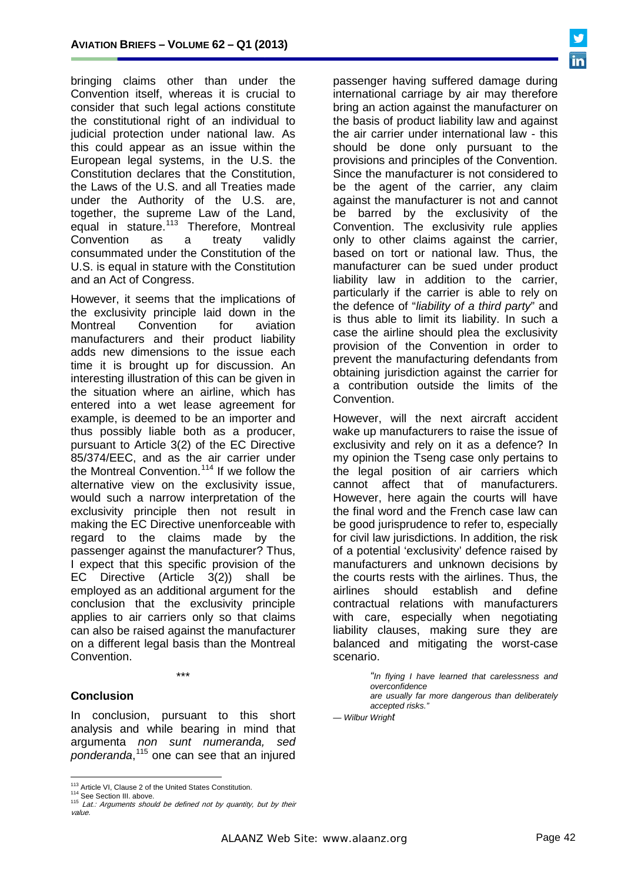bringing claims other than under the Convention itself, whereas it is crucial to consider that such legal actions constitute the constitutional right of an individual to judicial protection under national law. As this could appear as an issue within the European legal systems, in the U.S. the Constitution declares that the Constitution, the Laws of the U.S. and all Treaties made under the Authority of the U.S. are, together, the supreme Law of the Land, equal in stature.[113] Therefore, Montreal Convention as a treaty validly consummated under the Constitution of the U.S. is equal in stature with the Constitution and an Act of Congress.

However, it seems that the implications of the exclusivity principle laid down in the Montreal Convention for aviation manufacturers and their product liability adds new dimensions to the issue each time it is brought up for discussion. An interesting illustration of this can be given in the situation where an airline, which has entered into a wet lease agreement for example, is deemed to be an importer and thus possibly liable both as a producer, pursuant to Article 3(2) of the EC Directive 85/374/EEC, and as the air carrier under the Montreal Convention.[114] If we follow the alternative view on the exclusivity issue, would such a narrow interpretation of the exclusivity principle then not result in making the EC Directive unenforceable with regard to the claims made by the passenger against the manufacturer? Thus, I expect that this specific provision of the EC Directive (Article 3(2)) shall be employed as an additional argument for the conclusion that the exclusivity principle applies to air carriers only so that claims can also be raised against the manufacturer on a different legal basis than the Montreal Convention.

\*\*\*

## Conclusion

In conclusion, pursuant to this short analysis and while bearing in mind that argumenta *non sunt numeranda, sed ponderanda*,[115] one can see that an injured passenger having suffered damage during international carriage by air may therefore bring an action against the manufacturer on the basis of product liability law and against the air carrier under international law - this should be done only pursuant to the provisions and principles of the Convention. Since the manufacturer is not considered to be the agent of the carrier, any claim against the manufacturer is not and cannot be barred by the exclusivity of the Convention. The exclusivity rule applies only to other claims against the carrier, based on tort or national law. Thus, the manufacturer can be sued under product liability law in addition to the carrier, particularly if the carrier is able to rely on the defence of "*liability of a third party*" and is thus able to limit its liability. In such a case the airline should plea the exclusivity provision of the Convention in order to prevent the manufacturing defendants from obtaining jurisdiction against the carrier for a contribution outside the limits of the Convention.

However, will the next aircraft accident wake up manufacturers to raise the issue of exclusivity and rely on it as a defence? In my opinion the Tseng case only pertains to the legal position of air carriers which cannot affect that of manufacturers. However, here again the courts will have the final word and the French case law can be good jurisprudence to refer to, especially for civil law jurisdictions. In addition, the risk of a potential 'exclusivity' defence raised by manufacturers and unknown decisions by the courts rests with the airlines. Thus, the airlines should establish and define contractual relations with manufacturers with care, especially when negotiating liability clauses, making sure they are balanced and mitigating the worst-case scenario.

> *"In flying I have learned that carelessness and overconfidence are usually far more dangerous than deliberately accepted risks."*

*— Wilbur Wright*

---

[113] Article VI, Clause 2 of the United States Constitution.

[114] See Section III. above.

[115] *Lat.: Arguments should be defined not by quantity, but by their value.*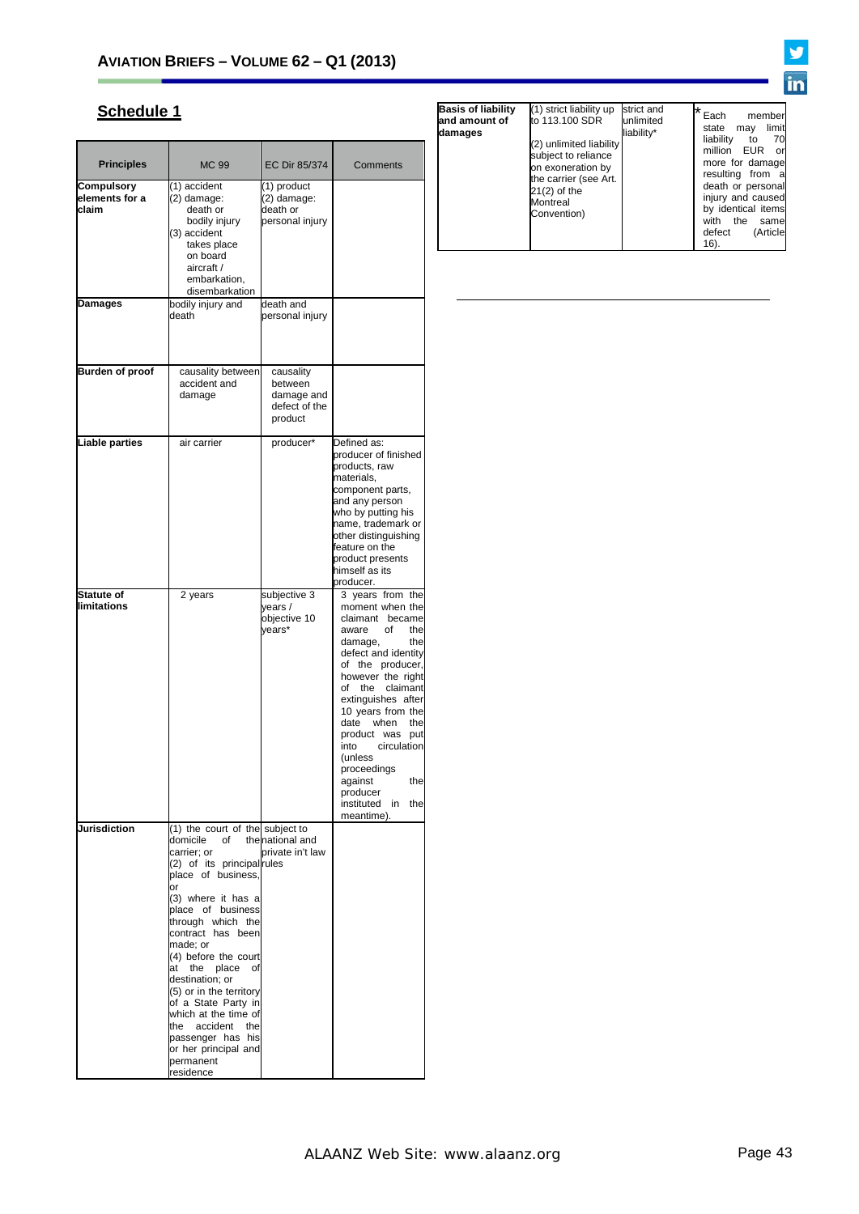## Schedule 1

| Principles | MC 99 | EC Dir 85/374 | Comments |
|---|---|---|---|
| **Compulsory elements for a claim** | (1) accident (2) damage: death or bodily injury (3) accident takes place on board aircraft / embarkation, disembarkation | (1) product (2) damage: death or personal injury | |
| **Damages** | bodily injury and death | death and personal injury | |
| **Burden of proof** | causality between accident and damage | causality between damage and defect of the product | |
| **Liable parties** | air carrier | producer* | Defined as: producer of finished products, raw materials, component parts, and any person who by putting his name, trademark or other distinguishing feature on the product presents himself as its producer. |
| **Statute of limitations** | 2 years | subjective 3 years / objective 10 years* | 3 years from the moment when the claimant became aware of the damage, the defect and identity of the producer, however the right of the claimant extinguishes after 10 years from the date when the product was put into circulation (unless proceedings against the producer instituted in the meantime). |
| **Jurisdiction** | (1) the court of the domicile of the carrier; or (2) of its principal place of business, or (3) where it has a place of business through which the contract has been made; or (4) before the court at the place of destination; or (5) or in the territory of a State Party in which at the time of the accident the passenger has his or her principal and permanent residence | subject to the national and private in't law rules | |
| **Basis of liability and amount of damages** | (1) strict liability up to 113.100 SDR (2) unlimited liability subject to reliance on exoneration by the carrier (see Art. 21(2) of the Montreal Convention) | strict and unlimited liability* | * Each member state may limit liability to 70 million EUR or more for damage resulting from a death or personal injury and caused by identical items with the same defect (Article 16). |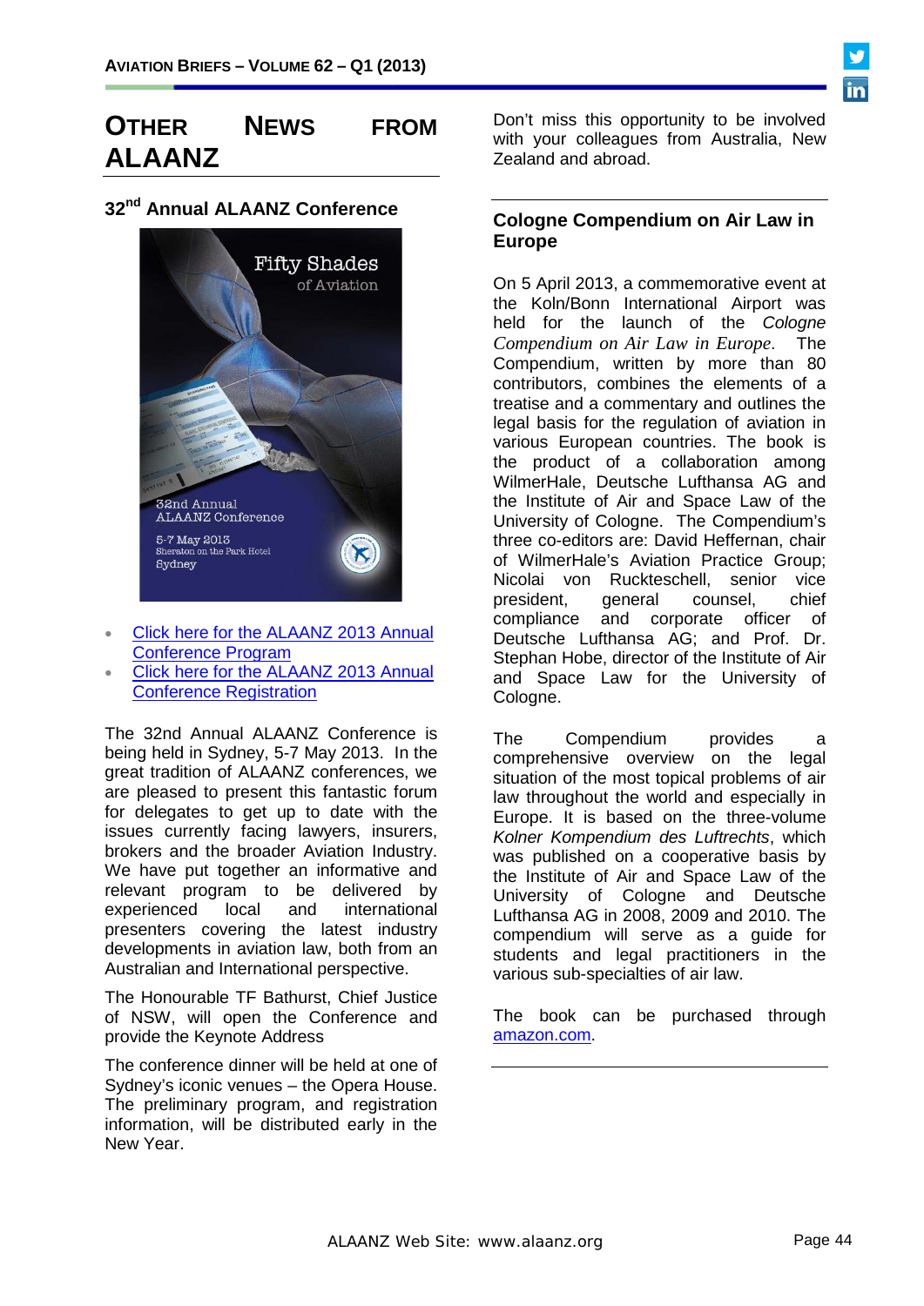# OTHER NEWS FROM ALAANZ

## 32nd Annual ALAANZ Conference

- Click here for the ALAANZ 2013 Annual Conference Program
- Click here for the ALAANZ 2013 Annual Conference Registration

The 32nd Annual ALAANZ Conference is being held in Sydney, 5-7 May 2013. In the great tradition of ALAANZ conferences, we are pleased to present this fantastic forum for delegates to get up to date with the issues currently facing lawyers, insurers, brokers and the broader Aviation Industry. We have put together an informative and relevant program to be delivered by experienced local and international presenters covering the latest industry developments in aviation law, both from an Australian and International perspective.

The Honourable TF Bathurst, Chief Justice of NSW, will open the Conference and provide the Keynote Address

The conference dinner will be held at one of Sydney's iconic venues – the Opera House. The preliminary program, and registration information, will be distributed early in the New Year.

Don't miss this opportunity to be involved with your colleagues from Australia, New Zealand and abroad.

## Cologne Compendium on Air Law in Europe

On 5 April 2013, a commemorative event at the Koln/Bonn International Airport was held for the launch of the *Cologne Compendium on Air Law in Europe*. The Compendium, written by more than 80 contributors, combines the elements of a treatise and a commentary and outlines the legal basis for the regulation of aviation in various European countries. The book is the product of a collaboration among WilmerHale, Deutsche Lufthansa AG and the Institute of Air and Space Law of the University of Cologne. The Compendium's three co-editors are: David Heffernan, chair of WilmerHale's Aviation Practice Group; Nicolai von Ruckteschell, senior vice president, general counsel, chief compliance and corporate officer of Deutsche Lufthansa AG; and Prof. Dr. Stephan Hobe, director of the Institute of Air and Space Law for the University of Cologne.

The Compendium provides a comprehensive overview on the legal situation of the most topical problems of air law throughout the world and especially in Europe. It is based on the three-volume *Kolner Kompendium des Luftrechts*, which was published on a cooperative basis by the Institute of Air and Space Law of the University of Cologne and Deutsche Lufthansa AG in 2008, 2009 and 2010. The compendium will serve as a guide for students and legal practitioners in the various sub-specialties of air law.

The book can be purchased through amazon.com.